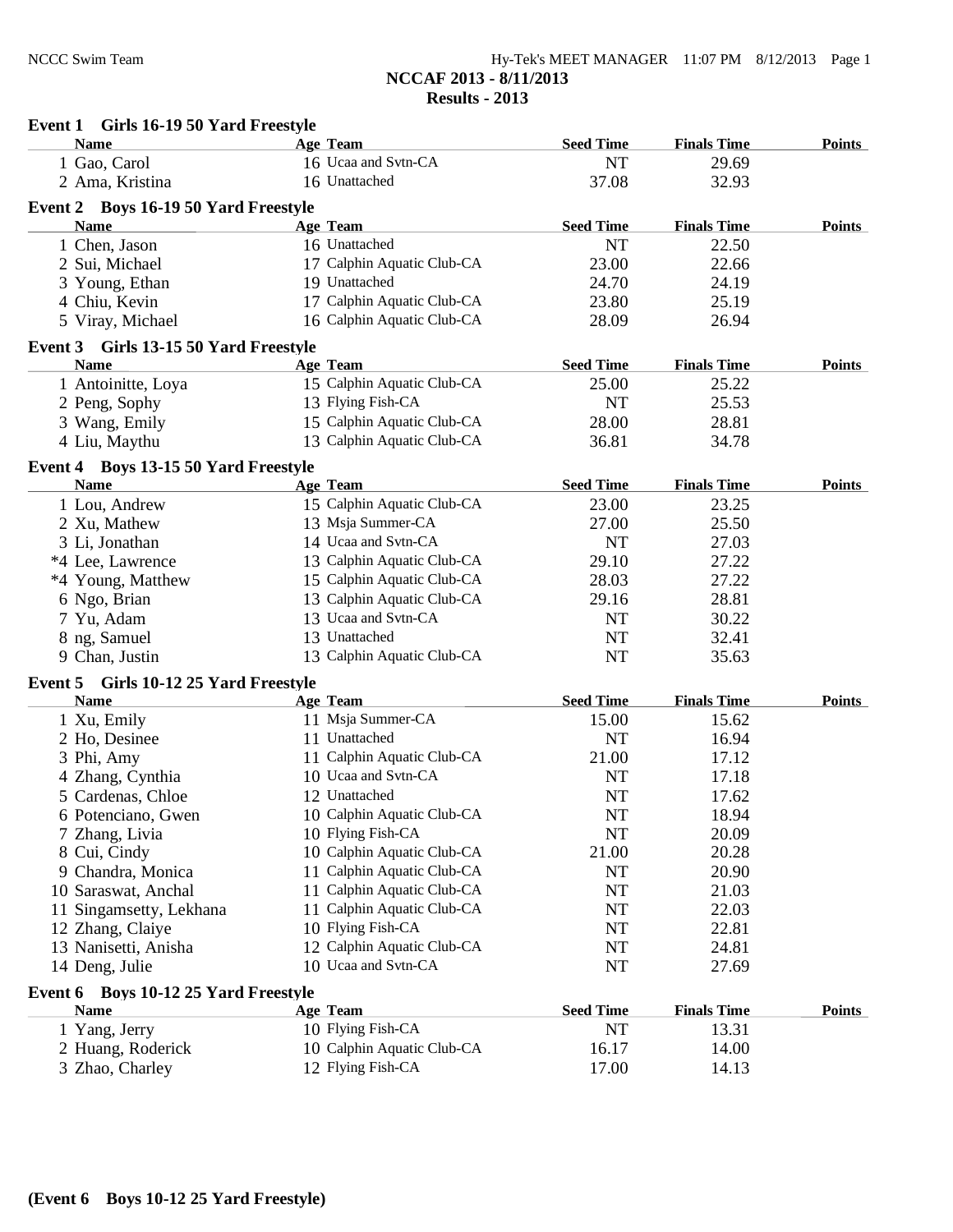NCCC Swim Team

## NCCAF 2013 - 8/11/2013
## Results - 2013

### Event 1 Girls 16-19 50 Yard Freestyle

| Name | Age | Team | Seed Time | Finals Time | Points |
|---|---|---|---|---|---|
| 1 Gao, Carol | 16 | Ucaa and Svtn-CA | NT | 29.69 | |
| 2 Ama, Kristina | 16 | Unattached | 37.08 | 32.93 | |

### Event 2 Boys 16-19 50 Yard Freestyle

| Name | Age | Team | Seed Time | Finals Time | Points |
|---|---|---|---|---|---|
| 1 Chen, Jason | 16 | Unattached | NT | 22.50 | |
| 2 Sui, Michael | 17 | Calphin Aquatic Club-CA | 23.00 | 22.66 | |
| 3 Young, Ethan | 19 | Unattached | 24.70 | 24.19 | |
| 4 Chiu, Kevin | 17 | Calphin Aquatic Club-CA | 23.80 | 25.19 | |
| 5 Viray, Michael | 16 | Calphin Aquatic Club-CA | 28.09 | 26.94 | |

### Event 3 Girls 13-15 50 Yard Freestyle

| Name | Age | Team | Seed Time | Finals Time | Points |
|---|---|---|---|---|---|
| 1 Antoinitte, Loya | 15 | Calphin Aquatic Club-CA | 25.00 | 25.22 | |
| 2 Peng, Sophy | 13 | Flying Fish-CA | NT | 25.53 | |
| 3 Wang, Emily | 15 | Calphin Aquatic Club-CA | 28.00 | 28.81 | |
| 4 Liu, Maythu | 13 | Calphin Aquatic Club-CA | 36.81 | 34.78 | |

### Event 4 Boys 13-15 50 Yard Freestyle

| Name | Age | Team | Seed Time | Finals Time | Points |
|---|---|---|---|---|---|
| 1 Lou, Andrew | 15 | Calphin Aquatic Club-CA | 23.00 | 23.25 | |
| 2 Xu, Mathew | 13 | Msja Summer-CA | 27.00 | 25.50 | |
| 3 Li, Jonathan | 14 | Ucaa and Svtn-CA | NT | 27.03 | |
| *4 Lee, Lawrence | 13 | Calphin Aquatic Club-CA | 29.10 | 27.22 | |
| *4 Young, Matthew | 15 | Calphin Aquatic Club-CA | 28.03 | 27.22 | |
| 6 Ngo, Brian | 13 | Calphin Aquatic Club-CA | 29.16 | 28.81 | |
| 7 Yu, Adam | 13 | Ucaa and Svtn-CA | NT | 30.22 | |
| 8 ng, Samuel | 13 | Unattached | NT | 32.41 | |
| 9 Chan, Justin | 13 | Calphin Aquatic Club-CA | NT | 35.63 | |

### Event 5 Girls 10-12 25 Yard Freestyle

| Name | Age | Team | Seed Time | Finals Time | Points |
|---|---|---|---|---|---|
| 1 Xu, Emily | 11 | Msja Summer-CA | 15.00 | 15.62 | |
| 2 Ho, Desinee | 11 | Unattached | NT | 16.94 | |
| 3 Phi, Amy | 11 | Calphin Aquatic Club-CA | 21.00 | 17.12 | |
| 4 Zhang, Cynthia | 10 | Ucaa and Svtn-CA | NT | 17.18 | |
| 5 Cardenas, Chloe | 12 | Unattached | NT | 17.62 | |
| 6 Potenciano, Gwen | 10 | Calphin Aquatic Club-CA | NT | 18.94 | |
| 7 Zhang, Livia | 10 | Flying Fish-CA | NT | 20.09 | |
| 8 Cui, Cindy | 10 | Calphin Aquatic Club-CA | 21.00 | 20.28 | |
| 9 Chandra, Monica | 11 | Calphin Aquatic Club-CA | NT | 20.90 | |
| 10 Saraswat, Anchal | 11 | Calphin Aquatic Club-CA | NT | 21.03 | |
| 11 Singamsetty, Lekhana | 11 | Calphin Aquatic Club-CA | NT | 22.03 | |
| 12 Zhang, Claiye | 10 | Flying Fish-CA | NT | 22.81 | |
| 13 Nanisetti, Anisha | 12 | Calphin Aquatic Club-CA | NT | 24.81 | |
| 14 Deng, Julie | 10 | Ucaa and Svtn-CA | NT | 27.69 | |

### Event 6 Boys 10-12 25 Yard Freestyle

| Name | Age | Team | Seed Time | Finals Time | Points |
|---|---|---|---|---|---|
| 1 Yang, Jerry | 10 | Flying Fish-CA | NT | 13.31 | |
| 2 Huang, Roderick | 10 | Calphin Aquatic Club-CA | 16.17 | 14.00 | |
| 3 Zhao, Charley | 12 | Flying Fish-CA | 17.00 | 14.13 | |

**(Event 6 Boys 10-12 25 Yard Freestyle)**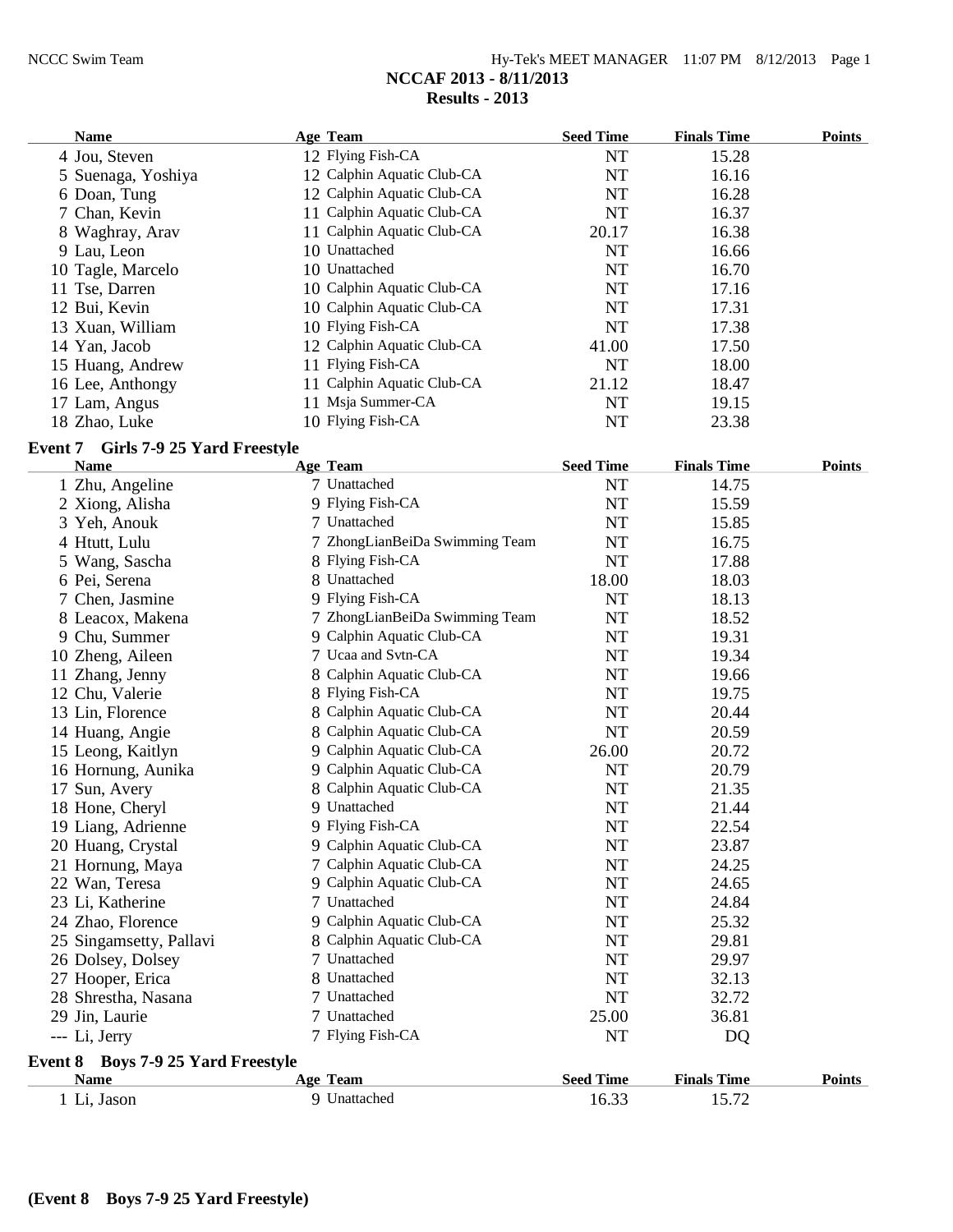# NCCAF 2013 - 8/11/2013
## Results - 2013

| Name | Age | Team | Seed Time | Finals Time | Points |
|---|---|---|---|---|---|
| 4 Jou, Steven | 12 | Flying Fish-CA | NT | 15.28 | |
| 5 Suenaga, Yoshiya | 12 | Calphin Aquatic Club-CA | NT | 16.16 | |
| 6 Doan, Tung | 12 | Calphin Aquatic Club-CA | NT | 16.28 | |
| 7 Chan, Kevin | 11 | Calphin Aquatic Club-CA | NT | 16.37 | |
| 8 Waghray, Arav | 11 | Calphin Aquatic Club-CA | 20.17 | 16.38 | |
| 9 Lau, Leon | 10 | Unattached | NT | 16.66 | |
| 10 Tagle, Marcelo | 10 | Unattached | NT | 16.70 | |
| 11 Tse, Darren | 10 | Calphin Aquatic Club-CA | NT | 17.16 | |
| 12 Bui, Kevin | 10 | Calphin Aquatic Club-CA | NT | 17.31 | |
| 13 Xuan, William | 10 | Flying Fish-CA | NT | 17.38 | |
| 14 Yan, Jacob | 12 | Calphin Aquatic Club-CA | 41.00 | 17.50 | |
| 15 Huang, Andrew | 11 | Flying Fish-CA | NT | 18.00 | |
| 16 Lee, Anthongy | 11 | Calphin Aquatic Club-CA | 21.12 | 18.47 | |
| 17 Lam, Angus | 11 | Msja Summer-CA | NT | 19.15 | |
| 18 Zhao, Luke | 10 | Flying Fish-CA | NT | 23.38 | |

### Event 7 Girls 7-9 25 Yard Freestyle

| Name | Age | Team | Seed Time | Finals Time | Points |
|---|---|---|---|---|---|
| 1 Zhu, Angeline | 7 | Unattached | NT | 14.75 | |
| 2 Xiong, Alisha | 9 | Flying Fish-CA | NT | 15.59 | |
| 3 Yeh, Anouk | 7 | Unattached | NT | 15.85 | |
| 4 Htutt, Lulu | 7 | ZhongLianBeiDa Swimming Team | NT | 16.75 | |
| 5 Wang, Sascha | 8 | Flying Fish-CA | NT | 17.88 | |
| 6 Pei, Serena | 8 | Unattached | 18.00 | 18.03 | |
| 7 Chen, Jasmine | 9 | Flying Fish-CA | NT | 18.13 | |
| 8 Leacox, Makena | 7 | ZhongLianBeiDa Swimming Team | NT | 18.52 | |
| 9 Chu, Summer | 9 | Calphin Aquatic Club-CA | NT | 19.31 | |
| 10 Zheng, Aileen | 7 | Ucaa and Svtn-CA | NT | 19.34 | |
| 11 Zhang, Jenny | 8 | Calphin Aquatic Club-CA | NT | 19.66 | |
| 12 Chu, Valerie | 8 | Flying Fish-CA | NT | 19.75 | |
| 13 Lin, Florence | 8 | Calphin Aquatic Club-CA | NT | 20.44 | |
| 14 Huang, Angie | 8 | Calphin Aquatic Club-CA | NT | 20.59 | |
| 15 Leong, Kaitlyn | 9 | Calphin Aquatic Club-CA | 26.00 | 20.72 | |
| 16 Hornung, Aunika | 9 | Calphin Aquatic Club-CA | NT | 20.79 | |
| 17 Sun, Avery | 8 | Calphin Aquatic Club-CA | NT | 21.35 | |
| 18 Hone, Cheryl | 9 | Unattached | NT | 21.44 | |
| 19 Liang, Adrienne | 9 | Flying Fish-CA | NT | 22.54 | |
| 20 Huang, Crystal | 9 | Calphin Aquatic Club-CA | NT | 23.87 | |
| 21 Hornung, Maya | 7 | Calphin Aquatic Club-CA | NT | 24.25 | |
| 22 Wan, Teresa | 9 | Calphin Aquatic Club-CA | NT | 24.65 | |
| 23 Li, Katherine | 7 | Unattached | NT | 24.84 | |
| 24 Zhao, Florence | 9 | Calphin Aquatic Club-CA | NT | 25.32 | |
| 25 Singamsetty, Pallavi | 8 | Calphin Aquatic Club-CA | NT | 29.81 | |
| 26 Dolsey, Dolsey | 7 | Unattached | NT | 29.97 | |
| 27 Hooper, Erica | 8 | Unattached | NT | 32.13 | |
| 28 Shrestha, Nasana | 7 | Unattached | NT | 32.72 | |
| 29 Jin, Laurie | 7 | Unattached | 25.00 | 36.81 | |
| --- Li, Jerry | 7 | Flying Fish-CA | NT | DQ | |

### Event 8 Boys 7-9 25 Yard Freestyle

| Name | Age | Team | Seed Time | Finals Time | Points |
|---|---|---|---|---|---|
| 1 Li, Jason | 9 | Unattached | 16.33 | 15.72 | |

**(Event 8 Boys 7-9 25 Yard Freestyle)**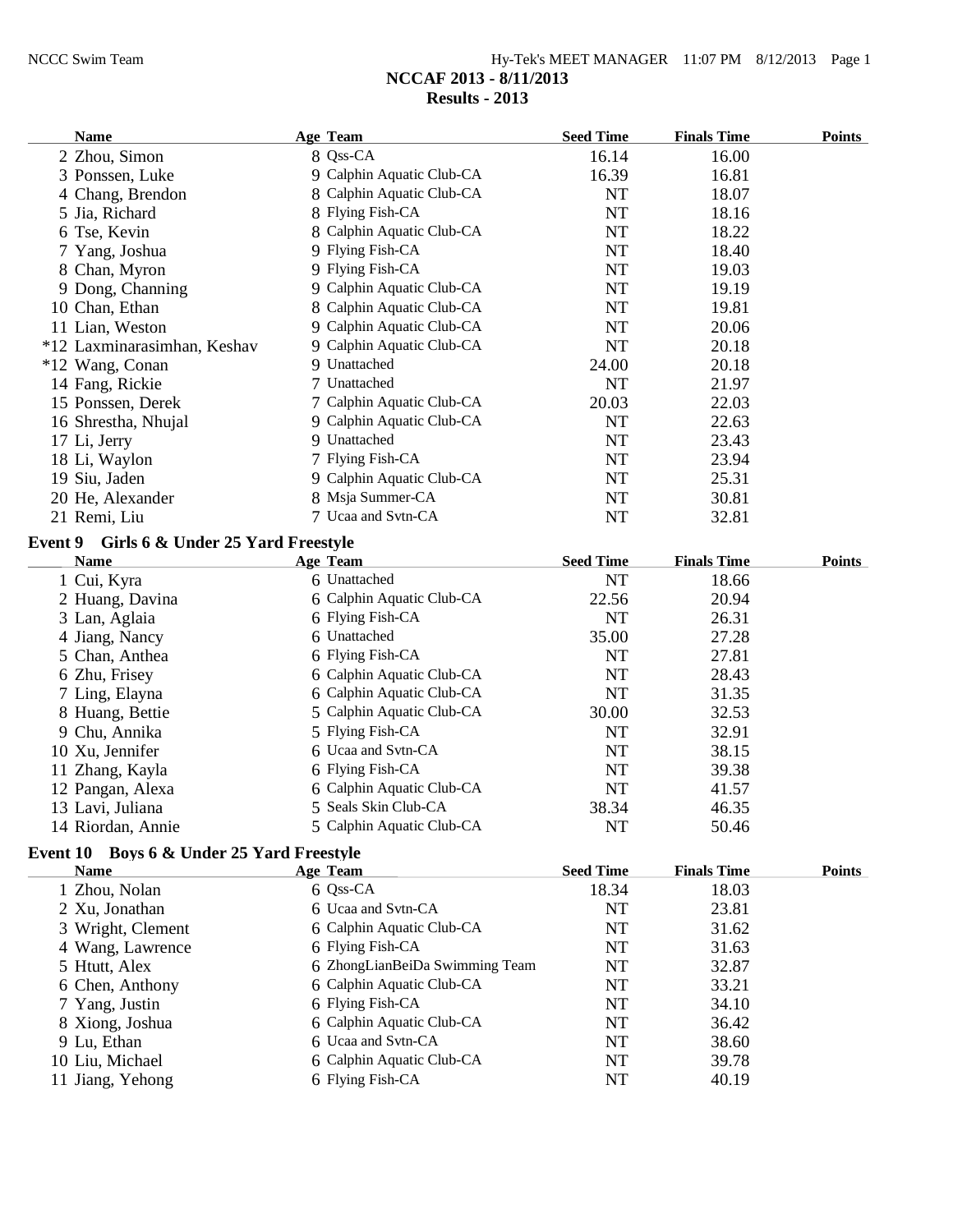# NCCAF 2013 - 8/11/2013

## Results - 2013

| Name | Age | Team | Seed Time | Finals Time | Points |
|---|---|---|---|---|---|
| 2 Zhou, Simon | 8 | Qss-CA | 16.14 | 16.00 | |
| 3 Ponssen, Luke | 9 | Calphin Aquatic Club-CA | 16.39 | 16.81 | |
| 4 Chang, Brendon | 8 | Calphin Aquatic Club-CA | NT | 18.07 | |
| 5 Jia, Richard | 8 | Flying Fish-CA | NT | 18.16 | |
| 6 Tse, Kevin | 8 | Calphin Aquatic Club-CA | NT | 18.22 | |
| 7 Yang, Joshua | 9 | Flying Fish-CA | NT | 18.40 | |
| 8 Chan, Myron | 9 | Flying Fish-CA | NT | 19.03 | |
| 9 Dong, Channing | 9 | Calphin Aquatic Club-CA | NT | 19.19 | |
| 10 Chan, Ethan | 8 | Calphin Aquatic Club-CA | NT | 19.81 | |
| 11 Lian, Weston | 9 | Calphin Aquatic Club-CA | NT | 20.06 | |
| *12 Laxminarasimhan, Keshav | 9 | Calphin Aquatic Club-CA | NT | 20.18 | |
| *12 Wang, Conan | 9 | Unattached | 24.00 | 20.18 | |
| 14 Fang, Rickie | 7 | Unattached | NT | 21.97 | |
| 15 Ponssen, Derek | 7 | Calphin Aquatic Club-CA | 20.03 | 22.03 | |
| 16 Shrestha, Nhujal | 9 | Calphin Aquatic Club-CA | NT | 22.63 | |
| 17 Li, Jerry | 9 | Unattached | NT | 23.43 | |
| 18 Li, Waylon | 7 | Flying Fish-CA | NT | 23.94 | |
| 19 Siu, Jaden | 9 | Calphin Aquatic Club-CA | NT | 25.31 | |
| 20 He, Alexander | 8 | Msja Summer-CA | NT | 30.81 | |
| 21 Remi, Liu | 7 | Ucaa and Svtn-CA | NT | 32.81 | |

### Event 9 Girls 6 & Under 25 Yard Freestyle

| Name | Age | Team | Seed Time | Finals Time | Points |
|---|---|---|---|---|---|
| 1 Cui, Kyra | 6 | Unattached | NT | 18.66 | |
| 2 Huang, Davina | 6 | Calphin Aquatic Club-CA | 22.56 | 20.94 | |
| 3 Lan, Aglaia | 6 | Flying Fish-CA | NT | 26.31 | |
| 4 Jiang, Nancy | 6 | Unattached | 35.00 | 27.28 | |
| 5 Chan, Anthea | 6 | Flying Fish-CA | NT | 27.81 | |
| 6 Zhu, Frisey | 6 | Calphin Aquatic Club-CA | NT | 28.43 | |
| 7 Ling, Elayna | 6 | Calphin Aquatic Club-CA | NT | 31.35 | |
| 8 Huang, Bettie | 5 | Calphin Aquatic Club-CA | 30.00 | 32.53 | |
| 9 Chu, Annika | 5 | Flying Fish-CA | NT | 32.91 | |
| 10 Xu, Jennifer | 6 | Ucaa and Svtn-CA | NT | 38.15 | |
| 11 Zhang, Kayla | 6 | Flying Fish-CA | NT | 39.38 | |
| 12 Pangan, Alexa | 6 | Calphin Aquatic Club-CA | NT | 41.57 | |
| 13 Lavi, Juliana | 5 | Seals Skin Club-CA | 38.34 | 46.35 | |
| 14 Riordan, Annie | 5 | Calphin Aquatic Club-CA | NT | 50.46 | |

### Event 10 Boys 6 & Under 25 Yard Freestyle

| Name | Age | Team | Seed Time | Finals Time | Points |
|---|---|---|---|---|---|
| 1 Zhou, Nolan | 6 | Qss-CA | 18.34 | 18.03 | |
| 2 Xu, Jonathan | 6 | Ucaa and Svtn-CA | NT | 23.81 | |
| 3 Wright, Clement | 6 | Calphin Aquatic Club-CA | NT | 31.62 | |
| 4 Wang, Lawrence | 6 | Flying Fish-CA | NT | 31.63 | |
| 5 Htutt, Alex | 6 | ZhongLianBeiDa Swimming Team | NT | 32.87 | |
| 6 Chen, Anthony | 6 | Calphin Aquatic Club-CA | NT | 33.21 | |
| 7 Yang, Justin | 6 | Flying Fish-CA | NT | 34.10 | |
| 8 Xiong, Joshua | 6 | Calphin Aquatic Club-CA | NT | 36.42 | |
| 9 Lu, Ethan | 6 | Ucaa and Svtn-CA | NT | 38.60 | |
| 10 Liu, Michael | 6 | Calphin Aquatic Club-CA | NT | 39.78 | |
| 11 Jiang, Yehong | 6 | Flying Fish-CA | NT | 40.19 | |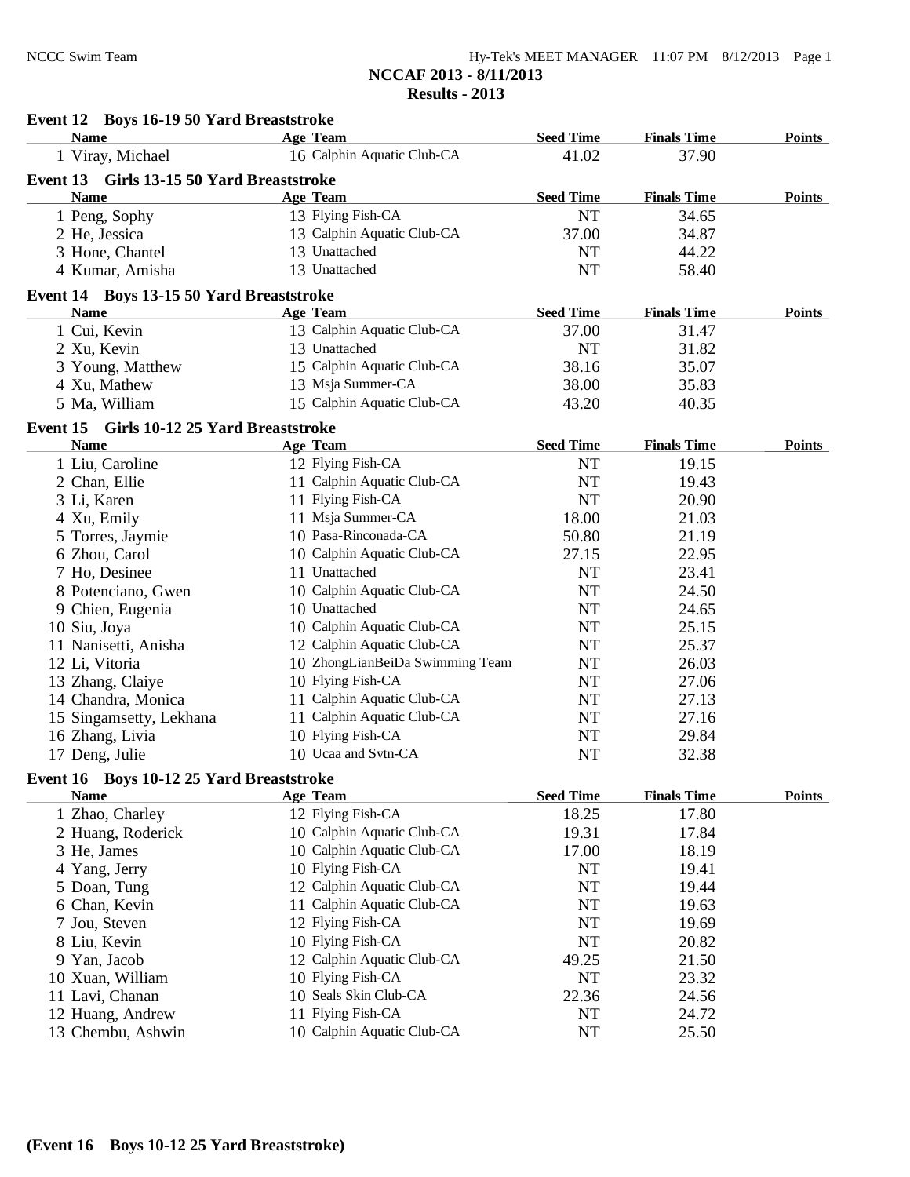## NCCAF 2013 - 8/11/2013

## Results - 2013

### Event 12 Boys 16-19 50 Yard Breaststroke

| Name | Age | Team | Seed Time | Finals Time | Points |
|---|---|---|---|---|---|
| 1 Viray, Michael | 16 | Calphin Aquatic Club-CA | 41.02 | 37.90 | |

### Event 13 Girls 13-15 50 Yard Breaststroke

| Name | Age | Team | Seed Time | Finals Time | Points |
|---|---|---|---|---|---|
| 1 Peng, Sophy | 13 | Flying Fish-CA | NT | 34.65 | |
| 2 He, Jessica | 13 | Calphin Aquatic Club-CA | 37.00 | 34.87 | |
| 3 Hone, Chantel | 13 | Unattached | NT | 44.22 | |
| 4 Kumar, Amisha | 13 | Unattached | NT | 58.40 | |

### Event 14 Boys 13-15 50 Yard Breaststroke

| Name | Age | Team | Seed Time | Finals Time | Points |
|---|---|---|---|---|---|
| 1 Cui, Kevin | 13 | Calphin Aquatic Club-CA | 37.00 | 31.47 | |
| 2 Xu, Kevin | 13 | Unattached | NT | 31.82 | |
| 3 Young, Matthew | 15 | Calphin Aquatic Club-CA | 38.16 | 35.07 | |
| 4 Xu, Mathew | 13 | Msja Summer-CA | 38.00 | 35.83 | |
| 5 Ma, William | 15 | Calphin Aquatic Club-CA | 43.20 | 40.35 | |

### Event 15 Girls 10-12 25 Yard Breaststroke

| Name | Age | Team | Seed Time | Finals Time | Points |
|---|---|---|---|---|---|
| 1 Liu, Caroline | 12 | Flying Fish-CA | NT | 19.15 | |
| 2 Chan, Ellie | 11 | Calphin Aquatic Club-CA | NT | 19.43 | |
| 3 Li, Karen | 11 | Flying Fish-CA | NT | 20.90 | |
| 4 Xu, Emily | 11 | Msja Summer-CA | 18.00 | 21.03 | |
| 5 Torres, Jaymie | 10 | Pasa-Rinconada-CA | 50.80 | 21.19 | |
| 6 Zhou, Carol | 10 | Calphin Aquatic Club-CA | 27.15 | 22.95 | |
| 7 Ho, Desinee | 11 | Unattached | NT | 23.41 | |
| 8 Potenciano, Gwen | 10 | Calphin Aquatic Club-CA | NT | 24.50 | |
| 9 Chien, Eugenia | 10 | Unattached | NT | 24.65 | |
| 10 Siu, Joya | 10 | Calphin Aquatic Club-CA | NT | 25.15 | |
| 11 Nanisetti, Anisha | 12 | Calphin Aquatic Club-CA | NT | 25.37 | |
| 12 Li, Vitoria | 10 | ZhongLianBeiDa Swimming Team | NT | 26.03 | |
| 13 Zhang, Claiye | 10 | Flying Fish-CA | NT | 27.06 | |
| 14 Chandra, Monica | 11 | Calphin Aquatic Club-CA | NT | 27.13 | |
| 15 Singamsetty, Lekhana | 11 | Calphin Aquatic Club-CA | NT | 27.16 | |
| 16 Zhang, Livia | 10 | Flying Fish-CA | NT | 29.84 | |
| 17 Deng, Julie | 10 | Ucaa and Svtn-CA | NT | 32.38 | |

### Event 16 Boys 10-12 25 Yard Breaststroke

| Name | Age | Team | Seed Time | Finals Time | Points |
|---|---|---|---|---|---|
| 1 Zhao, Charley | 12 | Flying Fish-CA | 18.25 | 17.80 | |
| 2 Huang, Roderick | 10 | Calphin Aquatic Club-CA | 19.31 | 17.84 | |
| 3 He, James | 10 | Calphin Aquatic Club-CA | 17.00 | 18.19 | |
| 4 Yang, Jerry | 10 | Flying Fish-CA | NT | 19.41 | |
| 5 Doan, Tung | 12 | Calphin Aquatic Club-CA | NT | 19.44 | |
| 6 Chan, Kevin | 11 | Calphin Aquatic Club-CA | NT | 19.63 | |
| 7 Jou, Steven | 12 | Flying Fish-CA | NT | 19.69 | |
| 8 Liu, Kevin | 10 | Flying Fish-CA | NT | 20.82 | |
| 9 Yan, Jacob | 12 | Calphin Aquatic Club-CA | 49.25 | 21.50 | |
| 10 Xuan, William | 10 | Flying Fish-CA | NT | 23.32 | |
| 11 Lavi, Chanan | 10 | Seals Skin Club-CA | 22.36 | 24.56 | |
| 12 Huang, Andrew | 11 | Flying Fish-CA | NT | 24.72 | |
| 13 Chembu, Ashwin | 10 | Calphin Aquatic Club-CA | NT | 25.50 | |

**(Event 16 Boys 10-12 25 Yard Breaststroke)**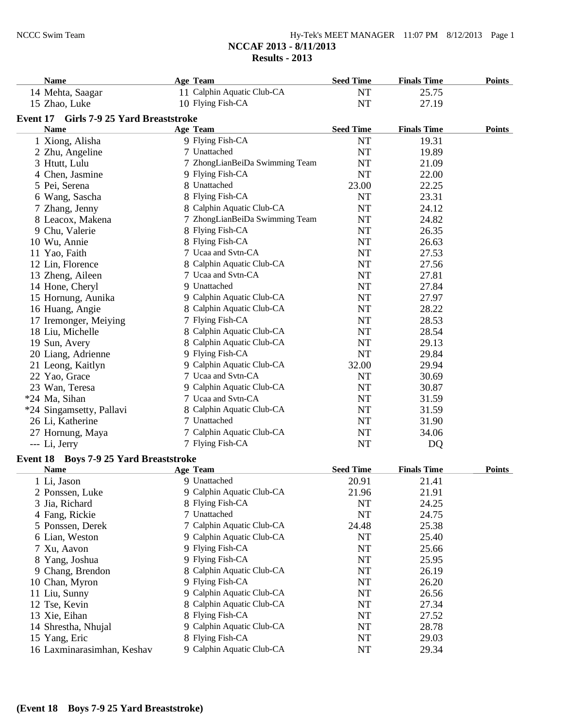## NCCAF 2013 - 8/11/2013
## Results - 2013

| Name | Age | Team | Seed Time | Finals Time | Points |
|---|---|---|---|---|---|
| 14 Mehta, Saagar | 11 | Calphin Aquatic Club-CA | NT | 25.75 | |
| 15 Zhao, Luke | 10 | Flying Fish-CA | NT | 27.19 | |

### Event 17 Girls 7-9 25 Yard Breaststroke

| Name | Age | Team | Seed Time | Finals Time | Points |
|---|---|---|---|---|---|
| 1 Xiong, Alisha | 9 | Flying Fish-CA | NT | 19.31 | |
| 2 Zhu, Angeline | 7 | Unattached | NT | 19.89 | |
| 3 Htutt, Lulu | 7 | ZhongLianBeiDa Swimming Team | NT | 21.09 | |
| 4 Chen, Jasmine | 9 | Flying Fish-CA | NT | 22.00 | |
| 5 Pei, Serena | 8 | Unattached | 23.00 | 22.25 | |
| 6 Wang, Sascha | 8 | Flying Fish-CA | NT | 23.31 | |
| 7 Zhang, Jenny | 8 | Calphin Aquatic Club-CA | NT | 24.12 | |
| 8 Leacox, Makena | 7 | ZhongLianBeiDa Swimming Team | NT | 24.82 | |
| 9 Chu, Valerie | 8 | Flying Fish-CA | NT | 26.35 | |
| 10 Wu, Annie | 8 | Flying Fish-CA | NT | 26.63 | |
| 11 Yao, Faith | 7 | Ucaa and Svtn-CA | NT | 27.53 | |
| 12 Lin, Florence | 8 | Calphin Aquatic Club-CA | NT | 27.56 | |
| 13 Zheng, Aileen | 7 | Ucaa and Svtn-CA | NT | 27.81 | |
| 14 Hone, Cheryl | 9 | Unattached | NT | 27.84 | |
| 15 Hornung, Aunika | 9 | Calphin Aquatic Club-CA | NT | 27.97 | |
| 16 Huang, Angie | 8 | Calphin Aquatic Club-CA | NT | 28.22 | |
| 17 Iremonger, Meiying | 7 | Flying Fish-CA | NT | 28.53 | |
| 18 Liu, Michelle | 8 | Calphin Aquatic Club-CA | NT | 28.54 | |
| 19 Sun, Avery | 8 | Calphin Aquatic Club-CA | NT | 29.13 | |
| 20 Liang, Adrienne | 9 | Flying Fish-CA | NT | 29.84 | |
| 21 Leong, Kaitlyn | 9 | Calphin Aquatic Club-CA | 32.00 | 29.94 | |
| 22 Yao, Grace | 7 | Ucaa and Svtn-CA | NT | 30.69 | |
| 23 Wan, Teresa | 9 | Calphin Aquatic Club-CA | NT | 30.87 | |
| *24 Ma, Sihan | 7 | Ucaa and Svtn-CA | NT | 31.59 | |
| *24 Singamsetty, Pallavi | 8 | Calphin Aquatic Club-CA | NT | 31.59 | |
| 26 Li, Katherine | 7 | Unattached | NT | 31.90 | |
| 27 Hornung, Maya | 7 | Calphin Aquatic Club-CA | NT | 34.06 | |
| --- Li, Jerry | 7 | Flying Fish-CA | NT | DQ | |

### Event 18 Boys 7-9 25 Yard Breaststroke

| Name | Age | Team | Seed Time | Finals Time | Points |
|---|---|---|---|---|---|
| 1 Li, Jason | 9 | Unattached | 20.91 | 21.41 | |
| 2 Ponssen, Luke | 9 | Calphin Aquatic Club-CA | 21.96 | 21.91 | |
| 3 Jia, Richard | 8 | Flying Fish-CA | NT | 24.25 | |
| 4 Fang, Rickie | 7 | Unattached | NT | 24.75 | |
| 5 Ponssen, Derek | 7 | Calphin Aquatic Club-CA | 24.48 | 25.38 | |
| 6 Lian, Weston | 9 | Calphin Aquatic Club-CA | NT | 25.40 | |
| 7 Xu, Aavon | 9 | Flying Fish-CA | NT | 25.66 | |
| 8 Yang, Joshua | 9 | Flying Fish-CA | NT | 25.95 | |
| 9 Chang, Brendon | 8 | Calphin Aquatic Club-CA | NT | 26.19 | |
| 10 Chan, Myron | 9 | Flying Fish-CA | NT | 26.20 | |
| 11 Liu, Sunny | 9 | Calphin Aquatic Club-CA | NT | 26.56 | |
| 12 Tse, Kevin | 8 | Calphin Aquatic Club-CA | NT | 27.34 | |
| 13 Xie, Eihan | 8 | Flying Fish-CA | NT | 27.52 | |
| 14 Shrestha, Nhujal | 9 | Calphin Aquatic Club-CA | NT | 28.78 | |
| 15 Yang, Eric | 8 | Flying Fish-CA | NT | 29.03 | |
| 16 Laxminarasimhan, Keshav | 9 | Calphin Aquatic Club-CA | NT | 29.34 | |

**(Event 18 Boys 7-9 25 Yard Breaststroke)**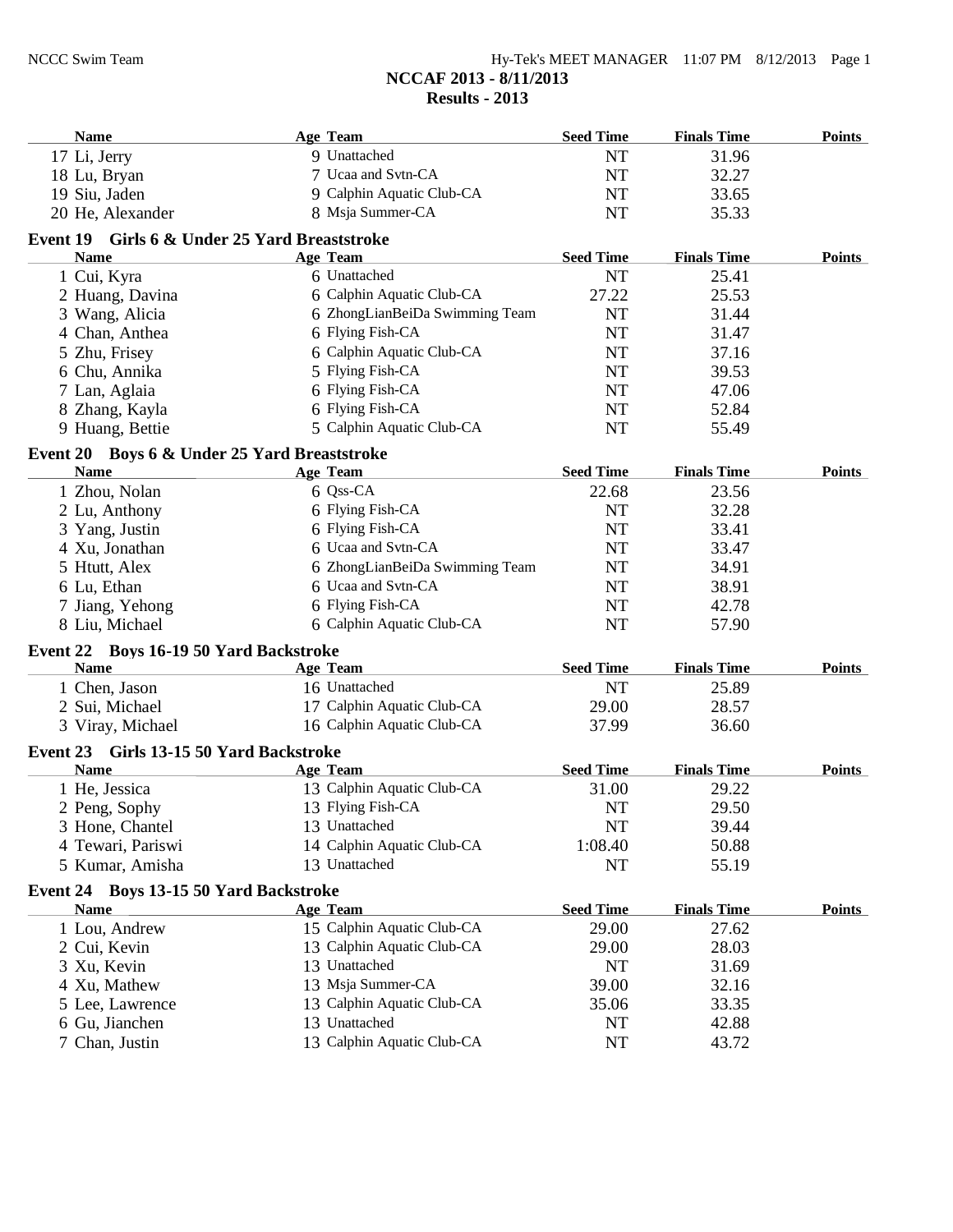# NCCAF 2013 - 8/11/2013

## Results - 2013

| Name | Age | Team | Seed Time | Finals Time | Points |
|---|---|---|---|---|---|
| 17 Li, Jerry | 9 | Unattached | NT | 31.96 | |
| 18 Lu, Bryan | 7 | Ucaa and Svtn-CA | NT | 32.27 | |
| 19 Siu, Jaden | 9 | Calphin Aquatic Club-CA | NT | 33.65 | |
| 20 He, Alexander | 8 | Msja Summer-CA | NT | 35.33 | |

### Event 19 Girls 6 & Under 25 Yard Breaststroke

| Name | Age | Team | Seed Time | Finals Time | Points |
|---|---|---|---|---|---|
| 1 Cui, Kyra | 6 | Unattached | NT | 25.41 | |
| 2 Huang, Davina | 6 | Calphin Aquatic Club-CA | 27.22 | 25.53 | |
| 3 Wang, Alicia | 6 | ZhongLianBeiDa Swimming Team | NT | 31.44 | |
| 4 Chan, Anthea | 6 | Flying Fish-CA | NT | 31.47 | |
| 5 Zhu, Frisey | 6 | Calphin Aquatic Club-CA | NT | 37.16 | |
| 6 Chu, Annika | 5 | Flying Fish-CA | NT | 39.53 | |
| 7 Lan, Aglaia | 6 | Flying Fish-CA | NT | 47.06 | |
| 8 Zhang, Kayla | 6 | Flying Fish-CA | NT | 52.84 | |
| 9 Huang, Bettie | 5 | Calphin Aquatic Club-CA | NT | 55.49 | |

### Event 20 Boys 6 & Under 25 Yard Breaststroke

| Name | Age | Team | Seed Time | Finals Time | Points |
|---|---|---|---|---|---|
| 1 Zhou, Nolan | 6 | Qss-CA | 22.68 | 23.56 | |
| 2 Lu, Anthony | 6 | Flying Fish-CA | NT | 32.28 | |
| 3 Yang, Justin | 6 | Flying Fish-CA | NT | 33.41 | |
| 4 Xu, Jonathan | 6 | Ucaa and Svtn-CA | NT | 33.47 | |
| 5 Htutt, Alex | 6 | ZhongLianBeiDa Swimming Team | NT | 34.91 | |
| 6 Lu, Ethan | 6 | Ucaa and Svtn-CA | NT | 38.91 | |
| 7 Jiang, Yehong | 6 | Flying Fish-CA | NT | 42.78 | |
| 8 Liu, Michael | 6 | Calphin Aquatic Club-CA | NT | 57.90 | |

### Event 22 Boys 16-19 50 Yard Backstroke

| Name | Age | Team | Seed Time | Finals Time | Points |
|---|---|---|---|---|---|
| 1 Chen, Jason | 16 | Unattached | NT | 25.89 | |
| 2 Sui, Michael | 17 | Calphin Aquatic Club-CA | 29.00 | 28.57 | |
| 3 Viray, Michael | 16 | Calphin Aquatic Club-CA | 37.99 | 36.60 | |

### Event 23 Girls 13-15 50 Yard Backstroke

| Name | Age | Team | Seed Time | Finals Time | Points |
|---|---|---|---|---|---|
| 1 He, Jessica | 13 | Calphin Aquatic Club-CA | 31.00 | 29.22 | |
| 2 Peng, Sophy | 13 | Flying Fish-CA | NT | 29.50 | |
| 3 Hone, Chantel | 13 | Unattached | NT | 39.44 | |
| 4 Tewari, Pariswi | 14 | Calphin Aquatic Club-CA | 1:08.40 | 50.88 | |
| 5 Kumar, Amisha | 13 | Unattached | NT | 55.19 | |

### Event 24 Boys 13-15 50 Yard Backstroke

| Name | Age | Team | Seed Time | Finals Time | Points |
|---|---|---|---|---|---|
| 1 Lou, Andrew | 15 | Calphin Aquatic Club-CA | 29.00 | 27.62 | |
| 2 Cui, Kevin | 13 | Calphin Aquatic Club-CA | 29.00 | 28.03 | |
| 3 Xu, Kevin | 13 | Unattached | NT | 31.69 | |
| 4 Xu, Mathew | 13 | Msja Summer-CA | 39.00 | 32.16 | |
| 5 Lee, Lawrence | 13 | Calphin Aquatic Club-CA | 35.06 | 33.35 | |
| 6 Gu, Jianchen | 13 | Unattached | NT | 42.88 | |
| 7 Chan, Justin | 13 | Calphin Aquatic Club-CA | NT | 43.72 | |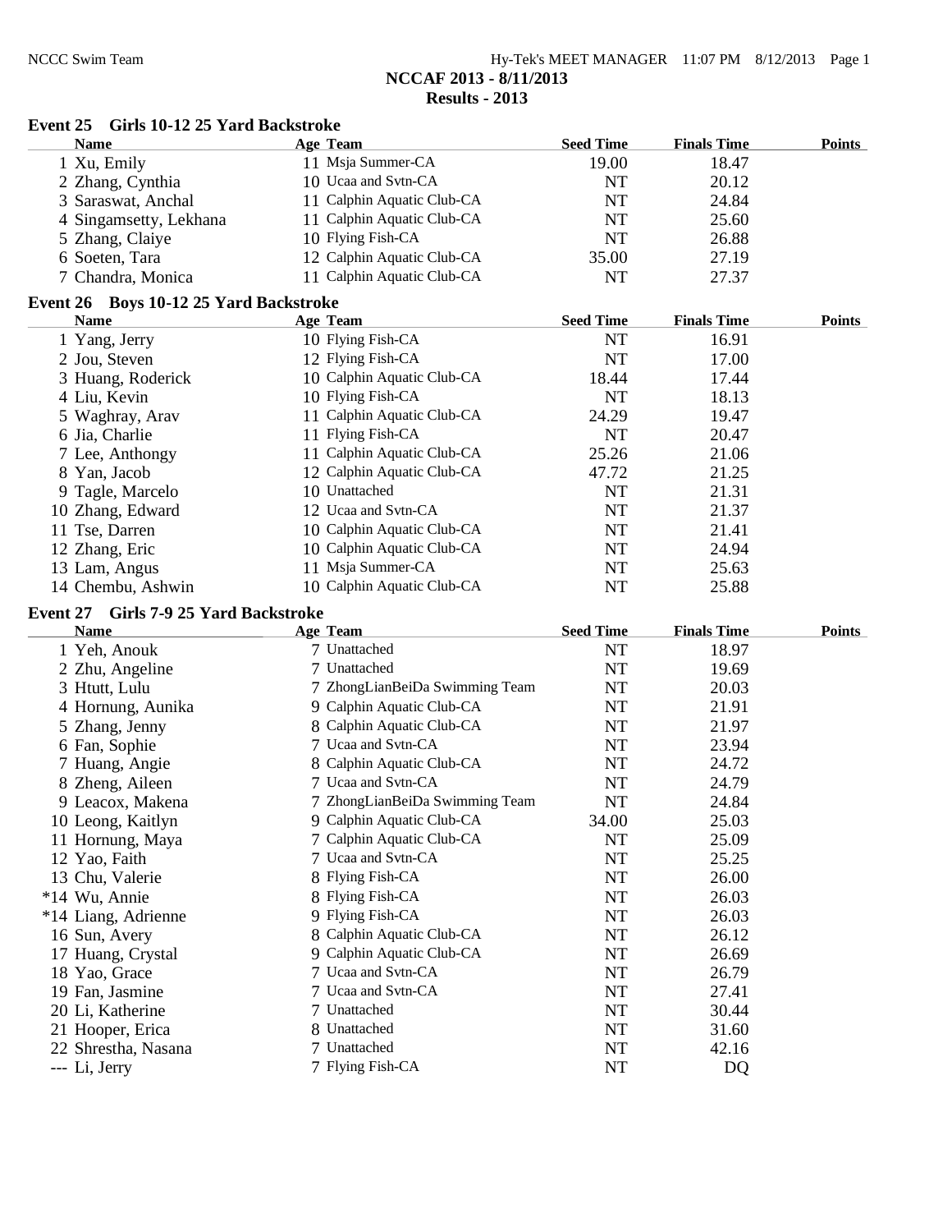## NCCAF 2013 - 8/11/2013

## Results - 2013

### Event 25 Girls 10-12 25 Yard Backstroke

| Name | Age | Team | Seed Time | Finals Time | Points |
|---|---|---|---|---|---|
| 1 Xu, Emily | 11 | Msja Summer-CA | 19.00 | 18.47 | |
| 2 Zhang, Cynthia | 10 | Ucaa and Svtn-CA | NT | 20.12 | |
| 3 Saraswat, Anchal | 11 | Calphin Aquatic Club-CA | NT | 24.84 | |
| 4 Singamsetty, Lekhana | 11 | Calphin Aquatic Club-CA | NT | 25.60 | |
| 5 Zhang, Claiye | 10 | Flying Fish-CA | NT | 26.88 | |
| 6 Soeten, Tara | 12 | Calphin Aquatic Club-CA | 35.00 | 27.19 | |
| 7 Chandra, Monica | 11 | Calphin Aquatic Club-CA | NT | 27.37 | |

### Event 26 Boys 10-12 25 Yard Backstroke

| Name | Age | Team | Seed Time | Finals Time | Points |
|---|---|---|---|---|---|
| 1 Yang, Jerry | 10 | Flying Fish-CA | NT | 16.91 | |
| 2 Jou, Steven | 12 | Flying Fish-CA | NT | 17.00 | |
| 3 Huang, Roderick | 10 | Calphin Aquatic Club-CA | 18.44 | 17.44 | |
| 4 Liu, Kevin | 10 | Flying Fish-CA | NT | 18.13 | |
| 5 Waghray, Arav | 11 | Calphin Aquatic Club-CA | 24.29 | 19.47 | |
| 6 Jia, Charlie | 11 | Flying Fish-CA | NT | 20.47 | |
| 7 Lee, Anthongy | 11 | Calphin Aquatic Club-CA | 25.26 | 21.06 | |
| 8 Yan, Jacob | 12 | Calphin Aquatic Club-CA | 47.72 | 21.25 | |
| 9 Tagle, Marcelo | 10 | Unattached | NT | 21.31 | |
| 10 Zhang, Edward | 12 | Ucaa and Svtn-CA | NT | 21.37 | |
| 11 Tse, Darren | 10 | Calphin Aquatic Club-CA | NT | 21.41 | |
| 12 Zhang, Eric | 10 | Calphin Aquatic Club-CA | NT | 24.94 | |
| 13 Lam, Angus | 11 | Msja Summer-CA | NT | 25.63 | |
| 14 Chembu, Ashwin | 10 | Calphin Aquatic Club-CA | NT | 25.88 | |

### Event 27 Girls 7-9 25 Yard Backstroke

| Name | Age | Team | Seed Time | Finals Time | Points |
|---|---|---|---|---|---|
| 1 Yeh, Anouk | 7 | Unattached | NT | 18.97 | |
| 2 Zhu, Angeline | 7 | Unattached | NT | 19.69 | |
| 3 Htutt, Lulu | 7 | ZhongLianBeiDa Swimming Team | NT | 20.03 | |
| 4 Hornung, Aunika | 9 | Calphin Aquatic Club-CA | NT | 21.91 | |
| 5 Zhang, Jenny | 8 | Calphin Aquatic Club-CA | NT | 21.97 | |
| 6 Fan, Sophie | 7 | Ucaa and Svtn-CA | NT | 23.94 | |
| 7 Huang, Angie | 8 | Calphin Aquatic Club-CA | NT | 24.72 | |
| 8 Zheng, Aileen | 7 | Ucaa and Svtn-CA | NT | 24.79 | |
| 9 Leacox, Makena | 7 | ZhongLianBeiDa Swimming Team | NT | 24.84 | |
| 10 Leong, Kaitlyn | 9 | Calphin Aquatic Club-CA | 34.00 | 25.03 | |
| 11 Hornung, Maya | 7 | Calphin Aquatic Club-CA | NT | 25.09 | |
| 12 Yao, Faith | 7 | Ucaa and Svtn-CA | NT | 25.25 | |
| 13 Chu, Valerie | 8 | Flying Fish-CA | NT | 26.00 | |
| *14 Wu, Annie | 8 | Flying Fish-CA | NT | 26.03 | |
| *14 Liang, Adrienne | 9 | Flying Fish-CA | NT | 26.03 | |
| 16 Sun, Avery | 8 | Calphin Aquatic Club-CA | NT | 26.12 | |
| 17 Huang, Crystal | 9 | Calphin Aquatic Club-CA | NT | 26.69 | |
| 18 Yao, Grace | 7 | Ucaa and Svtn-CA | NT | 26.79 | |
| 19 Fan, Jasmine | 7 | Ucaa and Svtn-CA | NT | 27.41 | |
| 20 Li, Katherine | 7 | Unattached | NT | 30.44 | |
| 21 Hooper, Erica | 8 | Unattached | NT | 31.60 | |
| 22 Shrestha, Nasana | 7 | Unattached | NT | 42.16 | |
| --- Li, Jerry | 7 | Flying Fish-CA | NT | DQ | |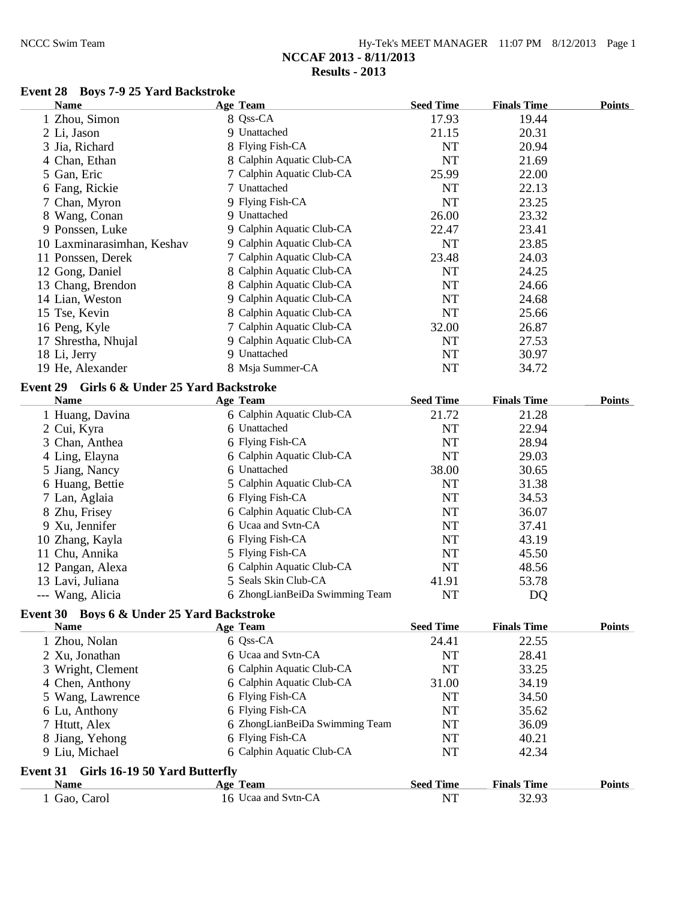# NCCAF 2013 - 8/11/2013

## Results - 2013

### Event 28 Boys 7-9 25 Yard Backstroke

| | Name | Age | Team | Seed Time | Finals Time | Points |
|---|---|---|---|---|---|---|
| 1 | Zhou, Simon | 8 | Qss-CA | 17.93 | 19.44 | |
| 2 | Li, Jason | 9 | Unattached | 21.15 | 20.31 | |
| 3 | Jia, Richard | 8 | Flying Fish-CA | NT | 20.94 | |
| 4 | Chan, Ethan | 8 | Calphin Aquatic Club-CA | NT | 21.69 | |
| 5 | Gan, Eric | 7 | Calphin Aquatic Club-CA | 25.99 | 22.00 | |
| 6 | Fang, Rickie | 7 | Unattached | NT | 22.13 | |
| 7 | Chan, Myron | 9 | Flying Fish-CA | NT | 23.25 | |
| 8 | Wang, Conan | 9 | Unattached | 26.00 | 23.32 | |
| 9 | Ponssen, Luke | 9 | Calphin Aquatic Club-CA | 22.47 | 23.41 | |
| 10 | Laxminarasimhan, Keshav | 9 | Calphin Aquatic Club-CA | NT | 23.85 | |
| 11 | Ponssen, Derek | 7 | Calphin Aquatic Club-CA | 23.48 | 24.03 | |
| 12 | Gong, Daniel | 8 | Calphin Aquatic Club-CA | NT | 24.25 | |
| 13 | Chang, Brendon | 8 | Calphin Aquatic Club-CA | NT | 24.66 | |
| 14 | Lian, Weston | 9 | Calphin Aquatic Club-CA | NT | 24.68 | |
| 15 | Tse, Kevin | 8 | Calphin Aquatic Club-CA | NT | 25.66 | |
| 16 | Peng, Kyle | 7 | Calphin Aquatic Club-CA | 32.00 | 26.87 | |
| 17 | Shrestha, Nhujal | 9 | Calphin Aquatic Club-CA | NT | 27.53 | |
| 18 | Li, Jerry | 9 | Unattached | NT | 30.97 | |
| 19 | He, Alexander | 8 | Msja Summer-CA | NT | 34.72 | |

### Event 29 Girls 6 & Under 25 Yard Backstroke

| | Name | Age | Team | Seed Time | Finals Time | Points |
|---|---|---|---|---|---|---|
| 1 | Huang, Davina | 6 | Calphin Aquatic Club-CA | 21.72 | 21.28 | |
| 2 | Cui, Kyra | 6 | Unattached | NT | 22.94 | |
| 3 | Chan, Anthea | 6 | Flying Fish-CA | NT | 28.94 | |
| 4 | Ling, Elayna | 6 | Calphin Aquatic Club-CA | NT | 29.03 | |
| 5 | Jiang, Nancy | 6 | Unattached | 38.00 | 30.65 | |
| 6 | Huang, Bettie | 5 | Calphin Aquatic Club-CA | NT | 31.38 | |
| 7 | Lan, Aglaia | 6 | Flying Fish-CA | NT | 34.53 | |
| 8 | Zhu, Frisey | 6 | Calphin Aquatic Club-CA | NT | 36.07 | |
| 9 | Xu, Jennifer | 6 | Ucaa and Svtn-CA | NT | 37.41 | |
| 10 | Zhang, Kayla | 6 | Flying Fish-CA | NT | 43.19 | |
| 11 | Chu, Annika | 5 | Flying Fish-CA | NT | 45.50 | |
| 12 | Pangan, Alexa | 6 | Calphin Aquatic Club-CA | NT | 48.56 | |
| 13 | Lavi, Juliana | 5 | Seals Skin Club-CA | 41.91 | 53.78 | |
| --- | Wang, Alicia | 6 | ZhongLianBeiDa Swimming Team | NT | DQ | |

### Event 30 Boys 6 & Under 25 Yard Backstroke

| | Name | Age | Team | Seed Time | Finals Time | Points |
|---|---|---|---|---|---|---|
| 1 | Zhou, Nolan | 6 | Qss-CA | 24.41 | 22.55 | |
| 2 | Xu, Jonathan | 6 | Ucaa and Svtn-CA | NT | 28.41 | |
| 3 | Wright, Clement | 6 | Calphin Aquatic Club-CA | NT | 33.25 | |
| 4 | Chen, Anthony | 6 | Calphin Aquatic Club-CA | 31.00 | 34.19 | |
| 5 | Wang, Lawrence | 6 | Flying Fish-CA | NT | 34.50 | |
| 6 | Lu, Anthony | 6 | Flying Fish-CA | NT | 35.62 | |
| 7 | Htutt, Alex | 6 | ZhongLianBeiDa Swimming Team | NT | 36.09 | |
| 8 | Jiang, Yehong | 6 | Flying Fish-CA | NT | 40.21 | |
| 9 | Liu, Michael | 6 | Calphin Aquatic Club-CA | NT | 42.34 | |

### Event 31 Girls 16-19 50 Yard Butterfly

| | Name | Age | Team | Seed Time | Finals Time | Points |
|---|---|---|---|---|---|---|
| 1 | Gao, Carol | 16 | Ucaa and Svtn-CA | NT | 32.93 | |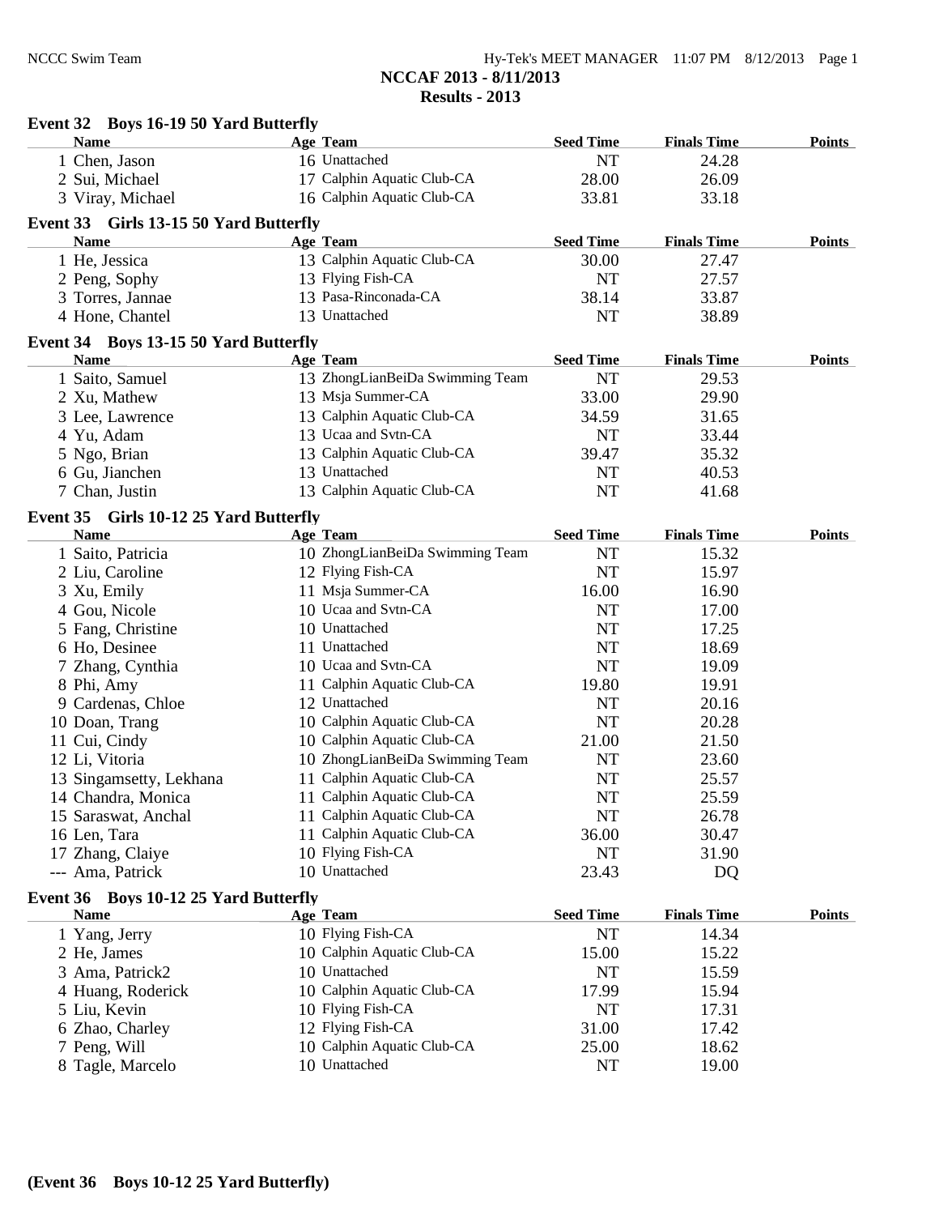## NCCAF 2013 - 8/11/2013

## Results - 2013

### Event 32 Boys 16-19 50 Yard Butterfly

| Name | Age | Team | Seed Time | Finals Time | Points |
|---|---|---|---|---|---|
| 1 Chen, Jason | 16 | Unattached | NT | 24.28 | |
| 2 Sui, Michael | 17 | Calphin Aquatic Club-CA | 28.00 | 26.09 | |
| 3 Viray, Michael | 16 | Calphin Aquatic Club-CA | 33.81 | 33.18 | |

### Event 33 Girls 13-15 50 Yard Butterfly

| Name | Age | Team | Seed Time | Finals Time | Points |
|---|---|---|---|---|---|
| 1 He, Jessica | 13 | Calphin Aquatic Club-CA | 30.00 | 27.47 | |
| 2 Peng, Sophy | 13 | Flying Fish-CA | NT | 27.57 | |
| 3 Torres, Jannae | 13 | Pasa-Rinconada-CA | 38.14 | 33.87 | |
| 4 Hone, Chantel | 13 | Unattached | NT | 38.89 | |

### Event 34 Boys 13-15 50 Yard Butterfly

| Name | Age | Team | Seed Time | Finals Time | Points |
|---|---|---|---|---|---|
| 1 Saito, Samuel | 13 | ZhongLianBeiDa Swimming Team | NT | 29.53 | |
| 2 Xu, Mathew | 13 | Msja Summer-CA | 33.00 | 29.90 | |
| 3 Lee, Lawrence | 13 | Calphin Aquatic Club-CA | 34.59 | 31.65 | |
| 4 Yu, Adam | 13 | Ucaa and Svtn-CA | NT | 33.44 | |
| 5 Ngo, Brian | 13 | Calphin Aquatic Club-CA | 39.47 | 35.32 | |
| 6 Gu, Jianchen | 13 | Unattached | NT | 40.53 | |
| 7 Chan, Justin | 13 | Calphin Aquatic Club-CA | NT | 41.68 | |

### Event 35 Girls 10-12 25 Yard Butterfly

| Name | Age | Team | Seed Time | Finals Time | Points |
|---|---|---|---|---|---|
| 1 Saito, Patricia | 10 | ZhongLianBeiDa Swimming Team | NT | 15.32 | |
| 2 Liu, Caroline | 12 | Flying Fish-CA | NT | 15.97 | |
| 3 Xu, Emily | 11 | Msja Summer-CA | 16.00 | 16.90 | |
| 4 Gou, Nicole | 10 | Ucaa and Svtn-CA | NT | 17.00 | |
| 5 Fang, Christine | 10 | Unattached | NT | 17.25 | |
| 6 Ho, Desinee | 11 | Unattached | NT | 18.69 | |
| 7 Zhang, Cynthia | 10 | Ucaa and Svtn-CA | NT | 19.09 | |
| 8 Phi, Amy | 11 | Calphin Aquatic Club-CA | 19.80 | 19.91 | |
| 9 Cardenas, Chloe | 12 | Unattached | NT | 20.16 | |
| 10 Doan, Trang | 10 | Calphin Aquatic Club-CA | NT | 20.28 | |
| 11 Cui, Cindy | 10 | Calphin Aquatic Club-CA | 21.00 | 21.50 | |
| 12 Li, Vitoria | 10 | ZhongLianBeiDa Swimming Team | NT | 23.60 | |
| 13 Singamsetty, Lekhana | 11 | Calphin Aquatic Club-CA | NT | 25.57 | |
| 14 Chandra, Monica | 11 | Calphin Aquatic Club-CA | NT | 25.59 | |
| 15 Saraswat, Anchal | 11 | Calphin Aquatic Club-CA | NT | 26.78 | |
| 16 Len, Tara | 11 | Calphin Aquatic Club-CA | 36.00 | 30.47 | |
| 17 Zhang, Claiye | 10 | Flying Fish-CA | NT | 31.90 | |
| --- Ama, Patrick | 10 | Unattached | 23.43 | DQ | |

### Event 36 Boys 10-12 25 Yard Butterfly

| Name | Age | Team | Seed Time | Finals Time | Points |
|---|---|---|---|---|---|
| 1 Yang, Jerry | 10 | Flying Fish-CA | NT | 14.34 | |
| 2 He, James | 10 | Calphin Aquatic Club-CA | 15.00 | 15.22 | |
| 3 Ama, Patrick2 | 10 | Unattached | NT | 15.59 | |
| 4 Huang, Roderick | 10 | Calphin Aquatic Club-CA | 17.99 | 15.94 | |
| 5 Liu, Kevin | 10 | Flying Fish-CA | NT | 17.31 | |
| 6 Zhao, Charley | 12 | Flying Fish-CA | 31.00 | 17.42 | |
| 7 Peng, Will | 10 | Calphin Aquatic Club-CA | 25.00 | 18.62 | |
| 8 Tagle, Marcelo | 10 | Unattached | NT | 19.00 | |

**(Event 36 Boys 10-12 25 Yard Butterfly)**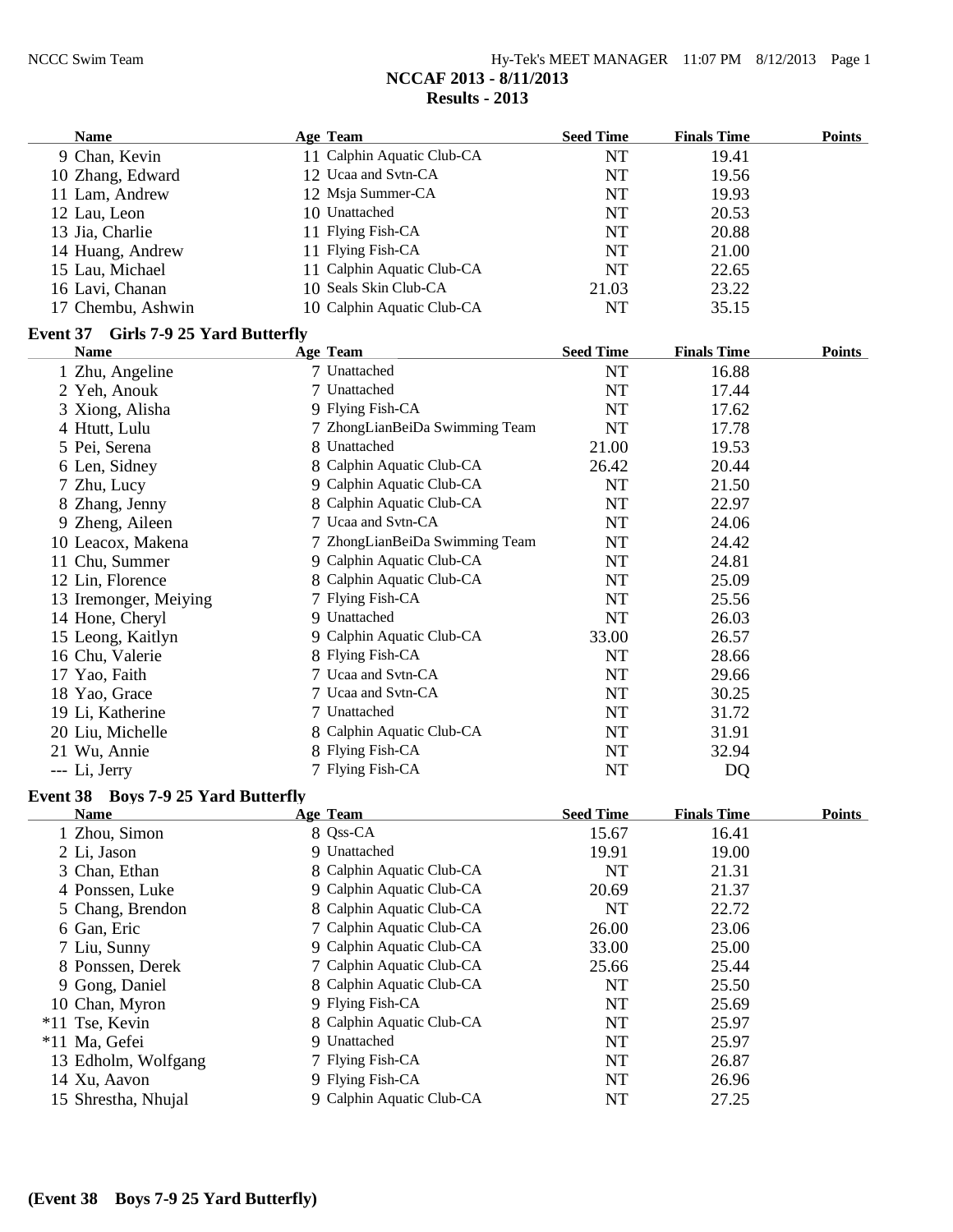**NCCAF 2013 - 8/11/2013**
**Results - 2013**

| Name | Age | Team | Seed Time | Finals Time | Points |
|---|---|---|---|---|---|
| 9 Chan, Kevin | 11 | Calphin Aquatic Club-CA | NT | 19.41 | |
| 10 Zhang, Edward | 12 | Ucaa and Svtn-CA | NT | 19.56 | |
| 11 Lam, Andrew | 12 | Msja Summer-CA | NT | 19.93 | |
| 12 Lau, Leon | 10 | Unattached | NT | 20.53 | |
| 13 Jia, Charlie | 11 | Flying Fish-CA | NT | 20.88 | |
| 14 Huang, Andrew | 11 | Flying Fish-CA | NT | 21.00 | |
| 15 Lau, Michael | 11 | Calphin Aquatic Club-CA | NT | 22.65 | |
| 16 Lavi, Chanan | 10 | Seals Skin Club-CA | 21.03 | 23.22 | |
| 17 Chembu, Ashwin | 10 | Calphin Aquatic Club-CA | NT | 35.15 | |

**Event 37 Girls 7-9 25 Yard Butterfly**

| Name | Age | Team | Seed Time | Finals Time | Points |
|---|---|---|---|---|---|
| 1 Zhu, Angeline | 7 | Unattached | NT | 16.88 | |
| 2 Yeh, Anouk | 7 | Unattached | NT | 17.44 | |
| 3 Xiong, Alisha | 9 | Flying Fish-CA | NT | 17.62 | |
| 4 Htutt, Lulu | 7 | ZhongLianBeiDa Swimming Team | NT | 17.78 | |
| 5 Pei, Serena | 8 | Unattached | 21.00 | 19.53 | |
| 6 Len, Sidney | 8 | Calphin Aquatic Club-CA | 26.42 | 20.44 | |
| 7 Zhu, Lucy | 9 | Calphin Aquatic Club-CA | NT | 21.50 | |
| 8 Zhang, Jenny | 8 | Calphin Aquatic Club-CA | NT | 22.97 | |
| 9 Zheng, Aileen | 7 | Ucaa and Svtn-CA | NT | 24.06 | |
| 10 Leacox, Makena | 7 | ZhongLianBeiDa Swimming Team | NT | 24.42 | |
| 11 Chu, Summer | 9 | Calphin Aquatic Club-CA | NT | 24.81 | |
| 12 Lin, Florence | 8 | Calphin Aquatic Club-CA | NT | 25.09 | |
| 13 Iremonger, Meiying | 7 | Flying Fish-CA | NT | 25.56 | |
| 14 Hone, Cheryl | 9 | Unattached | NT | 26.03 | |
| 15 Leong, Kaitlyn | 9 | Calphin Aquatic Club-CA | 33.00 | 26.57 | |
| 16 Chu, Valerie | 8 | Flying Fish-CA | NT | 28.66 | |
| 17 Yao, Faith | 7 | Ucaa and Svtn-CA | NT | 29.66 | |
| 18 Yao, Grace | 7 | Ucaa and Svtn-CA | NT | 30.25 | |
| 19 Li, Katherine | 7 | Unattached | NT | 31.72 | |
| 20 Liu, Michelle | 8 | Calphin Aquatic Club-CA | NT | 31.91 | |
| 21 Wu, Annie | 8 | Flying Fish-CA | NT | 32.94 | |
| --- Li, Jerry | 7 | Flying Fish-CA | NT | DQ | |

**Event 38 Boys 7-9 25 Yard Butterfly**

| Name | Age | Team | Seed Time | Finals Time | Points |
|---|---|---|---|---|---|
| 1 Zhou, Simon | 8 | Qss-CA | 15.67 | 16.41 | |
| 2 Li, Jason | 9 | Unattached | 19.91 | 19.00 | |
| 3 Chan, Ethan | 8 | Calphin Aquatic Club-CA | NT | 21.31 | |
| 4 Ponssen, Luke | 9 | Calphin Aquatic Club-CA | 20.69 | 21.37 | |
| 5 Chang, Brendon | 8 | Calphin Aquatic Club-CA | NT | 22.72 | |
| 6 Gan, Eric | 7 | Calphin Aquatic Club-CA | 26.00 | 23.06 | |
| 7 Liu, Sunny | 9 | Calphin Aquatic Club-CA | 33.00 | 25.00 | |
| 8 Ponssen, Derek | 7 | Calphin Aquatic Club-CA | 25.66 | 25.44 | |
| 9 Gong, Daniel | 8 | Calphin Aquatic Club-CA | NT | 25.50 | |
| 10 Chan, Myron | 9 | Flying Fish-CA | NT | 25.69 | |
| *11 Tse, Kevin | 8 | Calphin Aquatic Club-CA | NT | 25.97 | |
| *11 Ma, Gefei | 9 | Unattached | NT | 25.97 | |
| 13 Edholm, Wolfgang | 7 | Flying Fish-CA | NT | 26.87 | |
| 14 Xu, Aavon | 9 | Flying Fish-CA | NT | 26.96 | |
| 15 Shrestha, Nhujal | 9 | Calphin Aquatic Club-CA | NT | 27.25 | |

**(Event 38 Boys 7-9 25 Yard Butterfly)**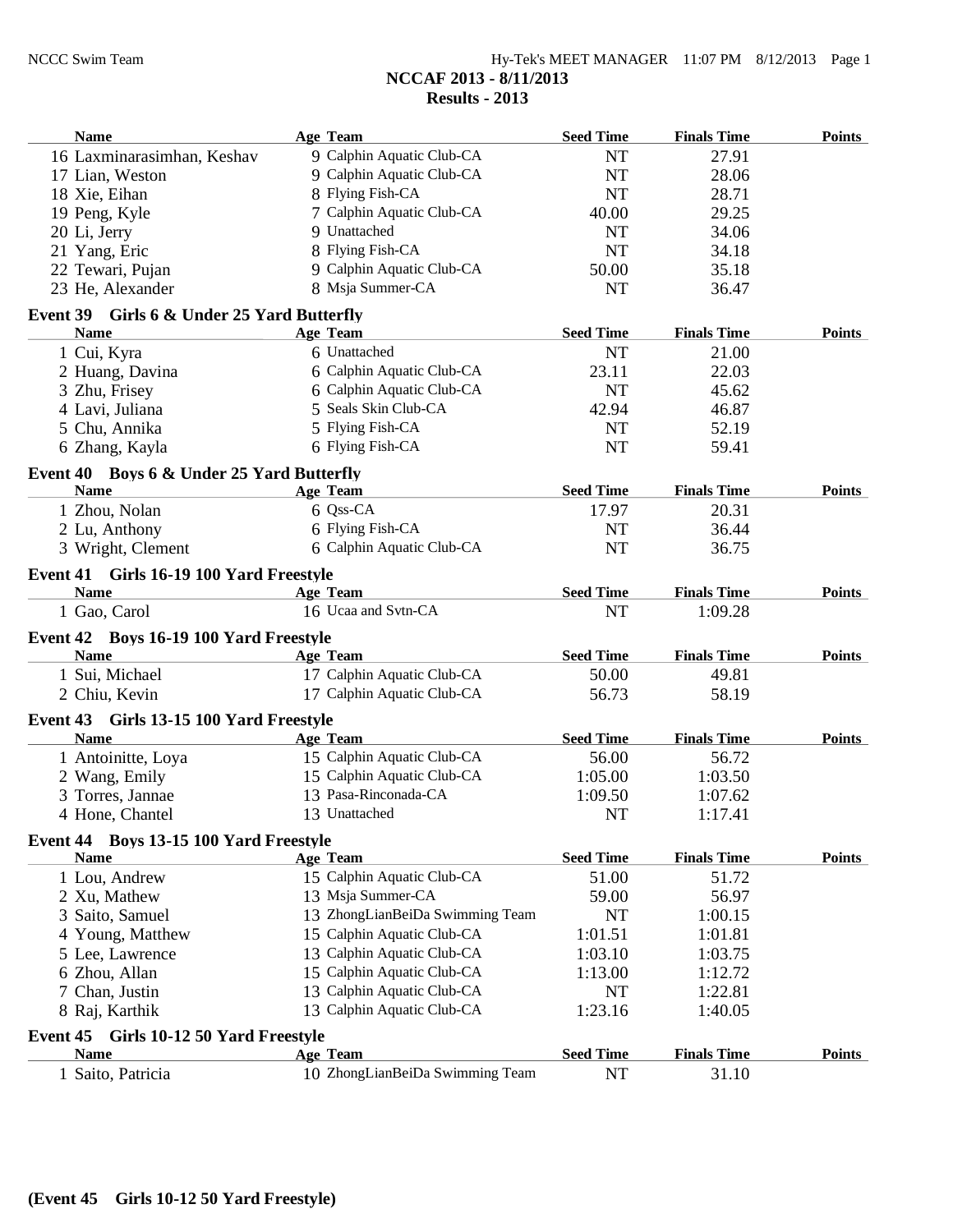NCCAF 2013 - 8/11/2013

**Results - 2013**

| Name | Age | Team | Seed Time | Finals Time | Points |
|---|---|---|---|---|---|
| 16 Laxminarasimhan, Keshav | 9 | Calphin Aquatic Club-CA | NT | 27.91 | |
| 17 Lian, Weston | 9 | Calphin Aquatic Club-CA | NT | 28.06 | |
| 18 Xie, Eihan | 8 | Flying Fish-CA | NT | 28.71 | |
| 19 Peng, Kyle | 7 | Calphin Aquatic Club-CA | 40.00 | 29.25 | |
| 20 Li, Jerry | 9 | Unattached | NT | 34.06 | |
| 21 Yang, Eric | 8 | Flying Fish-CA | NT | 34.18 | |
| 22 Tewari, Pujan | 9 | Calphin Aquatic Club-CA | 50.00 | 35.18 | |
| 23 He, Alexander | 8 | Msja Summer-CA | NT | 36.47 | |

**Event 39 Girls 6 & Under 25 Yard Butterfly**

| Name | Age | Team | Seed Time | Finals Time | Points |
|---|---|---|---|---|---|
| 1 Cui, Kyra | 6 | Unattached | NT | 21.00 | |
| 2 Huang, Davina | 6 | Calphin Aquatic Club-CA | 23.11 | 22.03 | |
| 3 Zhu, Frisey | 6 | Calphin Aquatic Club-CA | NT | 45.62 | |
| 4 Lavi, Juliana | 5 | Seals Skin Club-CA | 42.94 | 46.87 | |
| 5 Chu, Annika | 5 | Flying Fish-CA | NT | 52.19 | |
| 6 Zhang, Kayla | 6 | Flying Fish-CA | NT | 59.41 | |

**Event 40 Boys 6 & Under 25 Yard Butterfly**

| Name | Age | Team | Seed Time | Finals Time | Points |
|---|---|---|---|---|---|
| 1 Zhou, Nolan | 6 | Qss-CA | 17.97 | 20.31 | |
| 2 Lu, Anthony | 6 | Flying Fish-CA | NT | 36.44 | |
| 3 Wright, Clement | 6 | Calphin Aquatic Club-CA | NT | 36.75 | |

**Event 41 Girls 16-19 100 Yard Freestyle**

| Name | Age | Team | Seed Time | Finals Time | Points |
|---|---|---|---|---|---|
| 1 Gao, Carol | 16 | Ucaa and Svtn-CA | NT | 1:09.28 | |

**Event 42 Boys 16-19 100 Yard Freestyle**

| Name | Age | Team | Seed Time | Finals Time | Points |
|---|---|---|---|---|---|
| 1 Sui, Michael | 17 | Calphin Aquatic Club-CA | 50.00 | 49.81 | |
| 2 Chiu, Kevin | 17 | Calphin Aquatic Club-CA | 56.73 | 58.19 | |

**Event 43 Girls 13-15 100 Yard Freestyle**

| Name | Age | Team | Seed Time | Finals Time | Points |
|---|---|---|---|---|---|
| 1 Antoinitte, Loya | 15 | Calphin Aquatic Club-CA | 56.00 | 56.72 | |
| 2 Wang, Emily | 15 | Calphin Aquatic Club-CA | 1:05.00 | 1:03.50 | |
| 3 Torres, Jannae | 13 | Pasa-Rinconada-CA | 1:09.50 | 1:07.62 | |
| 4 Hone, Chantel | 13 | Unattached | NT | 1:17.41 | |

**Event 44 Boys 13-15 100 Yard Freestyle**

| Name | Age | Team | Seed Time | Finals Time | Points |
|---|---|---|---|---|---|
| 1 Lou, Andrew | 15 | Calphin Aquatic Club-CA | 51.00 | 51.72 | |
| 2 Xu, Mathew | 13 | Msja Summer-CA | 59.00 | 56.97 | |
| 3 Saito, Samuel | 13 | ZhongLianBeiDa Swimming Team | NT | 1:00.15 | |
| 4 Young, Matthew | 15 | Calphin Aquatic Club-CA | 1:01.51 | 1:01.81 | |
| 5 Lee, Lawrence | 13 | Calphin Aquatic Club-CA | 1:03.10 | 1:03.75 | |
| 6 Zhou, Allan | 15 | Calphin Aquatic Club-CA | 1:13.00 | 1:12.72 | |
| 7 Chan, Justin | 13 | Calphin Aquatic Club-CA | NT | 1:22.81 | |
| 8 Raj, Karthik | 13 | Calphin Aquatic Club-CA | 1:23.16 | 1:40.05 | |

**Event 45 Girls 10-12 50 Yard Freestyle**

| Name | Age | Team | Seed Time | Finals Time | Points |
|---|---|---|---|---|---|
| 1 Saito, Patricia | 10 | ZhongLianBeiDa Swimming Team | NT | 31.10 | |

**(Event 45 Girls 10-12 50 Yard Freestyle)**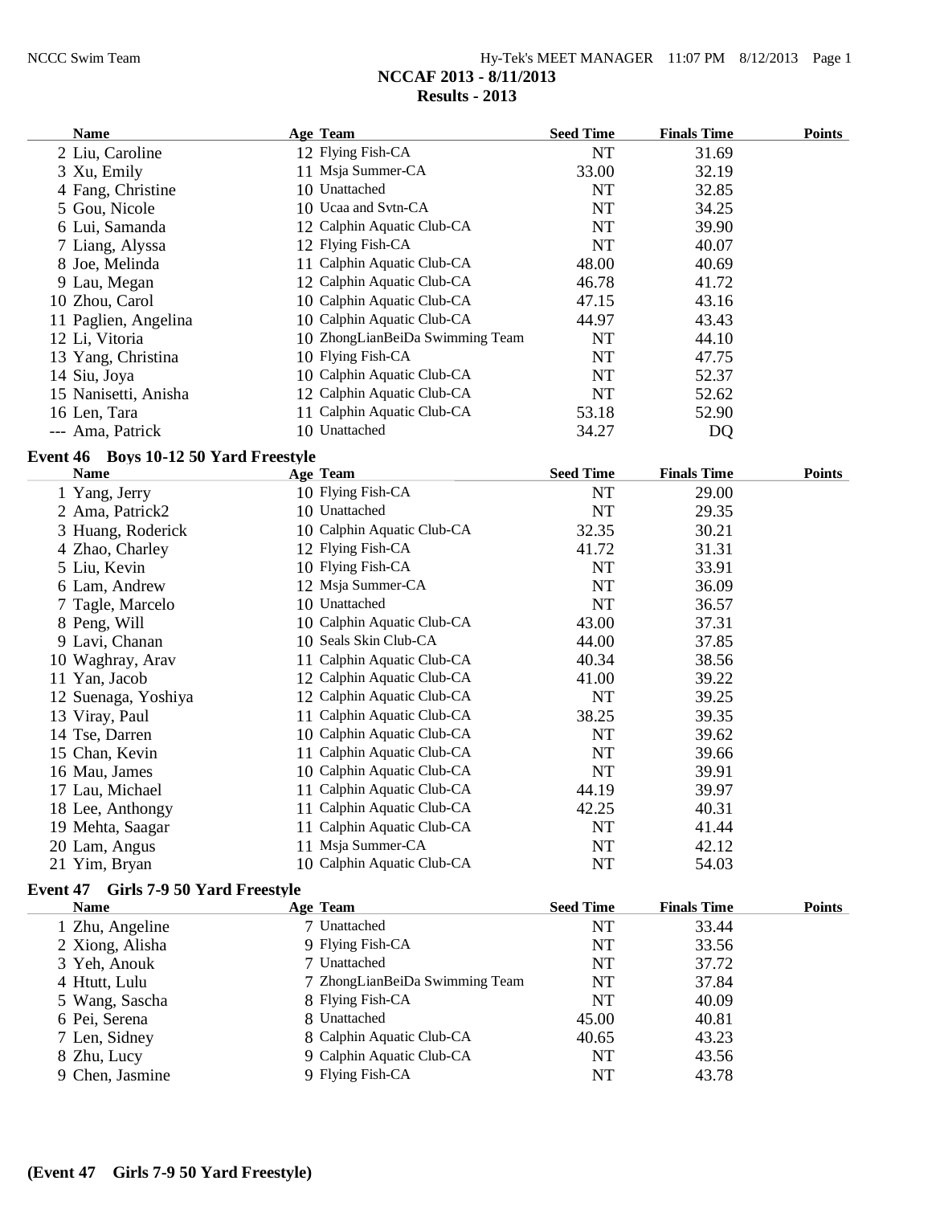**NCCAF 2013 - 8/11/2013**
**Results - 2013**

| Name | Age | Team | Seed Time | Finals Time | Points |
|---|---|---|---|---|---|
| 2 Liu, Caroline | 12 | Flying Fish-CA | NT | 31.69 | |
| 3 Xu, Emily | 11 | Msja Summer-CA | 33.00 | 32.19 | |
| 4 Fang, Christine | 10 | Unattached | NT | 32.85 | |
| 5 Gou, Nicole | 10 | Ucaa and Svtn-CA | NT | 34.25 | |
| 6 Lui, Samanda | 12 | Calphin Aquatic Club-CA | NT | 39.90 | |
| 7 Liang, Alyssa | 12 | Flying Fish-CA | NT | 40.07 | |
| 8 Joe, Melinda | 11 | Calphin Aquatic Club-CA | 48.00 | 40.69 | |
| 9 Lau, Megan | 12 | Calphin Aquatic Club-CA | 46.78 | 41.72 | |
| 10 Zhou, Carol | 10 | Calphin Aquatic Club-CA | 47.15 | 43.16 | |
| 11 Paglien, Angelina | 10 | Calphin Aquatic Club-CA | 44.97 | 43.43 | |
| 12 Li, Vitoria | 10 | ZhongLianBeiDa Swimming Team | NT | 44.10 | |
| 13 Yang, Christina | 10 | Flying Fish-CA | NT | 47.75 | |
| 14 Siu, Joya | 10 | Calphin Aquatic Club-CA | NT | 52.37 | |
| 15 Nanisetti, Anisha | 12 | Calphin Aquatic Club-CA | NT | 52.62 | |
| 16 Len, Tara | 11 | Calphin Aquatic Club-CA | 53.18 | 52.90 | |
| --- Ama, Patrick | 10 | Unattached | 34.27 | DQ | |

### Event 46 Boys 10-12 50 Yard Freestyle

| Name | Age | Team | Seed Time | Finals Time | Points |
|---|---|---|---|---|---|
| 1 Yang, Jerry | 10 | Flying Fish-CA | NT | 29.00 | |
| 2 Ama, Patrick2 | 10 | Unattached | NT | 29.35 | |
| 3 Huang, Roderick | 10 | Calphin Aquatic Club-CA | 32.35 | 30.21 | |
| 4 Zhao, Charley | 12 | Flying Fish-CA | 41.72 | 31.31 | |
| 5 Liu, Kevin | 10 | Flying Fish-CA | NT | 33.91 | |
| 6 Lam, Andrew | 12 | Msja Summer-CA | NT | 36.09 | |
| 7 Tagle, Marcelo | 10 | Unattached | NT | 36.57 | |
| 8 Peng, Will | 10 | Calphin Aquatic Club-CA | 43.00 | 37.31 | |
| 9 Lavi, Chanan | 10 | Seals Skin Club-CA | 44.00 | 37.85 | |
| 10 Waghray, Arav | 11 | Calphin Aquatic Club-CA | 40.34 | 38.56 | |
| 11 Yan, Jacob | 12 | Calphin Aquatic Club-CA | 41.00 | 39.22 | |
| 12 Suenaga, Yoshiya | 12 | Calphin Aquatic Club-CA | NT | 39.25 | |
| 13 Viray, Paul | 11 | Calphin Aquatic Club-CA | 38.25 | 39.35 | |
| 14 Tse, Darren | 10 | Calphin Aquatic Club-CA | NT | 39.62 | |
| 15 Chan, Kevin | 11 | Calphin Aquatic Club-CA | NT | 39.66 | |
| 16 Mau, James | 10 | Calphin Aquatic Club-CA | NT | 39.91 | |
| 17 Lau, Michael | 11 | Calphin Aquatic Club-CA | 44.19 | 39.97 | |
| 18 Lee, Anthongy | 11 | Calphin Aquatic Club-CA | 42.25 | 40.31 | |
| 19 Mehta, Saagar | 11 | Calphin Aquatic Club-CA | NT | 41.44 | |
| 20 Lam, Angus | 11 | Msja Summer-CA | NT | 42.12 | |
| 21 Yim, Bryan | 10 | Calphin Aquatic Club-CA | NT | 54.03 | |

### Event 47 Girls 7-9 50 Yard Freestyle

| Name | Age | Team | Seed Time | Finals Time | Points |
|---|---|---|---|---|---|
| 1 Zhu, Angeline | 7 | Unattached | NT | 33.44 | |
| 2 Xiong, Alisha | 9 | Flying Fish-CA | NT | 33.56 | |
| 3 Yeh, Anouk | 7 | Unattached | NT | 37.72 | |
| 4 Htutt, Lulu | 7 | ZhongLianBeiDa Swimming Team | NT | 37.84 | |
| 5 Wang, Sascha | 8 | Flying Fish-CA | NT | 40.09 | |
| 6 Pei, Serena | 8 | Unattached | 45.00 | 40.81 | |
| 7 Len, Sidney | 8 | Calphin Aquatic Club-CA | 40.65 | 43.23 | |
| 8 Zhu, Lucy | 9 | Calphin Aquatic Club-CA | NT | 43.56 | |
| 9 Chen, Jasmine | 9 | Flying Fish-CA | NT | 43.78 | |

**(Event 47 Girls 7-9 50 Yard Freestyle)**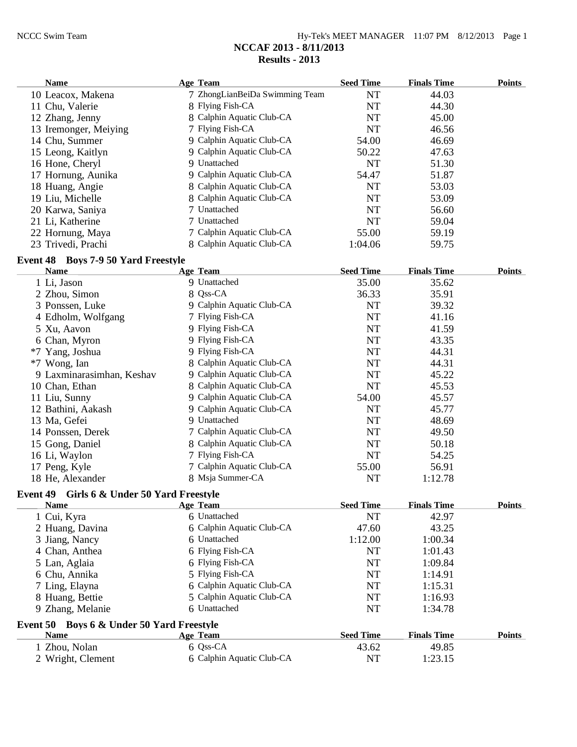NCCAF 2013 - 8/11/2013

Results - 2013

| Name | Age | Team | Seed Time | Finals Time | Points |
|---|---|---|---|---|---|
| 10 Leacox, Makena | 7 | ZhongLianBeiDa Swimming Team | NT | 44.03 | |
| 11 Chu, Valerie | 8 | Flying Fish-CA | NT | 44.30 | |
| 12 Zhang, Jenny | 8 | Calphin Aquatic Club-CA | NT | 45.00 | |
| 13 Iremonger, Meiying | 7 | Flying Fish-CA | NT | 46.56 | |
| 14 Chu, Summer | 9 | Calphin Aquatic Club-CA | 54.00 | 46.69 | |
| 15 Leong, Kaitlyn | 9 | Calphin Aquatic Club-CA | 50.22 | 47.63 | |
| 16 Hone, Cheryl | 9 | Unattached | NT | 51.30 | |
| 17 Hornung, Aunika | 9 | Calphin Aquatic Club-CA | 54.47 | 51.87 | |
| 18 Huang, Angie | 8 | Calphin Aquatic Club-CA | NT | 53.03 | |
| 19 Liu, Michelle | 8 | Calphin Aquatic Club-CA | NT | 53.09 | |
| 20 Karwa, Saniya | 7 | Unattached | NT | 56.60 | |
| 21 Li, Katherine | 7 | Unattached | NT | 59.04 | |
| 22 Hornung, Maya | 7 | Calphin Aquatic Club-CA | 55.00 | 59.19 | |
| 23 Trivedi, Prachi | 8 | Calphin Aquatic Club-CA | 1:04.06 | 59.75 | |

## Event 48 Boys 7-9 50 Yard Freestyle

| Name | Age | Team | Seed Time | Finals Time | Points |
|---|---|---|---|---|---|
| 1 Li, Jason | 9 | Unattached | 35.00 | 35.62 | |
| 2 Zhou, Simon | 8 | Qss-CA | 36.33 | 35.91 | |
| 3 Ponssen, Luke | 9 | Calphin Aquatic Club-CA | NT | 39.32 | |
| 4 Edholm, Wolfgang | 7 | Flying Fish-CA | NT | 41.16 | |
| 5 Xu, Aavon | 9 | Flying Fish-CA | NT | 41.59 | |
| 6 Chan, Myron | 9 | Flying Fish-CA | NT | 43.35 | |
| *7 Yang, Joshua | 9 | Flying Fish-CA | NT | 44.31 | |
| *7 Wong, Ian | 8 | Calphin Aquatic Club-CA | NT | 44.31 | |
| 9 Laxminarasimhan, Keshav | 9 | Calphin Aquatic Club-CA | NT | 45.22 | |
| 10 Chan, Ethan | 8 | Calphin Aquatic Club-CA | NT | 45.53 | |
| 11 Liu, Sunny | 9 | Calphin Aquatic Club-CA | 54.00 | 45.57 | |
| 12 Bathini, Aakash | 9 | Calphin Aquatic Club-CA | NT | 45.77 | |
| 13 Ma, Gefei | 9 | Unattached | NT | 48.69 | |
| 14 Ponssen, Derek | 7 | Calphin Aquatic Club-CA | NT | 49.50 | |
| 15 Gong, Daniel | 8 | Calphin Aquatic Club-CA | NT | 50.18 | |
| 16 Li, Waylon | 7 | Flying Fish-CA | NT | 54.25 | |
| 17 Peng, Kyle | 7 | Calphin Aquatic Club-CA | 55.00 | 56.91 | |
| 18 He, Alexander | 8 | Msja Summer-CA | NT | 1:12.78 | |

## Event 49 Girls 6 & Under 50 Yard Freestyle

| Name | Age | Team | Seed Time | Finals Time | Points |
|---|---|---|---|---|---|
| 1 Cui, Kyra | 6 | Unattached | NT | 42.97 | |
| 2 Huang, Davina | 6 | Calphin Aquatic Club-CA | 47.60 | 43.25 | |
| 3 Jiang, Nancy | 6 | Unattached | 1:12.00 | 1:00.34 | |
| 4 Chan, Anthea | 6 | Flying Fish-CA | NT | 1:01.43 | |
| 5 Lan, Aglaia | 6 | Flying Fish-CA | NT | 1:09.84 | |
| 6 Chu, Annika | 5 | Flying Fish-CA | NT | 1:14.91 | |
| 7 Ling, Elayna | 6 | Calphin Aquatic Club-CA | NT | 1:15.31 | |
| 8 Huang, Bettie | 5 | Calphin Aquatic Club-CA | NT | 1:16.93 | |
| 9 Zhang, Melanie | 6 | Unattached | NT | 1:34.78 | |

## Event 50 Boys 6 & Under 50 Yard Freestyle

| Name | Age | Team | Seed Time | Finals Time | Points |
|---|---|---|---|---|---|
| 1 Zhou, Nolan | 6 | Qss-CA | 43.62 | 49.85 | |
| 2 Wright, Clement | 6 | Calphin Aquatic Club-CA | NT | 1:23.15 | |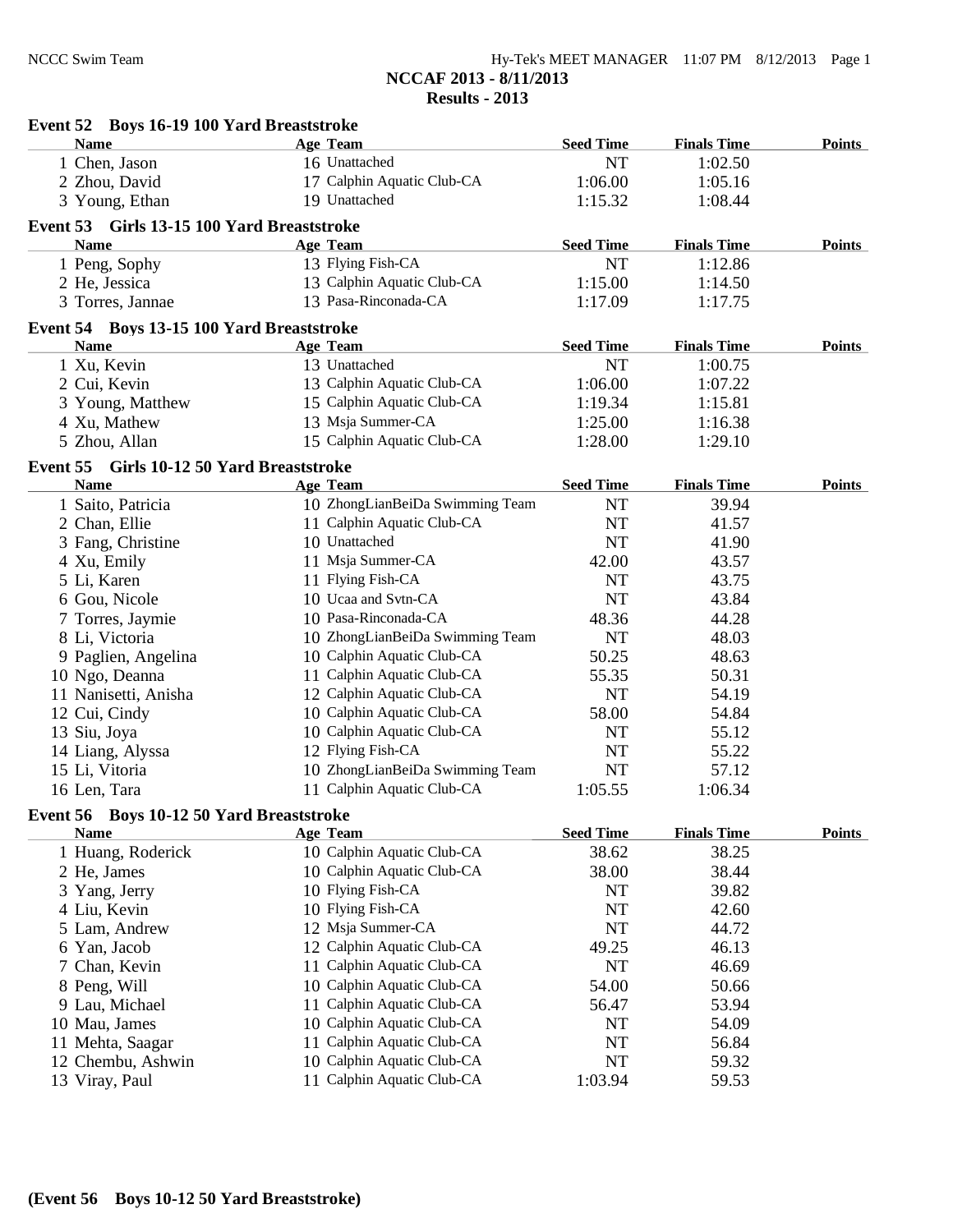## NCCAF 2013 - 8/11/2013

## Results - 2013

### Event 52 Boys 16-19 100 Yard Breaststroke

| Name | Age | Team | Seed Time | Finals Time | Points |
|---|---|---|---|---|---|
| 1 Chen, Jason | 16 | Unattached | NT | 1:02.50 | |
| 2 Zhou, David | 17 | Calphin Aquatic Club-CA | 1:06.00 | 1:05.16 | |
| 3 Young, Ethan | 19 | Unattached | 1:15.32 | 1:08.44 | |

### Event 53 Girls 13-15 100 Yard Breaststroke

| Name | Age | Team | Seed Time | Finals Time | Points |
|---|---|---|---|---|---|
| 1 Peng, Sophy | 13 | Flying Fish-CA | NT | 1:12.86 | |
| 2 He, Jessica | 13 | Calphin Aquatic Club-CA | 1:15.00 | 1:14.50 | |
| 3 Torres, Jannae | 13 | Pasa-Rinconada-CA | 1:17.09 | 1:17.75 | |

### Event 54 Boys 13-15 100 Yard Breaststroke

| Name | Age | Team | Seed Time | Finals Time | Points |
|---|---|---|---|---|---|
| 1 Xu, Kevin | 13 | Unattached | NT | 1:00.75 | |
| 2 Cui, Kevin | 13 | Calphin Aquatic Club-CA | 1:06.00 | 1:07.22 | |
| 3 Young, Matthew | 15 | Calphin Aquatic Club-CA | 1:19.34 | 1:15.81 | |
| 4 Xu, Mathew | 13 | Msja Summer-CA | 1:25.00 | 1:16.38 | |
| 5 Zhou, Allan | 15 | Calphin Aquatic Club-CA | 1:28.00 | 1:29.10 | |

### Event 55 Girls 10-12 50 Yard Breaststroke

| Name | Age | Team | Seed Time | Finals Time | Points |
|---|---|---|---|---|---|
| 1 Saito, Patricia | 10 | ZhongLianBeiDa Swimming Team | NT | 39.94 | |
| 2 Chan, Ellie | 11 | Calphin Aquatic Club-CA | NT | 41.57 | |
| 3 Fang, Christine | 10 | Unattached | NT | 41.90 | |
| 4 Xu, Emily | 11 | Msja Summer-CA | 42.00 | 43.57 | |
| 5 Li, Karen | 11 | Flying Fish-CA | NT | 43.75 | |
| 6 Gou, Nicole | 10 | Ucaa and Svtn-CA | NT | 43.84 | |
| 7 Torres, Jaymie | 10 | Pasa-Rinconada-CA | 48.36 | 44.28 | |
| 8 Li, Victoria | 10 | ZhongLianBeiDa Swimming Team | NT | 48.03 | |
| 9 Paglien, Angelina | 10 | Calphin Aquatic Club-CA | 50.25 | 48.63 | |
| 10 Ngo, Deanna | 11 | Calphin Aquatic Club-CA | 55.35 | 50.31 | |
| 11 Nanisetti, Anisha | 12 | Calphin Aquatic Club-CA | NT | 54.19 | |
| 12 Cui, Cindy | 10 | Calphin Aquatic Club-CA | 58.00 | 54.84 | |
| 13 Siu, Joya | 10 | Calphin Aquatic Club-CA | NT | 55.12 | |
| 14 Liang, Alyssa | 12 | Flying Fish-CA | NT | 55.22 | |
| 15 Li, Vitoria | 10 | ZhongLianBeiDa Swimming Team | NT | 57.12 | |
| 16 Len, Tara | 11 | Calphin Aquatic Club-CA | 1:05.55 | 1:06.34 | |

### Event 56 Boys 10-12 50 Yard Breaststroke

| Name | Age | Team | Seed Time | Finals Time | Points |
|---|---|---|---|---|---|
| 1 Huang, Roderick | 10 | Calphin Aquatic Club-CA | 38.62 | 38.25 | |
| 2 He, James | 10 | Calphin Aquatic Club-CA | 38.00 | 38.44 | |
| 3 Yang, Jerry | 10 | Flying Fish-CA | NT | 39.82 | |
| 4 Liu, Kevin | 10 | Flying Fish-CA | NT | 42.60 | |
| 5 Lam, Andrew | 12 | Msja Summer-CA | NT | 44.72 | |
| 6 Yan, Jacob | 12 | Calphin Aquatic Club-CA | 49.25 | 46.13 | |
| 7 Chan, Kevin | 11 | Calphin Aquatic Club-CA | NT | 46.69 | |
| 8 Peng, Will | 10 | Calphin Aquatic Club-CA | 54.00 | 50.66 | |
| 9 Lau, Michael | 11 | Calphin Aquatic Club-CA | 56.47 | 53.94 | |
| 10 Mau, James | 10 | Calphin Aquatic Club-CA | NT | 54.09 | |
| 11 Mehta, Saagar | 11 | Calphin Aquatic Club-CA | NT | 56.84 | |
| 12 Chembu, Ashwin | 10 | Calphin Aquatic Club-CA | NT | 59.32 | |
| 13 Viray, Paul | 11 | Calphin Aquatic Club-CA | 1:03.94 | 59.53 | |

**(Event 56 Boys 10-12 50 Yard Breaststroke)**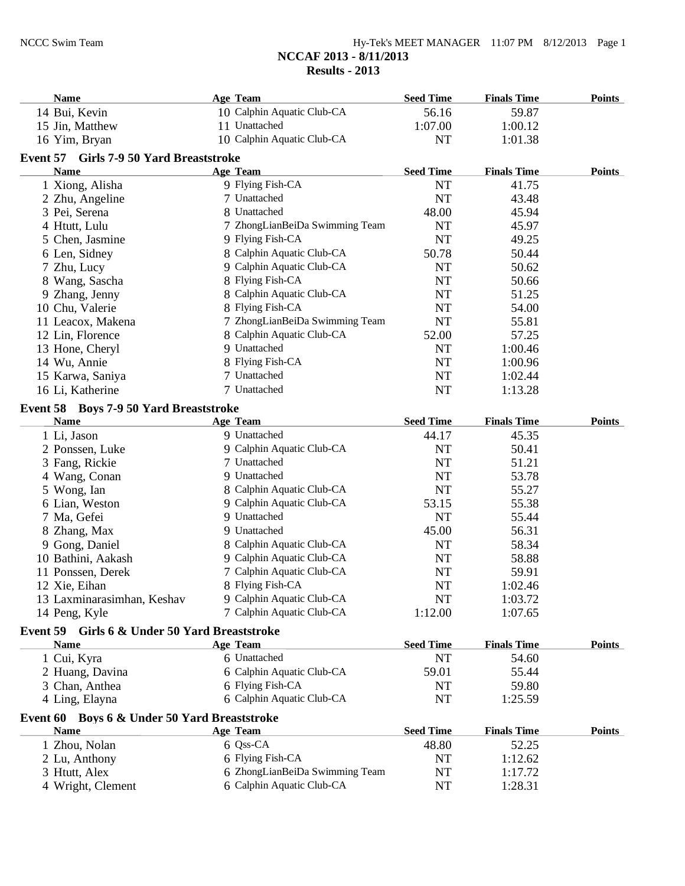## NCCAF 2013 - 8/11/2013

## Results - 2013

| Name | Age | Team | Seed Time | Finals Time | Points |
|---|---|---|---|---|---|
| 14 Bui, Kevin | 10 | Calphin Aquatic Club-CA | 56.16 | 59.87 | |
| 15 Jin, Matthew | 11 | Unattached | 1:07.00 | 1:00.12 | |
| 16 Yim, Bryan | 10 | Calphin Aquatic Club-CA | NT | 1:01.38 | |

### Event 57 Girls 7-9 50 Yard Breaststroke

| Name | Age | Team | Seed Time | Finals Time | Points |
|---|---|---|---|---|---|
| 1 Xiong, Alisha | 9 | Flying Fish-CA | NT | 41.75 | |
| 2 Zhu, Angeline | 7 | Unattached | NT | 43.48 | |
| 3 Pei, Serena | 8 | Unattached | 48.00 | 45.94 | |
| 4 Htutt, Lulu | 7 | ZhongLianBeiDa Swimming Team | NT | 45.97 | |
| 5 Chen, Jasmine | 9 | Flying Fish-CA | NT | 49.25 | |
| 6 Len, Sidney | 8 | Calphin Aquatic Club-CA | 50.78 | 50.44 | |
| 7 Zhu, Lucy | 9 | Calphin Aquatic Club-CA | NT | 50.62 | |
| 8 Wang, Sascha | 8 | Flying Fish-CA | NT | 50.66 | |
| 9 Zhang, Jenny | 8 | Calphin Aquatic Club-CA | NT | 51.25 | |
| 10 Chu, Valerie | 8 | Flying Fish-CA | NT | 54.00 | |
| 11 Leacox, Makena | 7 | ZhongLianBeiDa Swimming Team | NT | 55.81 | |
| 12 Lin, Florence | 8 | Calphin Aquatic Club-CA | 52.00 | 57.25 | |
| 13 Hone, Cheryl | 9 | Unattached | NT | 1:00.46 | |
| 14 Wu, Annie | 8 | Flying Fish-CA | NT | 1:00.96 | |
| 15 Karwa, Saniya | 7 | Unattached | NT | 1:02.44 | |
| 16 Li, Katherine | 7 | Unattached | NT | 1:13.28 | |

### Event 58 Boys 7-9 50 Yard Breaststroke

| Name | Age | Team | Seed Time | Finals Time | Points |
|---|---|---|---|---|---|
| 1 Li, Jason | 9 | Unattached | 44.17 | 45.35 | |
| 2 Ponssen, Luke | 9 | Calphin Aquatic Club-CA | NT | 50.41 | |
| 3 Fang, Rickie | 7 | Unattached | NT | 51.21 | |
| 4 Wang, Conan | 9 | Unattached | NT | 53.78 | |
| 5 Wong, Ian | 8 | Calphin Aquatic Club-CA | NT | 55.27 | |
| 6 Lian, Weston | 9 | Calphin Aquatic Club-CA | 53.15 | 55.38 | |
| 7 Ma, Gefei | 9 | Unattached | NT | 55.44 | |
| 8 Zhang, Max | 9 | Unattached | 45.00 | 56.31 | |
| 9 Gong, Daniel | 8 | Calphin Aquatic Club-CA | NT | 58.34 | |
| 10 Bathini, Aakash | 9 | Calphin Aquatic Club-CA | NT | 58.88 | |
| 11 Ponssen, Derek | 7 | Calphin Aquatic Club-CA | NT | 59.91 | |
| 12 Xie, Eihan | 8 | Flying Fish-CA | NT | 1:02.46 | |
| 13 Laxminarasimhan, Keshav | 9 | Calphin Aquatic Club-CA | NT | 1:03.72 | |
| 14 Peng, Kyle | 7 | Calphin Aquatic Club-CA | 1:12.00 | 1:07.65 | |

### Event 59 Girls 6 & Under 50 Yard Breaststroke

| Name | Age | Team | Seed Time | Finals Time | Points |
|---|---|---|---|---|---|
| 1 Cui, Kyra | 6 | Unattached | NT | 54.60 | |
| 2 Huang, Davina | 6 | Calphin Aquatic Club-CA | 59.01 | 55.44 | |
| 3 Chan, Anthea | 6 | Flying Fish-CA | NT | 59.80 | |
| 4 Ling, Elayna | 6 | Calphin Aquatic Club-CA | NT | 1:25.59 | |

### Event 60 Boys 6 & Under 50 Yard Breaststroke

| Name | Age | Team | Seed Time | Finals Time | Points |
|---|---|---|---|---|---|
| 1 Zhou, Nolan | 6 | Qss-CA | 48.80 | 52.25 | |
| 2 Lu, Anthony | 6 | Flying Fish-CA | NT | 1:12.62 | |
| 3 Htutt, Alex | 6 | ZhongLianBeiDa Swimming Team | NT | 1:17.72 | |
| 4 Wright, Clement | 6 | Calphin Aquatic Club-CA | NT | 1:28.31 | |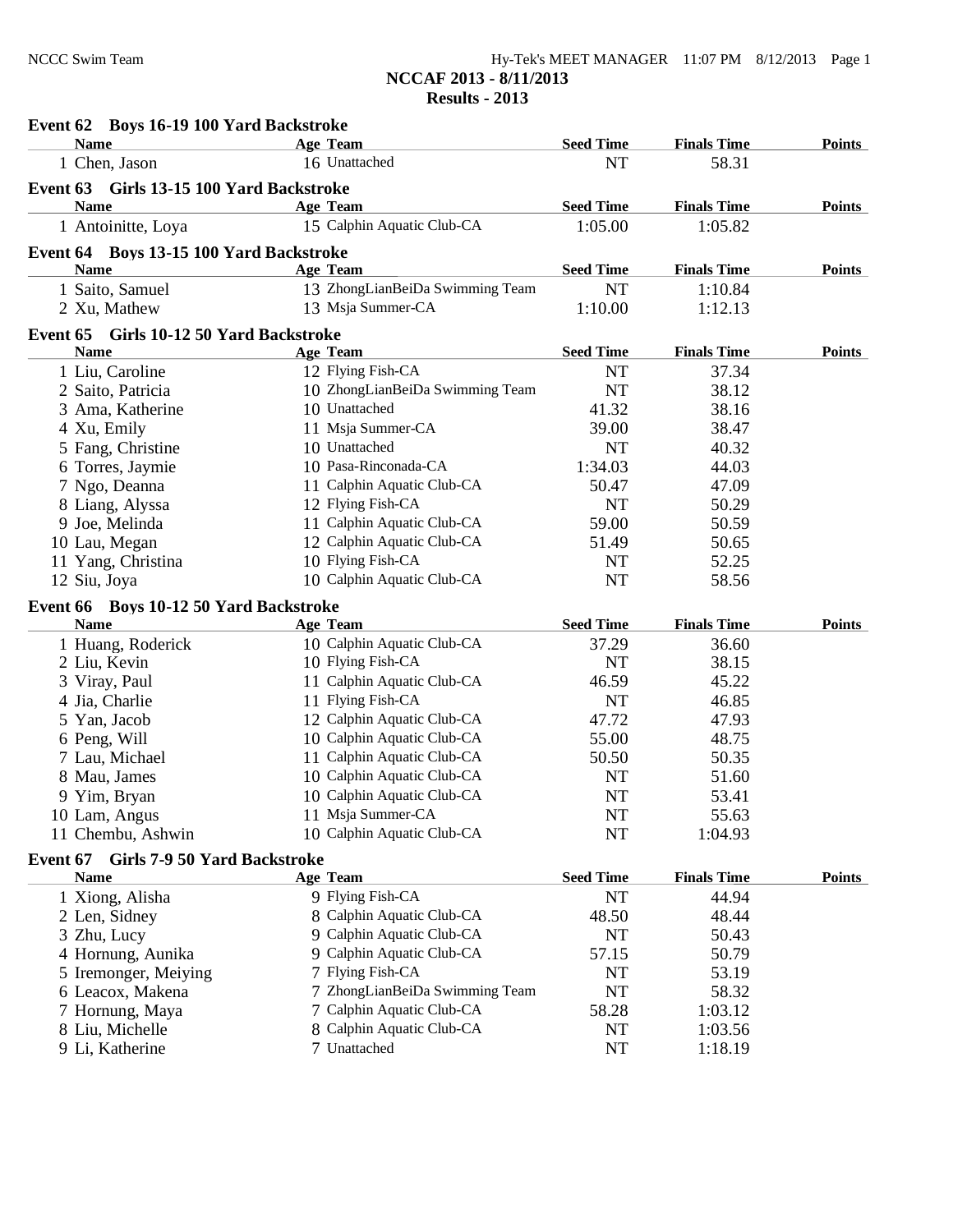# NCCAF 2013 - 8/11/2013

## Results - 2013

### Event 62 Boys 16-19 100 Yard Backstroke

| Name | Age | Team | Seed Time | Finals Time | Points |
|---|---|---|---|---|---|
| 1 Chen, Jason | 16 | Unattached | NT | 58.31 | |

### Event 63 Girls 13-15 100 Yard Backstroke

| Name | Age | Team | Seed Time | Finals Time | Points |
|---|---|---|---|---|---|
| 1 Antoinitte, Loya | 15 | Calphin Aquatic Club-CA | 1:05.00 | 1:05.82 | |

### Event 64 Boys 13-15 100 Yard Backstroke

| Name | Age | Team | Seed Time | Finals Time | Points |
|---|---|---|---|---|---|
| 1 Saito, Samuel | 13 | ZhongLianBeiDa Swimming Team | NT | 1:10.84 | |
| 2 Xu, Mathew | 13 | Msja Summer-CA | 1:10.00 | 1:12.13 | |

### Event 65 Girls 10-12 50 Yard Backstroke

| Name | Age | Team | Seed Time | Finals Time | Points |
|---|---|---|---|---|---|
| 1 Liu, Caroline | 12 | Flying Fish-CA | NT | 37.34 | |
| 2 Saito, Patricia | 10 | ZhongLianBeiDa Swimming Team | NT | 38.12 | |
| 3 Ama, Katherine | 10 | Unattached | 41.32 | 38.16 | |
| 4 Xu, Emily | 11 | Msja Summer-CA | 39.00 | 38.47 | |
| 5 Fang, Christine | 10 | Unattached | NT | 40.32 | |
| 6 Torres, Jaymie | 10 | Pasa-Rinconada-CA | 1:34.03 | 44.03 | |
| 7 Ngo, Deanna | 11 | Calphin Aquatic Club-CA | 50.47 | 47.09 | |
| 8 Liang, Alyssa | 12 | Flying Fish-CA | NT | 50.29 | |
| 9 Joe, Melinda | 11 | Calphin Aquatic Club-CA | 59.00 | 50.59 | |
| 10 Lau, Megan | 12 | Calphin Aquatic Club-CA | 51.49 | 50.65 | |
| 11 Yang, Christina | 10 | Flying Fish-CA | NT | 52.25 | |
| 12 Siu, Joya | 10 | Calphin Aquatic Club-CA | NT | 58.56 | |

### Event 66 Boys 10-12 50 Yard Backstroke

| Name | Age | Team | Seed Time | Finals Time | Points |
|---|---|---|---|---|---|
| 1 Huang, Roderick | 10 | Calphin Aquatic Club-CA | 37.29 | 36.60 | |
| 2 Liu, Kevin | 10 | Flying Fish-CA | NT | 38.15 | |
| 3 Viray, Paul | 11 | Calphin Aquatic Club-CA | 46.59 | 45.22 | |
| 4 Jia, Charlie | 11 | Flying Fish-CA | NT | 46.85 | |
| 5 Yan, Jacob | 12 | Calphin Aquatic Club-CA | 47.72 | 47.93 | |
| 6 Peng, Will | 10 | Calphin Aquatic Club-CA | 55.00 | 48.75 | |
| 7 Lau, Michael | 11 | Calphin Aquatic Club-CA | 50.50 | 50.35 | |
| 8 Mau, James | 10 | Calphin Aquatic Club-CA | NT | 51.60 | |
| 9 Yim, Bryan | 10 | Calphin Aquatic Club-CA | NT | 53.41 | |
| 10 Lam, Angus | 11 | Msja Summer-CA | NT | 55.63 | |
| 11 Chembu, Ashwin | 10 | Calphin Aquatic Club-CA | NT | 1:04.93 | |

### Event 67 Girls 7-9 50 Yard Backstroke

| Name | Age | Team | Seed Time | Finals Time | Points |
|---|---|---|---|---|---|
| 1 Xiong, Alisha | 9 | Flying Fish-CA | NT | 44.94 | |
| 2 Len, Sidney | 8 | Calphin Aquatic Club-CA | 48.50 | 48.44 | |
| 3 Zhu, Lucy | 9 | Calphin Aquatic Club-CA | NT | 50.43 | |
| 4 Hornung, Aunika | 9 | Calphin Aquatic Club-CA | 57.15 | 50.79 | |
| 5 Iremonger, Meiying | 7 | Flying Fish-CA | NT | 53.19 | |
| 6 Leacox, Makena | 7 | ZhongLianBeiDa Swimming Team | NT | 58.32 | |
| 7 Hornung, Maya | 7 | Calphin Aquatic Club-CA | 58.28 | 1:03.12 | |
| 8 Liu, Michelle | 8 | Calphin Aquatic Club-CA | NT | 1:03.56 | |
| 9 Li, Katherine | 7 | Unattached | NT | 1:18.19 | |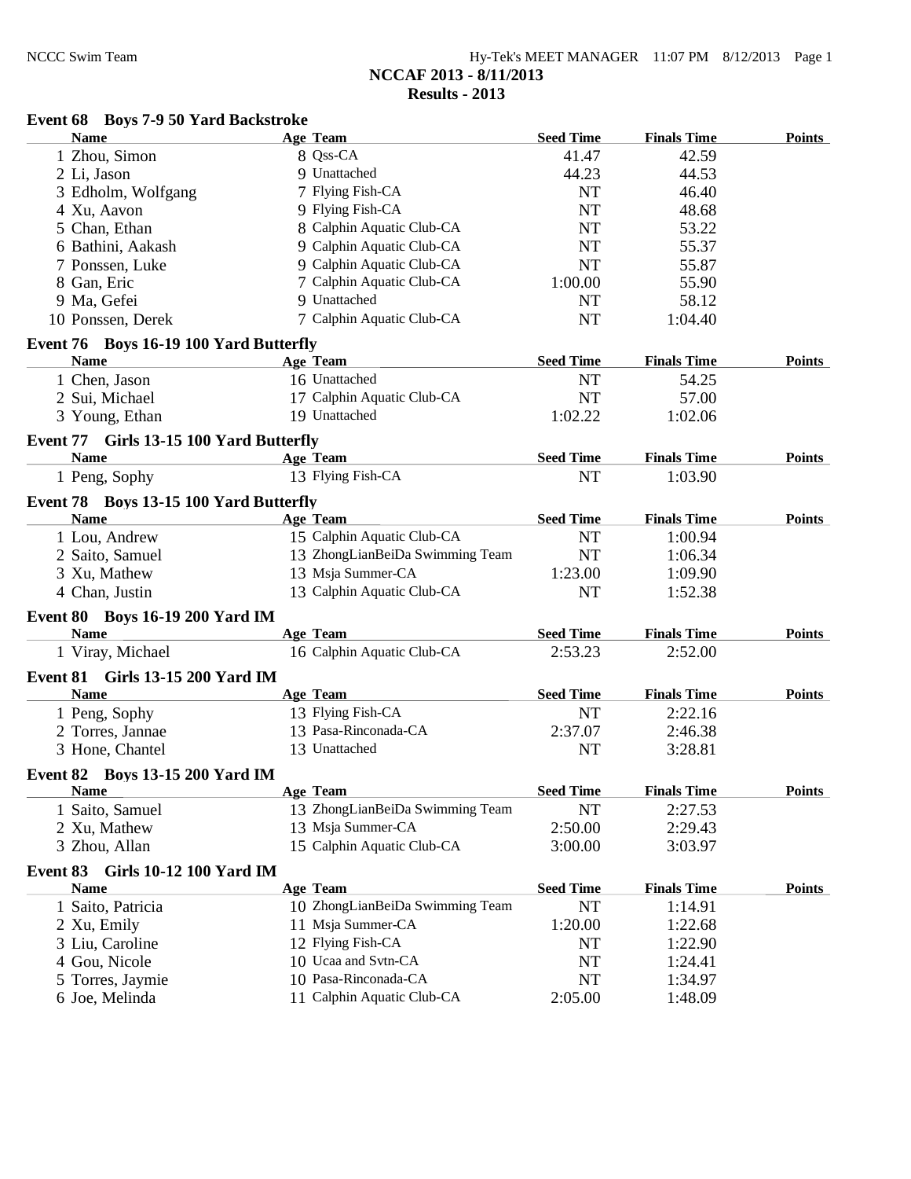# NCCAF 2013 - 8/11/2013

## Results - 2013

### Event 68 Boys 7-9 50 Yard Backstroke

| Name | Age | Team | Seed Time | Finals Time | Points |
|---|---|---|---|---|---|
| 1 Zhou, Simon | 8 | Qss-CA | 41.47 | 42.59 | |
| 2 Li, Jason | 9 | Unattached | 44.23 | 44.53 | |
| 3 Edholm, Wolfgang | 7 | Flying Fish-CA | NT | 46.40 | |
| 4 Xu, Aavon | 9 | Flying Fish-CA | NT | 48.68 | |
| 5 Chan, Ethan | 8 | Calphin Aquatic Club-CA | NT | 53.22 | |
| 6 Bathini, Aakash | 9 | Calphin Aquatic Club-CA | NT | 55.37 | |
| 7 Ponssen, Luke | 9 | Calphin Aquatic Club-CA | NT | 55.87 | |
| 8 Gan, Eric | 7 | Calphin Aquatic Club-CA | 1:00.00 | 55.90 | |
| 9 Ma, Gefei | 9 | Unattached | NT | 58.12 | |
| 10 Ponssen, Derek | 7 | Calphin Aquatic Club-CA | NT | 1:04.40 | |

### Event 76 Boys 16-19 100 Yard Butterfly

| Name | Age | Team | Seed Time | Finals Time | Points |
|---|---|---|---|---|---|
| 1 Chen, Jason | 16 | Unattached | NT | 54.25 | |
| 2 Sui, Michael | 17 | Calphin Aquatic Club-CA | NT | 57.00 | |
| 3 Young, Ethan | 19 | Unattached | 1:02.22 | 1:02.06 | |

### Event 77 Girls 13-15 100 Yard Butterfly

| Name | Age | Team | Seed Time | Finals Time | Points |
|---|---|---|---|---|---|
| 1 Peng, Sophy | 13 | Flying Fish-CA | NT | 1:03.90 | |

### Event 78 Boys 13-15 100 Yard Butterfly

| Name | Age | Team | Seed Time | Finals Time | Points |
|---|---|---|---|---|---|
| 1 Lou, Andrew | 15 | Calphin Aquatic Club-CA | NT | 1:00.94 | |
| 2 Saito, Samuel | 13 | ZhongLianBeiDa Swimming Team | NT | 1:06.34 | |
| 3 Xu, Mathew | 13 | Msja Summer-CA | 1:23.00 | 1:09.90 | |
| 4 Chan, Justin | 13 | Calphin Aquatic Club-CA | NT | 1:52.38 | |

### Event 80 Boys 16-19 200 Yard IM

| Name | Age | Team | Seed Time | Finals Time | Points |
|---|---|---|---|---|---|
| 1 Viray, Michael | 16 | Calphin Aquatic Club-CA | 2:53.23 | 2:52.00 | |

### Event 81 Girls 13-15 200 Yard IM

| Name | Age | Team | Seed Time | Finals Time | Points |
|---|---|---|---|---|---|
| 1 Peng, Sophy | 13 | Flying Fish-CA | NT | 2:22.16 | |
| 2 Torres, Jannae | 13 | Pasa-Rinconada-CA | 2:37.07 | 2:46.38 | |
| 3 Hone, Chantel | 13 | Unattached | NT | 3:28.81 | |

### Event 82 Boys 13-15 200 Yard IM

| Name | Age | Team | Seed Time | Finals Time | Points |
|---|---|---|---|---|---|
| 1 Saito, Samuel | 13 | ZhongLianBeiDa Swimming Team | NT | 2:27.53 | |
| 2 Xu, Mathew | 13 | Msja Summer-CA | 2:50.00 | 2:29.43 | |
| 3 Zhou, Allan | 15 | Calphin Aquatic Club-CA | 3:00.00 | 3:03.97 | |

### Event 83 Girls 10-12 100 Yard IM

| Name | Age | Team | Seed Time | Finals Time | Points |
|---|---|---|---|---|---|
| 1 Saito, Patricia | 10 | ZhongLianBeiDa Swimming Team | NT | 1:14.91 | |
| 2 Xu, Emily | 11 | Msja Summer-CA | 1:20.00 | 1:22.68 | |
| 3 Liu, Caroline | 12 | Flying Fish-CA | NT | 1:22.90 | |
| 4 Gou, Nicole | 10 | Ucaa and Svtn-CA | NT | 1:24.41 | |
| 5 Torres, Jaymie | 10 | Pasa-Rinconada-CA | NT | 1:34.97 | |
| 6 Joe, Melinda | 11 | Calphin Aquatic Club-CA | 2:05.00 | 1:48.09 | |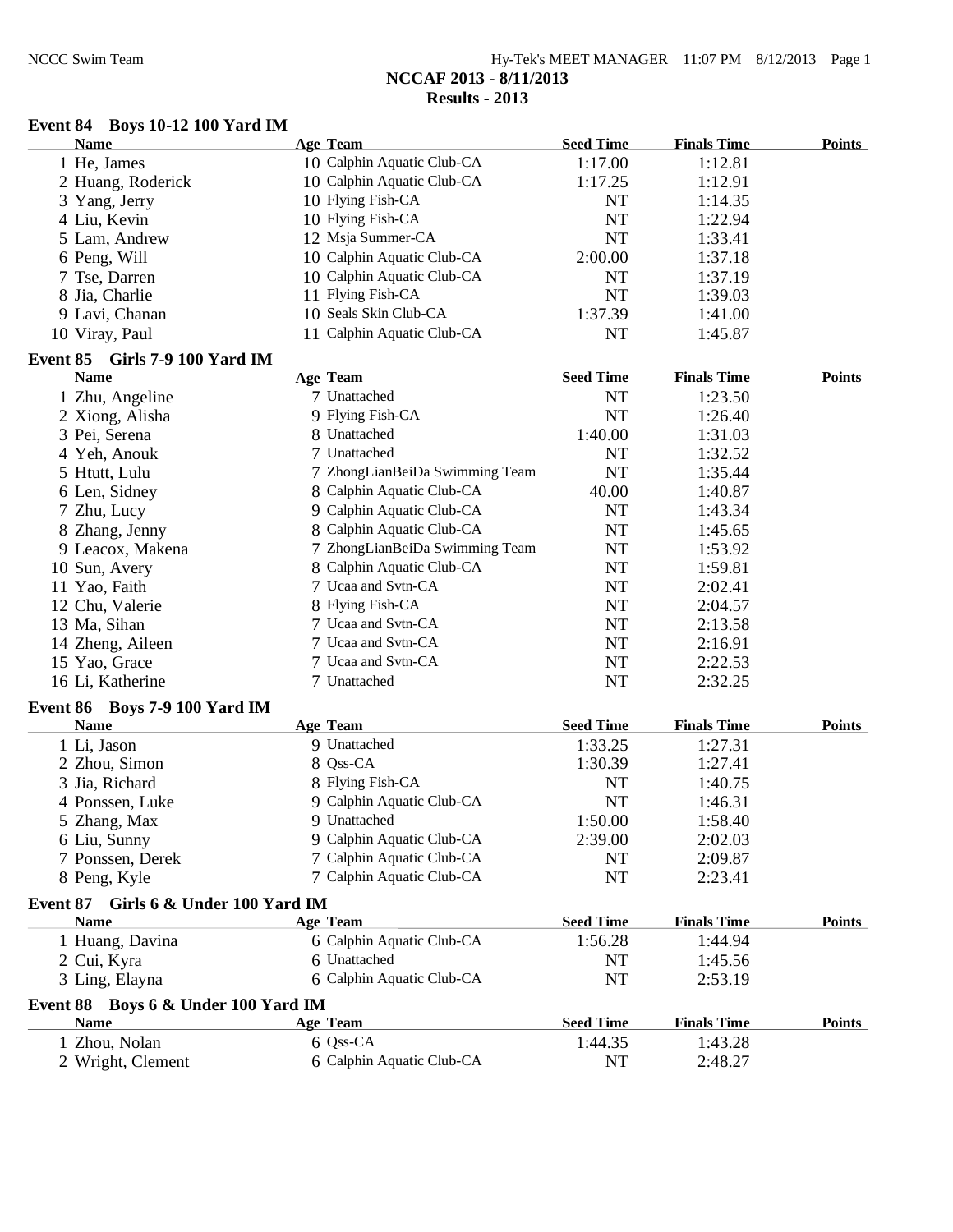## NCCAF 2013 - 8/11/2013

## Results - 2013

### Event 84 Boys 10-12 100 Yard IM

| Name | Age | Team | Seed Time | Finals Time | Points |
|---|---|---|---|---|---|
| 1 He, James | 10 | Calphin Aquatic Club-CA | 1:17.00 | 1:12.81 | |
| 2 Huang, Roderick | 10 | Calphin Aquatic Club-CA | 1:17.25 | 1:12.91 | |
| 3 Yang, Jerry | 10 | Flying Fish-CA | NT | 1:14.35 | |
| 4 Liu, Kevin | 10 | Flying Fish-CA | NT | 1:22.94 | |
| 5 Lam, Andrew | 12 | Msja Summer-CA | NT | 1:33.41 | |
| 6 Peng, Will | 10 | Calphin Aquatic Club-CA | 2:00.00 | 1:37.18 | |
| 7 Tse, Darren | 10 | Calphin Aquatic Club-CA | NT | 1:37.19 | |
| 8 Jia, Charlie | 11 | Flying Fish-CA | NT | 1:39.03 | |
| 9 Lavi, Chanan | 10 | Seals Skin Club-CA | 1:37.39 | 1:41.00 | |
| 10 Viray, Paul | 11 | Calphin Aquatic Club-CA | NT | 1:45.87 | |

### Event 85 Girls 7-9 100 Yard IM

| Name | Age | Team | Seed Time | Finals Time | Points |
|---|---|---|---|---|---|
| 1 Zhu, Angeline | 7 | Unattached | NT | 1:23.50 | |
| 2 Xiong, Alisha | 9 | Flying Fish-CA | NT | 1:26.40 | |
| 3 Pei, Serena | 8 | Unattached | 1:40.00 | 1:31.03 | |
| 4 Yeh, Anouk | 7 | Unattached | NT | 1:32.52 | |
| 5 Htutt, Lulu | 7 | ZhongLianBeiDa Swimming Team | NT | 1:35.44 | |
| 6 Len, Sidney | 8 | Calphin Aquatic Club-CA | 40.00 | 1:40.87 | |
| 7 Zhu, Lucy | 9 | Calphin Aquatic Club-CA | NT | 1:43.34 | |
| 8 Zhang, Jenny | 8 | Calphin Aquatic Club-CA | NT | 1:45.65 | |
| 9 Leacox, Makena | 7 | ZhongLianBeiDa Swimming Team | NT | 1:53.92 | |
| 10 Sun, Avery | 8 | Calphin Aquatic Club-CA | NT | 1:59.81 | |
| 11 Yao, Faith | 7 | Ucaa and Svtn-CA | NT | 2:02.41 | |
| 12 Chu, Valerie | 8 | Flying Fish-CA | NT | 2:04.57 | |
| 13 Ma, Sihan | 7 | Ucaa and Svtn-CA | NT | 2:13.58 | |
| 14 Zheng, Aileen | 7 | Ucaa and Svtn-CA | NT | 2:16.91 | |
| 15 Yao, Grace | 7 | Ucaa and Svtn-CA | NT | 2:22.53 | |
| 16 Li, Katherine | 7 | Unattached | NT | 2:32.25 | |

### Event 86 Boys 7-9 100 Yard IM

| Name | Age | Team | Seed Time | Finals Time | Points |
|---|---|---|---|---|---|
| 1 Li, Jason | 9 | Unattached | 1:33.25 | 1:27.31 | |
| 2 Zhou, Simon | 8 | Qss-CA | 1:30.39 | 1:27.41 | |
| 3 Jia, Richard | 8 | Flying Fish-CA | NT | 1:40.75 | |
| 4 Ponssen, Luke | 9 | Calphin Aquatic Club-CA | NT | 1:46.31 | |
| 5 Zhang, Max | 9 | Unattached | 1:50.00 | 1:58.40 | |
| 6 Liu, Sunny | 9 | Calphin Aquatic Club-CA | 2:39.00 | 2:02.03 | |
| 7 Ponssen, Derek | 7 | Calphin Aquatic Club-CA | NT | 2:09.87 | |
| 8 Peng, Kyle | 7 | Calphin Aquatic Club-CA | NT | 2:23.41 | |

### Event 87 Girls 6 & Under 100 Yard IM

| Name | Age | Team | Seed Time | Finals Time | Points |
|---|---|---|---|---|---|
| 1 Huang, Davina | 6 | Calphin Aquatic Club-CA | 1:56.28 | 1:44.94 | |
| 2 Cui, Kyra | 6 | Unattached | NT | 1:45.56 | |
| 3 Ling, Elayna | 6 | Calphin Aquatic Club-CA | NT | 2:53.19 | |

### Event 88 Boys 6 & Under 100 Yard IM

| Name | Age | Team | Seed Time | Finals Time | Points |
|---|---|---|---|---|---|
| 1 Zhou, Nolan | 6 | Qss-CA | 1:44.35 | 1:43.28 | |
| 2 Wright, Clement | 6 | Calphin Aquatic Club-CA | NT | 2:48.27 | |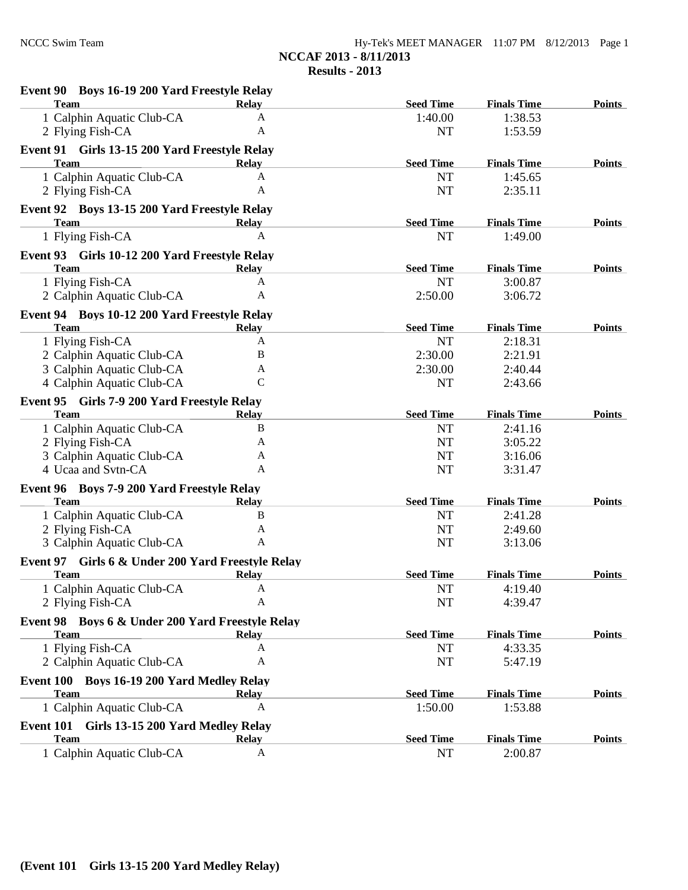## NCCAF 2013 - 8/11/2013
## Results - 2013

### Event 90 Boys 16-19 200 Yard Freestyle Relay

| Team | Relay | Seed Time | Finals Time | Points |
|---|---|---|---|---|
| 1 Calphin Aquatic Club-CA | A | 1:40.00 | 1:38.53 | |
| 2 Flying Fish-CA | A | NT | 1:53.59 | |

### Event 91 Girls 13-15 200 Yard Freestyle Relay

| Team | Relay | Seed Time | Finals Time | Points |
|---|---|---|---|---|
| 1 Calphin Aquatic Club-CA | A | NT | 1:45.65 | |
| 2 Flying Fish-CA | A | NT | 2:35.11 | |

### Event 92 Boys 13-15 200 Yard Freestyle Relay

| Team | Relay | Seed Time | Finals Time | Points |
|---|---|---|---|---|
| 1 Flying Fish-CA | A | NT | 1:49.00 | |

### Event 93 Girls 10-12 200 Yard Freestyle Relay

| Team | Relay | Seed Time | Finals Time | Points |
|---|---|---|---|---|
| 1 Flying Fish-CA | A | NT | 3:00.87 | |
| 2 Calphin Aquatic Club-CA | A | 2:50.00 | 3:06.72 | |

### Event 94 Boys 10-12 200 Yard Freestyle Relay

| Team | Relay | Seed Time | Finals Time | Points |
|---|---|---|---|---|
| 1 Flying Fish-CA | A | NT | 2:18.31 | |
| 2 Calphin Aquatic Club-CA | B | 2:30.00 | 2:21.91 | |
| 3 Calphin Aquatic Club-CA | A | 2:30.00 | 2:40.44 | |
| 4 Calphin Aquatic Club-CA | C | NT | 2:43.66 | |

### Event 95 Girls 7-9 200 Yard Freestyle Relay

| Team | Relay | Seed Time | Finals Time | Points |
|---|---|---|---|---|
| 1 Calphin Aquatic Club-CA | B | NT | 2:41.16 | |
| 2 Flying Fish-CA | A | NT | 3:05.22 | |
| 3 Calphin Aquatic Club-CA | A | NT | 3:16.06 | |
| 4 Ucaa and Svtn-CA | A | NT | 3:31.47 | |

### Event 96 Boys 7-9 200 Yard Freestyle Relay

| Team | Relay | Seed Time | Finals Time | Points |
|---|---|---|---|---|
| 1 Calphin Aquatic Club-CA | B | NT | 2:41.28 | |
| 2 Flying Fish-CA | A | NT | 2:49.60 | |
| 3 Calphin Aquatic Club-CA | A | NT | 3:13.06 | |

### Event 97 Girls 6 & Under 200 Yard Freestyle Relay

| Team | Relay | Seed Time | Finals Time | Points |
|---|---|---|---|---|
| 1 Calphin Aquatic Club-CA | A | NT | 4:19.40 | |
| 2 Flying Fish-CA | A | NT | 4:39.47 | |

### Event 98 Boys 6 & Under 200 Yard Freestyle Relay

| Team | Relay | Seed Time | Finals Time | Points |
|---|---|---|---|---|
| 1 Flying Fish-CA | A | NT | 4:33.35 | |
| 2 Calphin Aquatic Club-CA | A | NT | 5:47.19 | |

### Event 100 Boys 16-19 200 Yard Medley Relay

| Team | Relay | Seed Time | Finals Time | Points |
|---|---|---|---|---|
| 1 Calphin Aquatic Club-CA | A | 1:50.00 | 1:53.88 | |

### Event 101 Girls 13-15 200 Yard Medley Relay

| Team | Relay | Seed Time | Finals Time | Points |
|---|---|---|---|---|
| 1 Calphin Aquatic Club-CA | A | NT | 2:00.87 | |

**(Event 101 Girls 13-15 200 Yard Medley Relay)**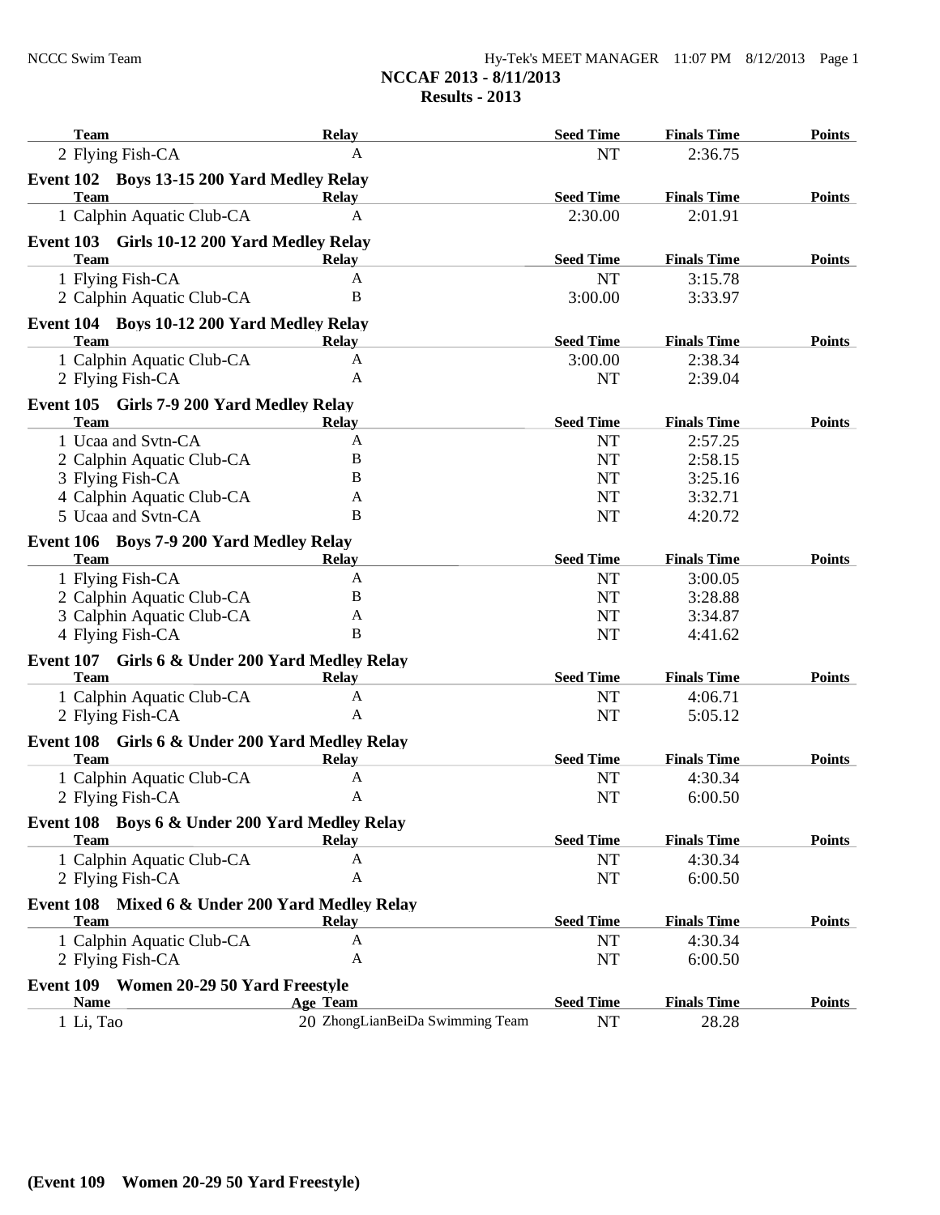# NCCAF 2013 - 8/11/2013

## Results - 2013

| Team | Relay | Seed Time | Finals Time | Points |
|---|---|---|---|---|
| 2 Flying Fish-CA | A | NT | 2:36.75 | |

### Event 102 Boys 13-15 200 Yard Medley Relay

| Team | Relay | Seed Time | Finals Time | Points |
|---|---|---|---|---|
| 1 Calphin Aquatic Club-CA | A | 2:30.00 | 2:01.91 | |

### Event 103 Girls 10-12 200 Yard Medley Relay

| Team | Relay | Seed Time | Finals Time | Points |
|---|---|---|---|---|
| 1 Flying Fish-CA | A | NT | 3:15.78 | |
| 2 Calphin Aquatic Club-CA | B | 3:00.00 | 3:33.97 | |

### Event 104 Boys 10-12 200 Yard Medley Relay

| Team | Relay | Seed Time | Finals Time | Points |
|---|---|---|---|---|
| 1 Calphin Aquatic Club-CA | A | 3:00.00 | 2:38.34 | |
| 2 Flying Fish-CA | A | NT | 2:39.04 | |

### Event 105 Girls 7-9 200 Yard Medley Relay

| Team | Relay | Seed Time | Finals Time | Points |
|---|---|---|---|---|
| 1 Ucaa and Svtn-CA | A | NT | 2:57.25 | |
| 2 Calphin Aquatic Club-CA | B | NT | 2:58.15 | |
| 3 Flying Fish-CA | B | NT | 3:25.16 | |
| 4 Calphin Aquatic Club-CA | A | NT | 3:32.71 | |
| 5 Ucaa and Svtn-CA | B | NT | 4:20.72 | |

### Event 106 Boys 7-9 200 Yard Medley Relay

| Team | Relay | Seed Time | Finals Time | Points |
|---|---|---|---|---|
| 1 Flying Fish-CA | A | NT | 3:00.05 | |
| 2 Calphin Aquatic Club-CA | B | NT | 3:28.88 | |
| 3 Calphin Aquatic Club-CA | A | NT | 3:34.87 | |
| 4 Flying Fish-CA | B | NT | 4:41.62 | |

### Event 107 Girls 6 & Under 200 Yard Medley Relay

| Team | Relay | Seed Time | Finals Time | Points |
|---|---|---|---|---|
| 1 Calphin Aquatic Club-CA | A | NT | 4:06.71 | |
| 2 Flying Fish-CA | A | NT | 5:05.12 | |

### Event 108 Girls 6 & Under 200 Yard Medley Relay

| Team | Relay | Seed Time | Finals Time | Points |
|---|---|---|---|---|
| 1 Calphin Aquatic Club-CA | A | NT | 4:30.34 | |
| 2 Flying Fish-CA | A | NT | 6:00.50 | |

### Event 108 Boys 6 & Under 200 Yard Medley Relay

| Team | Relay | Seed Time | Finals Time | Points |
|---|---|---|---|---|
| 1 Calphin Aquatic Club-CA | A | NT | 4:30.34 | |
| 2 Flying Fish-CA | A | NT | 6:00.50 | |

### Event 108 Mixed 6 & Under 200 Yard Medley Relay

| Team | Relay | Seed Time | Finals Time | Points |
|---|---|---|---|---|
| 1 Calphin Aquatic Club-CA | A | NT | 4:30.34 | |
| 2 Flying Fish-CA | A | NT | 6:00.50 | |

### Event 109 Women 20-29 50 Yard Freestyle

| Name | Age | Team | Seed Time | Finals Time | Points |
|---|---|---|---|---|---|
| 1 Li, Tao | 20 | ZhongLianBeiDa Swimming Team | NT | 28.28 | |

**(Event 109 Women 20-29 50 Yard Freestyle)**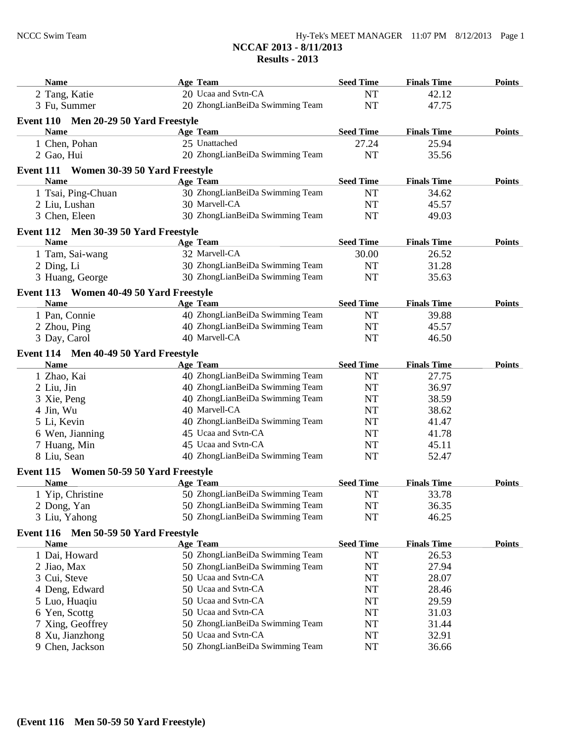# NCCAF 2013 - 8/11/2013

## Results - 2013

| Name | Age | Team | Seed Time | Finals Time | Points |
|---|---|---|---|---|---|
| 2 Tang, Katie | 20 | Ucaa and Svtn-CA | NT | 42.12 | |
| 3 Fu, Summer | 20 | ZhongLianBeiDa Swimming Team | NT | 47.75 | |

### Event 110 Men 20-29 50 Yard Freestyle

| Name | Age | Team | Seed Time | Finals Time | Points |
|---|---|---|---|---|---|
| 1 Chen, Pohan | 25 | Unattached | 27.24 | 25.94 | |
| 2 Gao, Hui | 20 | ZhongLianBeiDa Swimming Team | NT | 35.56 | |

### Event 111 Women 30-39 50 Yard Freestyle

| Name | Age | Team | Seed Time | Finals Time | Points |
|---|---|---|---|---|---|
| 1 Tsai, Ping-Chuan | 30 | ZhongLianBeiDa Swimming Team | NT | 34.62 | |
| 2 Liu, Lushan | 30 | Marvell-CA | NT | 45.57 | |
| 3 Chen, Eleen | 30 | ZhongLianBeiDa Swimming Team | NT | 49.03 | |

### Event 112 Men 30-39 50 Yard Freestyle

| Name | Age | Team | Seed Time | Finals Time | Points |
|---|---|---|---|---|---|
| 1 Tam, Sai-wang | 32 | Marvell-CA | 30.00 | 26.52 | |
| 2 Ding, Li | 30 | ZhongLianBeiDa Swimming Team | NT | 31.28 | |
| 3 Huang, George | 30 | ZhongLianBeiDa Swimming Team | NT | 35.63 | |

### Event 113 Women 40-49 50 Yard Freestyle

| Name | Age | Team | Seed Time | Finals Time | Points |
|---|---|---|---|---|---|
| 1 Pan, Connie | 40 | ZhongLianBeiDa Swimming Team | NT | 39.88 | |
| 2 Zhou, Ping | 40 | ZhongLianBeiDa Swimming Team | NT | 45.57 | |
| 3 Day, Carol | 40 | Marvell-CA | NT | 46.50 | |

### Event 114 Men 40-49 50 Yard Freestyle

| Name | Age | Team | Seed Time | Finals Time | Points |
|---|---|---|---|---|---|
| 1 Zhao, Kai | 40 | ZhongLianBeiDa Swimming Team | NT | 27.75 | |
| 2 Liu, Jin | 40 | ZhongLianBeiDa Swimming Team | NT | 36.97 | |
| 3 Xie, Peng | 40 | ZhongLianBeiDa Swimming Team | NT | 38.59 | |
| 4 Jin, Wu | 40 | Marvell-CA | NT | 38.62 | |
| 5 Li, Kevin | 40 | ZhongLianBeiDa Swimming Team | NT | 41.47 | |
| 6 Wen, Jianning | 45 | Ucaa and Svtn-CA | NT | 41.78 | |
| 7 Huang, Min | 45 | Ucaa and Svtn-CA | NT | 45.11 | |
| 8 Liu, Sean | 40 | ZhongLianBeiDa Swimming Team | NT | 52.47 | |

### Event 115 Women 50-59 50 Yard Freestyle

| Name | Age | Team | Seed Time | Finals Time | Points |
|---|---|---|---|---|---|
| 1 Yip, Christine | 50 | ZhongLianBeiDa Swimming Team | NT | 33.78 | |
| 2 Dong, Yan | 50 | ZhongLianBeiDa Swimming Team | NT | 36.35 | |
| 3 Liu, Yahong | 50 | ZhongLianBeiDa Swimming Team | NT | 46.25 | |

### Event 116 Men 50-59 50 Yard Freestyle

| Name | Age | Team | Seed Time | Finals Time | Points |
|---|---|---|---|---|---|
| 1 Dai, Howard | 50 | ZhongLianBeiDa Swimming Team | NT | 26.53 | |
| 2 Jiao, Max | 50 | ZhongLianBeiDa Swimming Team | NT | 27.94 | |
| 3 Cui, Steve | 50 | Ucaa and Svtn-CA | NT | 28.07 | |
| 4 Deng, Edward | 50 | Ucaa and Svtn-CA | NT | 28.46 | |
| 5 Luo, Huaqiu | 50 | Ucaa and Svtn-CA | NT | 29.59 | |
| 6 Yen, Scottg | 50 | Ucaa and Svtn-CA | NT | 31.03 | |
| 7 Xing, Geoffrey | 50 | ZhongLianBeiDa Swimming Team | NT | 31.44 | |
| 8 Xu, Jianzhong | 50 | Ucaa and Svtn-CA | NT | 32.91 | |
| 9 Chen, Jackson | 50 | ZhongLianBeiDa Swimming Team | NT | 36.66 | |

**(Event 116 Men 50-59 50 Yard Freestyle)**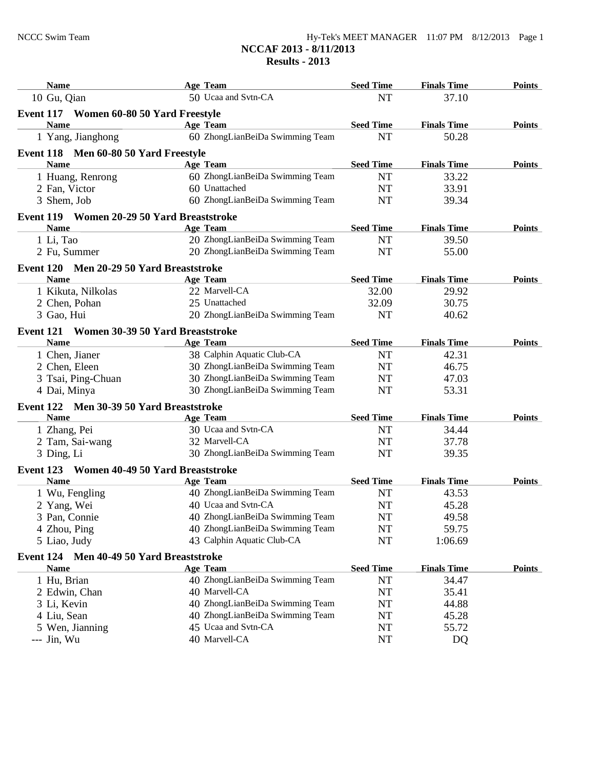# NCCAF 2013 - 8/11/2013

## Results - 2013

| Name | Age | Team | Seed Time | Finals Time | Points |
|---|---|---|---|---|---|
| 10 Gu, Qian | 50 | Ucaa and Svtn-CA | NT | 37.10 | |

### Event 117 Women 60-80 50 Yard Freestyle

| Name | Age | Team | Seed Time | Finals Time | Points |
|---|---|---|---|---|---|
| 1 Yang, Jianghong | 60 | ZhongLianBeiDa Swimming Team | NT | 50.28 | |

### Event 118 Men 60-80 50 Yard Freestyle

| Name | Age | Team | Seed Time | Finals Time | Points |
|---|---|---|---|---|---|
| 1 Huang, Renrong | 60 | ZhongLianBeiDa Swimming Team | NT | 33.22 | |
| 2 Fan, Victor | 60 | Unattached | NT | 33.91 | |
| 3 Shem, Job | 60 | ZhongLianBeiDa Swimming Team | NT | 39.34 | |

### Event 119 Women 20-29 50 Yard Breaststroke

| Name | Age | Team | Seed Time | Finals Time | Points |
|---|---|---|---|---|---|
| 1 Li, Tao | 20 | ZhongLianBeiDa Swimming Team | NT | 39.50 | |
| 2 Fu, Summer | 20 | ZhongLianBeiDa Swimming Team | NT | 55.00 | |

### Event 120 Men 20-29 50 Yard Breaststroke

| Name | Age | Team | Seed Time | Finals Time | Points |
|---|---|---|---|---|---|
| 1 Kikuta, Nilkolas | 22 | Marvell-CA | 32.00 | 29.92 | |
| 2 Chen, Pohan | 25 | Unattached | 32.09 | 30.75 | |
| 3 Gao, Hui | 20 | ZhongLianBeiDa Swimming Team | NT | 40.62 | |

### Event 121 Women 30-39 50 Yard Breaststroke

| Name | Age | Team | Seed Time | Finals Time | Points |
|---|---|---|---|---|---|
| 1 Chen, Jianer | 38 | Calphin Aquatic Club-CA | NT | 42.31 | |
| 2 Chen, Eleen | 30 | ZhongLianBeiDa Swimming Team | NT | 46.75 | |
| 3 Tsai, Ping-Chuan | 30 | ZhongLianBeiDa Swimming Team | NT | 47.03 | |
| 4 Dai, Minya | 30 | ZhongLianBeiDa Swimming Team | NT | 53.31 | |

### Event 122 Men 30-39 50 Yard Breaststroke

| Name | Age | Team | Seed Time | Finals Time | Points |
|---|---|---|---|---|---|
| 1 Zhang, Pei | 30 | Ucaa and Svtn-CA | NT | 34.44 | |
| 2 Tam, Sai-wang | 32 | Marvell-CA | NT | 37.78 | |
| 3 Ding, Li | 30 | ZhongLianBeiDa Swimming Team | NT | 39.35 | |

### Event 123 Women 40-49 50 Yard Breaststroke

| Name | Age | Team | Seed Time | Finals Time | Points |
|---|---|---|---|---|---|
| 1 Wu, Fengling | 40 | ZhongLianBeiDa Swimming Team | NT | 43.53 | |
| 2 Yang, Wei | 40 | Ucaa and Svtn-CA | NT | 45.28 | |
| 3 Pan, Connie | 40 | ZhongLianBeiDa Swimming Team | NT | 49.58 | |
| 4 Zhou, Ping | 40 | ZhongLianBeiDa Swimming Team | NT | 59.75 | |
| 5 Liao, Judy | 43 | Calphin Aquatic Club-CA | NT | 1:06.69 | |

### Event 124 Men 40-49 50 Yard Breaststroke

| Name | Age | Team | Seed Time | Finals Time | Points |
|---|---|---|---|---|---|
| 1 Hu, Brian | 40 | ZhongLianBeiDa Swimming Team | NT | 34.47 | |
| 2 Edwin, Chan | 40 | Marvell-CA | NT | 35.41 | |
| 3 Li, Kevin | 40 | ZhongLianBeiDa Swimming Team | NT | 44.88 | |
| 4 Liu, Sean | 40 | ZhongLianBeiDa Swimming Team | NT | 45.28 | |
| 5 Wen, Jianning | 45 | Ucaa and Svtn-CA | NT | 55.72 | |
| --- Jin, Wu | 40 | Marvell-CA | NT | DQ | |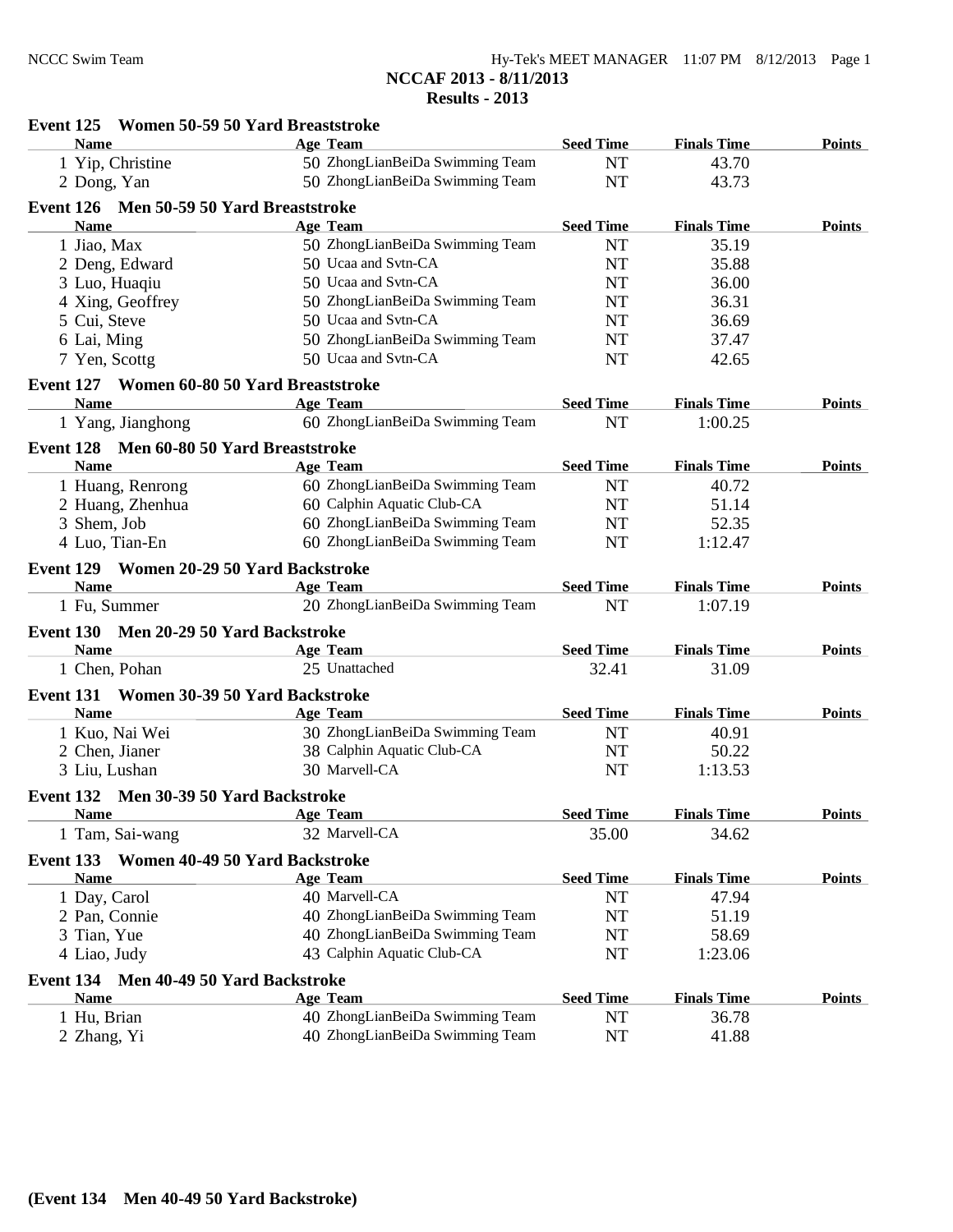NCCAF 2013 - 8/11/2013
Results - 2013

**Event 125 Women 50-59 50 Yard Breaststroke**

| Name | Age | Team | Seed Time | Finals Time | Points |
|---|---|---|---|---|---|
| 1 Yip, Christine | 50 | ZhongLianBeiDa Swimming Team | NT | 43.70 | |
| 2 Dong, Yan | 50 | ZhongLianBeiDa Swimming Team | NT | 43.73 | |

**Event 126 Men 50-59 50 Yard Breaststroke**

| Name | Age | Team | Seed Time | Finals Time | Points |
|---|---|---|---|---|---|
| 1 Jiao, Max | 50 | ZhongLianBeiDa Swimming Team | NT | 35.19 | |
| 2 Deng, Edward | 50 | Ucaa and Svtn-CA | NT | 35.88 | |
| 3 Luo, Huaqiu | 50 | Ucaa and Svtn-CA | NT | 36.00 | |
| 4 Xing, Geoffrey | 50 | ZhongLianBeiDa Swimming Team | NT | 36.31 | |
| 5 Cui, Steve | 50 | Ucaa and Svtn-CA | NT | 36.69 | |
| 6 Lai, Ming | 50 | ZhongLianBeiDa Swimming Team | NT | 37.47 | |
| 7 Yen, Scottg | 50 | Ucaa and Svtn-CA | NT | 42.65 | |

**Event 127 Women 60-80 50 Yard Breaststroke**

| Name | Age | Team | Seed Time | Finals Time | Points |
|---|---|---|---|---|---|
| 1 Yang, Jianghong | 60 | ZhongLianBeiDa Swimming Team | NT | 1:00.25 | |

**Event 128 Men 60-80 50 Yard Breaststroke**

| Name | Age | Team | Seed Time | Finals Time | Points |
|---|---|---|---|---|---|
| 1 Huang, Renrong | 60 | ZhongLianBeiDa Swimming Team | NT | 40.72 | |
| 2 Huang, Zhenhua | 60 | Calphin Aquatic Club-CA | NT | 51.14 | |
| 3 Shem, Job | 60 | ZhongLianBeiDa Swimming Team | NT | 52.35 | |
| 4 Luo, Tian-En | 60 | ZhongLianBeiDa Swimming Team | NT | 1:12.47 | |

**Event 129 Women 20-29 50 Yard Backstroke**

| Name | Age | Team | Seed Time | Finals Time | Points |
|---|---|---|---|---|---|
| 1 Fu, Summer | 20 | ZhongLianBeiDa Swimming Team | NT | 1:07.19 | |

**Event 130 Men 20-29 50 Yard Backstroke**

| Name | Age | Team | Seed Time | Finals Time | Points |
|---|---|---|---|---|---|
| 1 Chen, Pohan | 25 | Unattached | 32.41 | 31.09 | |

**Event 131 Women 30-39 50 Yard Backstroke**

| Name | Age | Team | Seed Time | Finals Time | Points |
|---|---|---|---|---|---|
| 1 Kuo, Nai Wei | 30 | ZhongLianBeiDa Swimming Team | NT | 40.91 | |
| 2 Chen, Jianer | 38 | Calphin Aquatic Club-CA | NT | 50.22 | |
| 3 Liu, Lushan | 30 | Marvell-CA | NT | 1:13.53 | |

**Event 132 Men 30-39 50 Yard Backstroke**

| Name | Age | Team | Seed Time | Finals Time | Points |
|---|---|---|---|---|---|
| 1 Tam, Sai-wang | 32 | Marvell-CA | 35.00 | 34.62 | |

**Event 133 Women 40-49 50 Yard Backstroke**

| Name | Age | Team | Seed Time | Finals Time | Points |
|---|---|---|---|---|---|
| 1 Day, Carol | 40 | Marvell-CA | NT | 47.94 | |
| 2 Pan, Connie | 40 | ZhongLianBeiDa Swimming Team | NT | 51.19 | |
| 3 Tian, Yue | 40 | ZhongLianBeiDa Swimming Team | NT | 58.69 | |
| 4 Liao, Judy | 43 | Calphin Aquatic Club-CA | NT | 1:23.06 | |

**Event 134 Men 40-49 50 Yard Backstroke**

| Name | Age | Team | Seed Time | Finals Time | Points |
|---|---|---|---|---|---|
| 1 Hu, Brian | 40 | ZhongLianBeiDa Swimming Team | NT | 36.78 | |
| 2 Zhang, Yi | 40 | ZhongLianBeiDa Swimming Team | NT | 41.88 | |

**(Event 134 Men 40-49 50 Yard Backstroke)**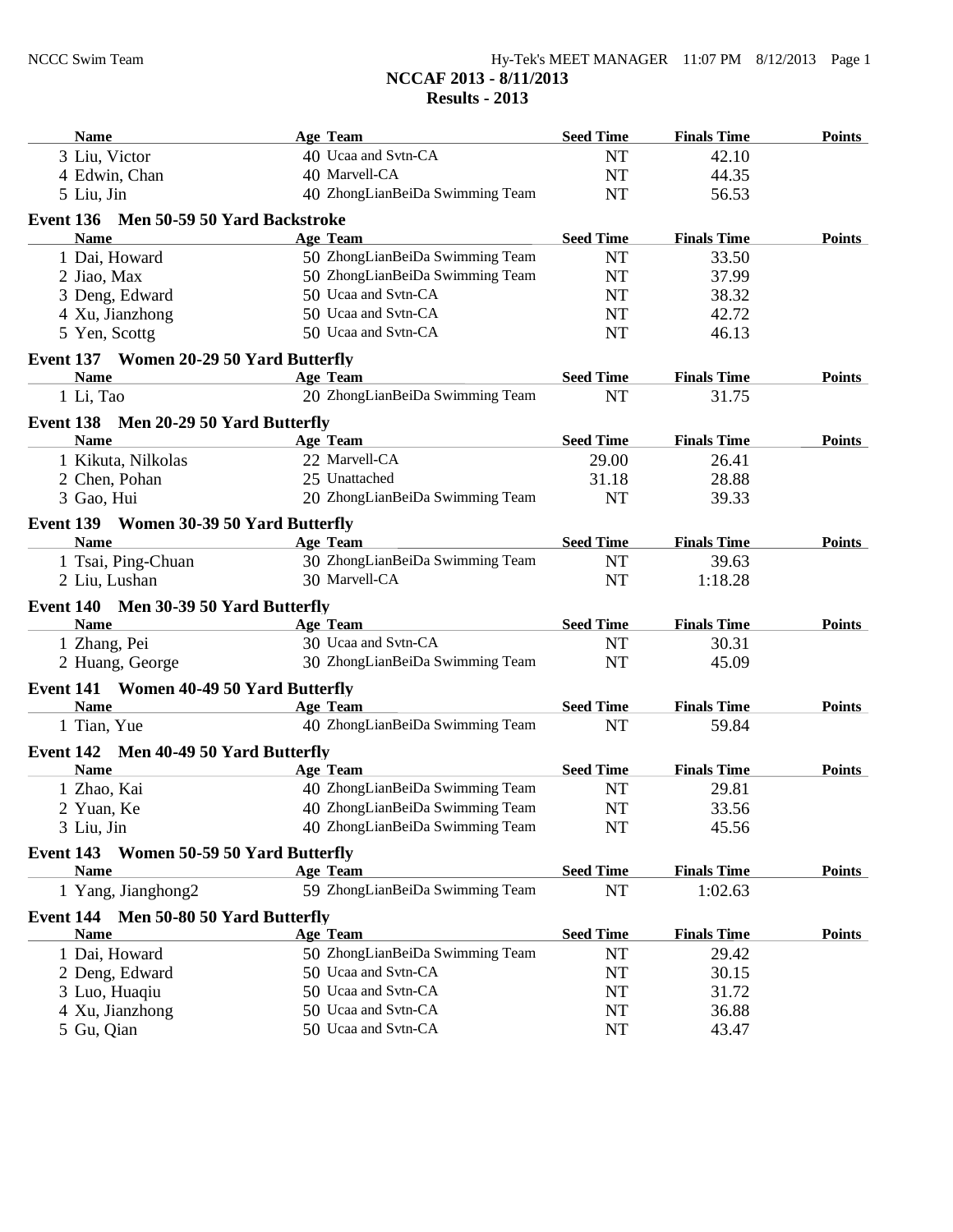# NCCAF 2013 - 8/11/2013

## Results - 2013

| Name | Age | Team | Seed Time | Finals Time | Points |
|---|---|---|---|---|---|
| 3 Liu, Victor | 40 | Ucaa and Svtn-CA | NT | 42.10 | |
| 4 Edwin, Chan | 40 | Marvell-CA | NT | 44.35 | |
| 5 Liu, Jin | 40 | ZhongLianBeiDa Swimming Team | NT | 56.53 | |

### Event 136 Men 50-59 50 Yard Backstroke

| Name | Age | Team | Seed Time | Finals Time | Points |
|---|---|---|---|---|---|
| 1 Dai, Howard | 50 | ZhongLianBeiDa Swimming Team | NT | 33.50 | |
| 2 Jiao, Max | 50 | ZhongLianBeiDa Swimming Team | NT | 37.99 | |
| 3 Deng, Edward | 50 | Ucaa and Svtn-CA | NT | 38.32 | |
| 4 Xu, Jianzhong | 50 | Ucaa and Svtn-CA | NT | 42.72 | |
| 5 Yen, Scottg | 50 | Ucaa and Svtn-CA | NT | 46.13 | |

### Event 137 Women 20-29 50 Yard Butterfly

| Name | Age | Team | Seed Time | Finals Time | Points |
|---|---|---|---|---|---|
| 1 Li, Tao | 20 | ZhongLianBeiDa Swimming Team | NT | 31.75 | |

### Event 138 Men 20-29 50 Yard Butterfly

| Name | Age | Team | Seed Time | Finals Time | Points |
|---|---|---|---|---|---|
| 1 Kikuta, Nilkolas | 22 | Marvell-CA | 29.00 | 26.41 | |
| 2 Chen, Pohan | 25 | Unattached | 31.18 | 28.88 | |
| 3 Gao, Hui | 20 | ZhongLianBeiDa Swimming Team | NT | 39.33 | |

### Event 139 Women 30-39 50 Yard Butterfly

| Name | Age | Team | Seed Time | Finals Time | Points |
|---|---|---|---|---|---|
| 1 Tsai, Ping-Chuan | 30 | ZhongLianBeiDa Swimming Team | NT | 39.63 | |
| 2 Liu, Lushan | 30 | Marvell-CA | NT | 1:18.28 | |

### Event 140 Men 30-39 50 Yard Butterfly

| Name | Age | Team | Seed Time | Finals Time | Points |
|---|---|---|---|---|---|
| 1 Zhang, Pei | 30 | Ucaa and Svtn-CA | NT | 30.31 | |
| 2 Huang, George | 30 | ZhongLianBeiDa Swimming Team | NT | 45.09 | |

### Event 141 Women 40-49 50 Yard Butterfly

| Name | Age | Team | Seed Time | Finals Time | Points |
|---|---|---|---|---|---|
| 1 Tian, Yue | 40 | ZhongLianBeiDa Swimming Team | NT | 59.84 | |

### Event 142 Men 40-49 50 Yard Butterfly

| Name | Age | Team | Seed Time | Finals Time | Points |
|---|---|---|---|---|---|
| 1 Zhao, Kai | 40 | ZhongLianBeiDa Swimming Team | NT | 29.81 | |
| 2 Yuan, Ke | 40 | ZhongLianBeiDa Swimming Team | NT | 33.56 | |
| 3 Liu, Jin | 40 | ZhongLianBeiDa Swimming Team | NT | 45.56 | |

### Event 143 Women 50-59 50 Yard Butterfly

| Name | Age | Team | Seed Time | Finals Time | Points |
|---|---|---|---|---|---|
| 1 Yang, Jianghong2 | 59 | ZhongLianBeiDa Swimming Team | NT | 1:02.63 | |

### Event 144 Men 50-80 50 Yard Butterfly

| Name | Age | Team | Seed Time | Finals Time | Points |
|---|---|---|---|---|---|
| 1 Dai, Howard | 50 | ZhongLianBeiDa Swimming Team | NT | 29.42 | |
| 2 Deng, Edward | 50 | Ucaa and Svtn-CA | NT | 30.15 | |
| 3 Luo, Huaqiu | 50 | Ucaa and Svtn-CA | NT | 31.72 | |
| 4 Xu, Jianzhong | 50 | Ucaa and Svtn-CA | NT | 36.88 | |
| 5 Gu, Qian | 50 | Ucaa and Svtn-CA | NT | 43.47 | |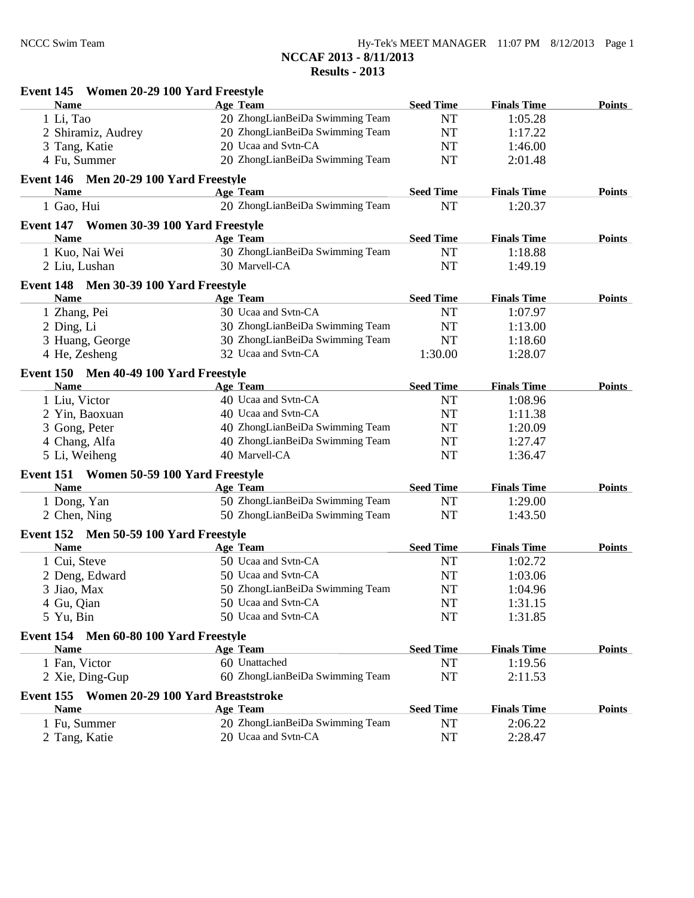## NCCAF 2013 - 8/11/2013

## Results - 2013

### Event 145 Women 20-29 100 Yard Freestyle

| Name | Age | Team | Seed Time | Finals Time | Points |
|---|---|---|---|---|---|
| 1 Li, Tao | 20 | ZhongLianBeiDa Swimming Team | NT | 1:05.28 | |
| 2 Shiramiz, Audrey | 20 | ZhongLianBeiDa Swimming Team | NT | 1:17.22 | |
| 3 Tang, Katie | 20 | Ucaa and Svtn-CA | NT | 1:46.00 | |
| 4 Fu, Summer | 20 | ZhongLianBeiDa Swimming Team | NT | 2:01.48 | |

### Event 146 Men 20-29 100 Yard Freestyle

| Name | Age | Team | Seed Time | Finals Time | Points |
|---|---|---|---|---|---|
| 1 Gao, Hui | 20 | ZhongLianBeiDa Swimming Team | NT | 1:20.37 | |

### Event 147 Women 30-39 100 Yard Freestyle

| Name | Age | Team | Seed Time | Finals Time | Points |
|---|---|---|---|---|---|
| 1 Kuo, Nai Wei | 30 | ZhongLianBeiDa Swimming Team | NT | 1:18.88 | |
| 2 Liu, Lushan | 30 | Marvell-CA | NT | 1:49.19 | |

### Event 148 Men 30-39 100 Yard Freestyle

| Name | Age | Team | Seed Time | Finals Time | Points |
|---|---|---|---|---|---|
| 1 Zhang, Pei | 30 | Ucaa and Svtn-CA | NT | 1:07.97 | |
| 2 Ding, Li | 30 | ZhongLianBeiDa Swimming Team | NT | 1:13.00 | |
| 3 Huang, George | 30 | ZhongLianBeiDa Swimming Team | NT | 1:18.60 | |
| 4 He, Zesheng | 32 | Ucaa and Svtn-CA | 1:30.00 | 1:28.07 | |

### Event 150 Men 40-49 100 Yard Freestyle

| Name | Age | Team | Seed Time | Finals Time | Points |
|---|---|---|---|---|---|
| 1 Liu, Victor | 40 | Ucaa and Svtn-CA | NT | 1:08.96 | |
| 2 Yin, Baoxuan | 40 | Ucaa and Svtn-CA | NT | 1:11.38 | |
| 3 Gong, Peter | 40 | ZhongLianBeiDa Swimming Team | NT | 1:20.09 | |
| 4 Chang, Alfa | 40 | ZhongLianBeiDa Swimming Team | NT | 1:27.47 | |
| 5 Li, Weiheng | 40 | Marvell-CA | NT | 1:36.47 | |

### Event 151 Women 50-59 100 Yard Freestyle

| Name | Age | Team | Seed Time | Finals Time | Points |
|---|---|---|---|---|---|
| 1 Dong, Yan | 50 | ZhongLianBeiDa Swimming Team | NT | 1:29.00 | |
| 2 Chen, Ning | 50 | ZhongLianBeiDa Swimming Team | NT | 1:43.50 | |

### Event 152 Men 50-59 100 Yard Freestyle

| Name | Age | Team | Seed Time | Finals Time | Points |
|---|---|---|---|---|---|
| 1 Cui, Steve | 50 | Ucaa and Svtn-CA | NT | 1:02.72 | |
| 2 Deng, Edward | 50 | Ucaa and Svtn-CA | NT | 1:03.06 | |
| 3 Jiao, Max | 50 | ZhongLianBeiDa Swimming Team | NT | 1:04.96 | |
| 4 Gu, Qian | 50 | Ucaa and Svtn-CA | NT | 1:31.15 | |
| 5 Yu, Bin | 50 | Ucaa and Svtn-CA | NT | 1:31.85 | |

### Event 154 Men 60-80 100 Yard Freestyle

| Name | Age | Team | Seed Time | Finals Time | Points |
|---|---|---|---|---|---|
| 1 Fan, Victor | 60 | Unattached | NT | 1:19.56 | |
| 2 Xie, Ding-Gup | 60 | ZhongLianBeiDa Swimming Team | NT | 2:11.53 | |

### Event 155 Women 20-29 100 Yard Breaststroke

| Name | Age | Team | Seed Time | Finals Time | Points |
|---|---|---|---|---|---|
| 1 Fu, Summer | 20 | ZhongLianBeiDa Swimming Team | NT | 2:06.22 | |
| 2 Tang, Katie | 20 | Ucaa and Svtn-CA | NT | 2:28.47 | |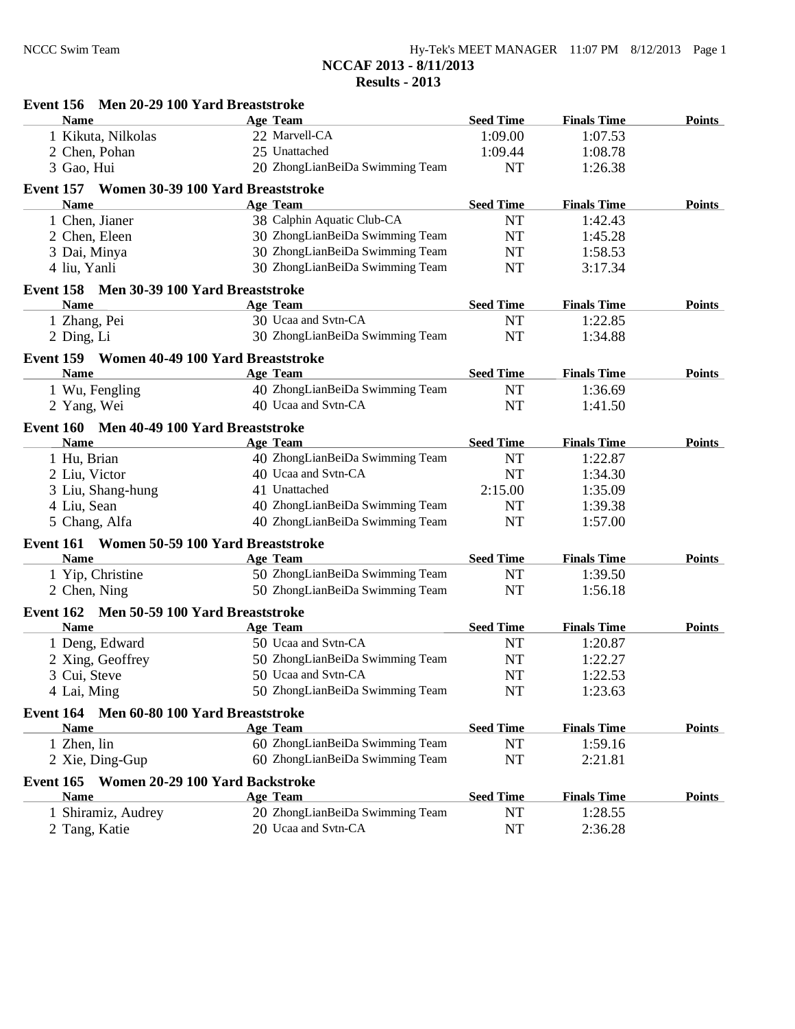## NCCAF 2013 - 8/11/2013

## Results - 2013

### Event 156 Men 20-29 100 Yard Breaststroke

| Name | Age | Team | Seed Time | Finals Time | Points |
|---|---|---|---|---|---|
| 1 Kikuta, Nilkolas | 22 | Marvell-CA | 1:09.00 | 1:07.53 | |
| 2 Chen, Pohan | 25 | Unattached | 1:09.44 | 1:08.78 | |
| 3 Gao, Hui | 20 | ZhongLianBeiDa Swimming Team | NT | 1:26.38 | |

### Event 157 Women 30-39 100 Yard Breaststroke

| Name | Age | Team | Seed Time | Finals Time | Points |
|---|---|---|---|---|---|
| 1 Chen, Jianer | 38 | Calphin Aquatic Club-CA | NT | 1:42.43 | |
| 2 Chen, Eleen | 30 | ZhongLianBeiDa Swimming Team | NT | 1:45.28 | |
| 3 Dai, Minya | 30 | ZhongLianBeiDa Swimming Team | NT | 1:58.53 | |
| 4 liu, Yanli | 30 | ZhongLianBeiDa Swimming Team | NT | 3:17.34 | |

### Event 158 Men 30-39 100 Yard Breaststroke

| Name | Age | Team | Seed Time | Finals Time | Points |
|---|---|---|---|---|---|
| 1 Zhang, Pei | 30 | Ucaa and Svtn-CA | NT | 1:22.85 | |
| 2 Ding, Li | 30 | ZhongLianBeiDa Swimming Team | NT | 1:34.88 | |

### Event 159 Women 40-49 100 Yard Breaststroke

| Name | Age | Team | Seed Time | Finals Time | Points |
|---|---|---|---|---|---|
| 1 Wu, Fengling | 40 | ZhongLianBeiDa Swimming Team | NT | 1:36.69 | |
| 2 Yang, Wei | 40 | Ucaa and Svtn-CA | NT | 1:41.50 | |

### Event 160 Men 40-49 100 Yard Breaststroke

| Name | Age | Team | Seed Time | Finals Time | Points |
|---|---|---|---|---|---|
| 1 Hu, Brian | 40 | ZhongLianBeiDa Swimming Team | NT | 1:22.87 | |
| 2 Liu, Victor | 40 | Ucaa and Svtn-CA | NT | 1:34.30 | |
| 3 Liu, Shang-hung | 41 | Unattached | 2:15.00 | 1:35.09 | |
| 4 Liu, Sean | 40 | ZhongLianBeiDa Swimming Team | NT | 1:39.38 | |
| 5 Chang, Alfa | 40 | ZhongLianBeiDa Swimming Team | NT | 1:57.00 | |

### Event 161 Women 50-59 100 Yard Breaststroke

| Name | Age | Team | Seed Time | Finals Time | Points |
|---|---|---|---|---|---|
| 1 Yip, Christine | 50 | ZhongLianBeiDa Swimming Team | NT | 1:39.50 | |
| 2 Chen, Ning | 50 | ZhongLianBeiDa Swimming Team | NT | 1:56.18 | |

### Event 162 Men 50-59 100 Yard Breaststroke

| Name | Age | Team | Seed Time | Finals Time | Points |
|---|---|---|---|---|---|
| 1 Deng, Edward | 50 | Ucaa and Svtn-CA | NT | 1:20.87 | |
| 2 Xing, Geoffrey | 50 | ZhongLianBeiDa Swimming Team | NT | 1:22.27 | |
| 3 Cui, Steve | 50 | Ucaa and Svtn-CA | NT | 1:22.53 | |
| 4 Lai, Ming | 50 | ZhongLianBeiDa Swimming Team | NT | 1:23.63 | |

### Event 164 Men 60-80 100 Yard Breaststroke

| Name | Age | Team | Seed Time | Finals Time | Points |
|---|---|---|---|---|---|
| 1 Zhen, lin | 60 | ZhongLianBeiDa Swimming Team | NT | 1:59.16 | |
| 2 Xie, Ding-Gup | 60 | ZhongLianBeiDa Swimming Team | NT | 2:21.81 | |

### Event 165 Women 20-29 100 Yard Backstroke

| Name | Age | Team | Seed Time | Finals Time | Points |
|---|---|---|---|---|---|
| 1 Shiramiz, Audrey | 20 | ZhongLianBeiDa Swimming Team | NT | 1:28.55 | |
| 2 Tang, Katie | 20 | Ucaa and Svtn-CA | NT | 2:36.28 | |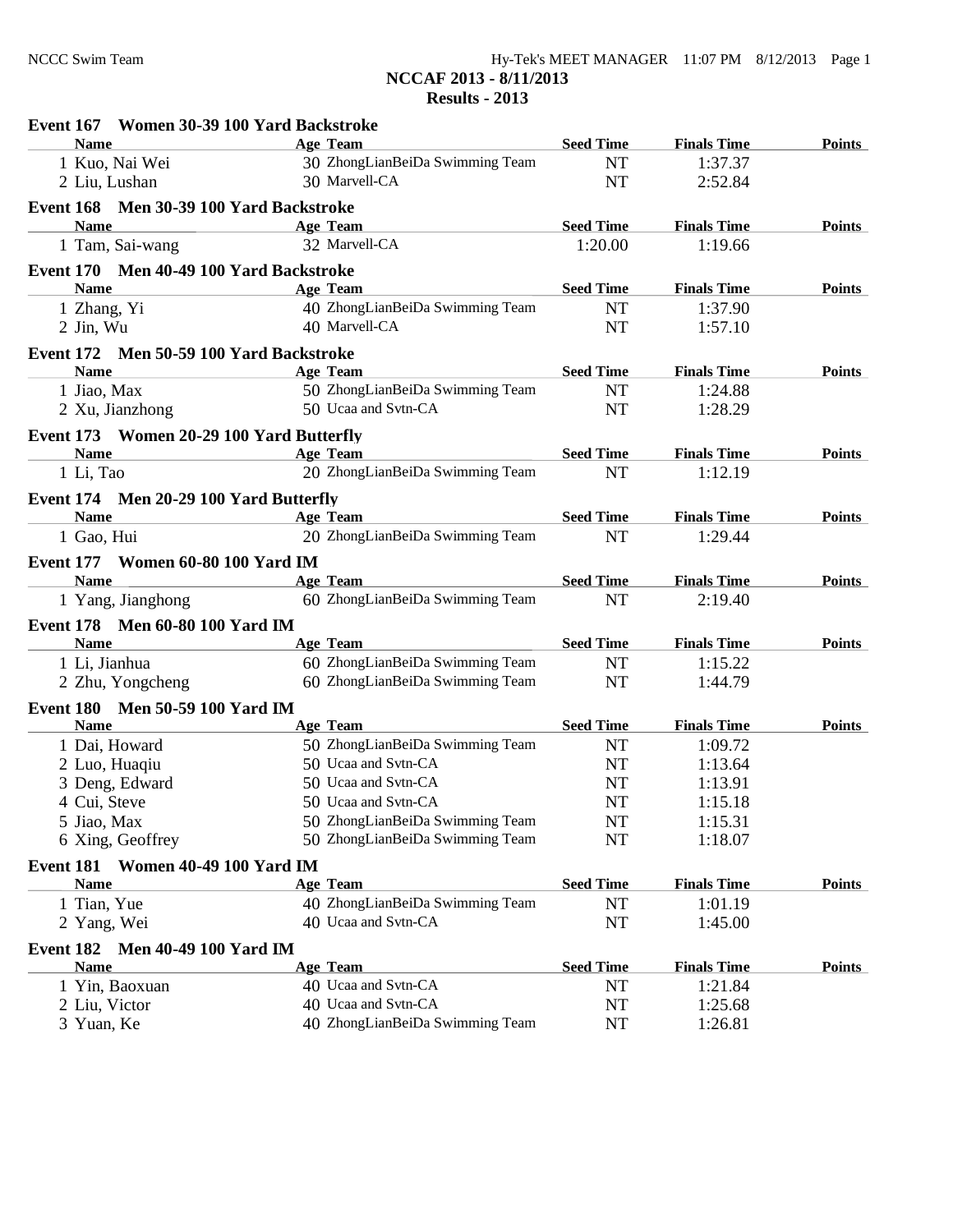## NCCAF 2013 - 8/11/2013

### Results - 2013

**Event 167 Women 30-39 100 Yard Backstroke**

| Name | Age | Team | Seed Time | Finals Time | Points |
|---|---|---|---|---|---|
| 1 Kuo, Nai Wei | 30 | ZhongLianBeiDa Swimming Team | NT | 1:37.37 | |
| 2 Liu, Lushan | 30 | Marvell-CA | NT | 2:52.84 | |

**Event 168 Men 30-39 100 Yard Backstroke**

| Name | Age | Team | Seed Time | Finals Time | Points |
|---|---|---|---|---|---|
| 1 Tam, Sai-wang | 32 | Marvell-CA | 1:20.00 | 1:19.66 | |

**Event 170 Men 40-49 100 Yard Backstroke**

| Name | Age | Team | Seed Time | Finals Time | Points |
|---|---|---|---|---|---|
| 1 Zhang, Yi | 40 | ZhongLianBeiDa Swimming Team | NT | 1:37.90 | |
| 2 Jin, Wu | 40 | Marvell-CA | NT | 1:57.10 | |

**Event 172 Men 50-59 100 Yard Backstroke**

| Name | Age | Team | Seed Time | Finals Time | Points |
|---|---|---|---|---|---|
| 1 Jiao, Max | 50 | ZhongLianBeiDa Swimming Team | NT | 1:24.88 | |
| 2 Xu, Jianzhong | 50 | Ucaa and Svtn-CA | NT | 1:28.29 | |

**Event 173 Women 20-29 100 Yard Butterfly**

| Name | Age | Team | Seed Time | Finals Time | Points |
|---|---|---|---|---|---|
| 1 Li, Tao | 20 | ZhongLianBeiDa Swimming Team | NT | 1:12.19 | |

**Event 174 Men 20-29 100 Yard Butterfly**

| Name | Age | Team | Seed Time | Finals Time | Points |
|---|---|---|---|---|---|
| 1 Gao, Hui | 20 | ZhongLianBeiDa Swimming Team | NT | 1:29.44 | |

**Event 177 Women 60-80 100 Yard IM**

| Name | Age | Team | Seed Time | Finals Time | Points |
|---|---|---|---|---|---|
| 1 Yang, Jianghong | 60 | ZhongLianBeiDa Swimming Team | NT | 2:19.40 | |

**Event 178 Men 60-80 100 Yard IM**

| Name | Age | Team | Seed Time | Finals Time | Points |
|---|---|---|---|---|---|
| 1 Li, Jianhua | 60 | ZhongLianBeiDa Swimming Team | NT | 1:15.22 | |
| 2 Zhu, Yongcheng | 60 | ZhongLianBeiDa Swimming Team | NT | 1:44.79 | |

**Event 180 Men 50-59 100 Yard IM**

| Name | Age | Team | Seed Time | Finals Time | Points |
|---|---|---|---|---|---|
| 1 Dai, Howard | 50 | ZhongLianBeiDa Swimming Team | NT | 1:09.72 | |
| 2 Luo, Huaqiu | 50 | Ucaa and Svtn-CA | NT | 1:13.64 | |
| 3 Deng, Edward | 50 | Ucaa and Svtn-CA | NT | 1:13.91 | |
| 4 Cui, Steve | 50 | Ucaa and Svtn-CA | NT | 1:15.18 | |
| 5 Jiao, Max | 50 | ZhongLianBeiDa Swimming Team | NT | 1:15.31 | |
| 6 Xing, Geoffrey | 50 | ZhongLianBeiDa Swimming Team | NT | 1:18.07 | |

**Event 181 Women 40-49 100 Yard IM**

| Name | Age | Team | Seed Time | Finals Time | Points |
|---|---|---|---|---|---|
| 1 Tian, Yue | 40 | ZhongLianBeiDa Swimming Team | NT | 1:01.19 | |
| 2 Yang, Wei | 40 | Ucaa and Svtn-CA | NT | 1:45.00 | |

**Event 182 Men 40-49 100 Yard IM**

| Name | Age | Team | Seed Time | Finals Time | Points |
|---|---|---|---|---|---|
| 1 Yin, Baoxuan | 40 | Ucaa and Svtn-CA | NT | 1:21.84 | |
| 2 Liu, Victor | 40 | Ucaa and Svtn-CA | NT | 1:25.68 | |
| 3 Yuan, Ke | 40 | ZhongLianBeiDa Swimming Team | NT | 1:26.81 | |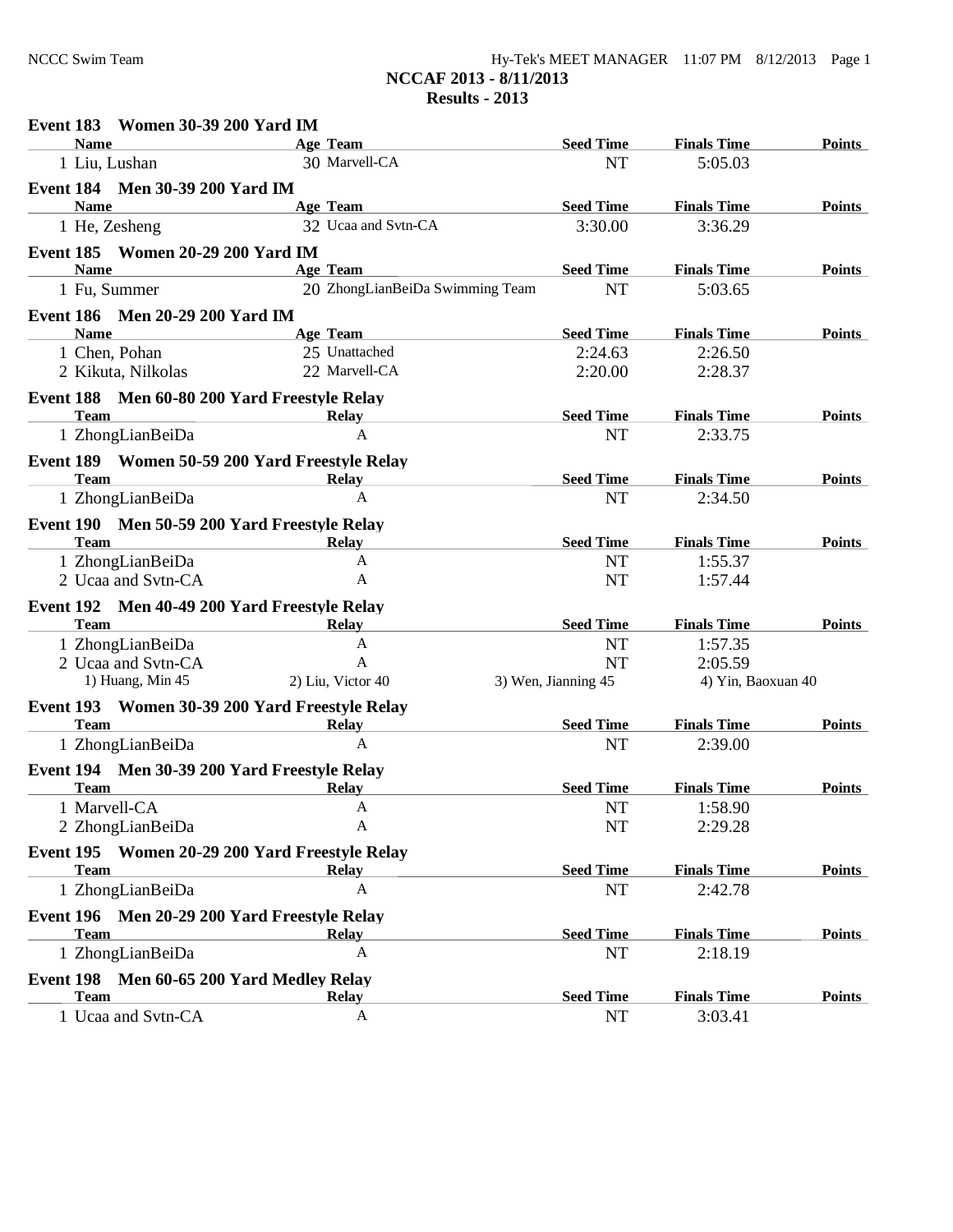## NCCAF 2013 - 8/11/2013

## Results - 2013

### Event 183 Women 30-39 200 Yard IM

| Name | Age | Team | Seed Time | Finals Time | Points |
|---|---|---|---|---|---|
| 1 Liu, Lushan | 30 | Marvell-CA | NT | 5:05.03 | |

### Event 184 Men 30-39 200 Yard IM

| Name | Age | Team | Seed Time | Finals Time | Points |
|---|---|---|---|---|---|
| 1 He, Zesheng | 32 | Ucaa and Svtn-CA | 3:30.00 | 3:36.29 | |

### Event 185 Women 20-29 200 Yard IM

| Name | Age | Team | Seed Time | Finals Time | Points |
|---|---|---|---|---|---|
| 1 Fu, Summer | 20 | ZhongLianBeiDa Swimming Team | NT | 5:03.65 | |

### Event 186 Men 20-29 200 Yard IM

| Name | Age | Team | Seed Time | Finals Time | Points |
|---|---|---|---|---|---|
| 1 Chen, Pohan | 25 | Unattached | 2:24.63 | 2:26.50 | |
| 2 Kikuta, Nilkolas | 22 | Marvell-CA | 2:20.00 | 2:28.37 | |

### Event 188 Men 60-80 200 Yard Freestyle Relay

| Team | Relay | Seed Time | Finals Time | Points |
|---|---|---|---|---|
| 1 ZhongLianBeiDa | A | NT | 2:33.75 | |

### Event 189 Women 50-59 200 Yard Freestyle Relay

| Team | Relay | Seed Time | Finals Time | Points |
|---|---|---|---|---|
| 1 ZhongLianBeiDa | A | NT | 2:34.50 | |

### Event 190 Men 50-59 200 Yard Freestyle Relay

| Team | Relay | Seed Time | Finals Time | Points |
|---|---|---|---|---|
| 1 ZhongLianBeiDa | A | NT | 1:55.37 | |
| 2 Ucaa and Svtn-CA | A | NT | 1:57.44 | |

### Event 192 Men 40-49 200 Yard Freestyle Relay

| Team | Relay | Seed Time | Finals Time | Points |
|---|---|---|---|---|
| 1 ZhongLianBeiDa | A | NT | 1:57.35 | |
| 2 Ucaa and Svtn-CA | A | NT | 2:05.59 | |
| 1) Huang, Min 45 | 2) Liu, Victor 40 | 3) Wen, Jianning 45 | 4) Yin, Baoxuan 40 | |

### Event 193 Women 30-39 200 Yard Freestyle Relay

| Team | Relay | Seed Time | Finals Time | Points |
|---|---|---|---|---|
| 1 ZhongLianBeiDa | A | NT | 2:39.00 | |

### Event 194 Men 30-39 200 Yard Freestyle Relay

| Team | Relay | Seed Time | Finals Time | Points |
|---|---|---|---|---|
| 1 Marvell-CA | A | NT | 1:58.90 | |
| 2 ZhongLianBeiDa | A | NT | 2:29.28 | |

### Event 195 Women 20-29 200 Yard Freestyle Relay

| Team | Relay | Seed Time | Finals Time | Points |
|---|---|---|---|---|
| 1 ZhongLianBeiDa | A | NT | 2:42.78 | |

### Event 196 Men 20-29 200 Yard Freestyle Relay

| Team | Relay | Seed Time | Finals Time | Points |
|---|---|---|---|---|
| 1 ZhongLianBeiDa | A | NT | 2:18.19 | |

### Event 198 Men 60-65 200 Yard Medley Relay

| Team | Relay | Seed Time | Finals Time | Points |
|---|---|---|---|---|
| 1 Ucaa and Svtn-CA | A | NT | 3:03.41 | |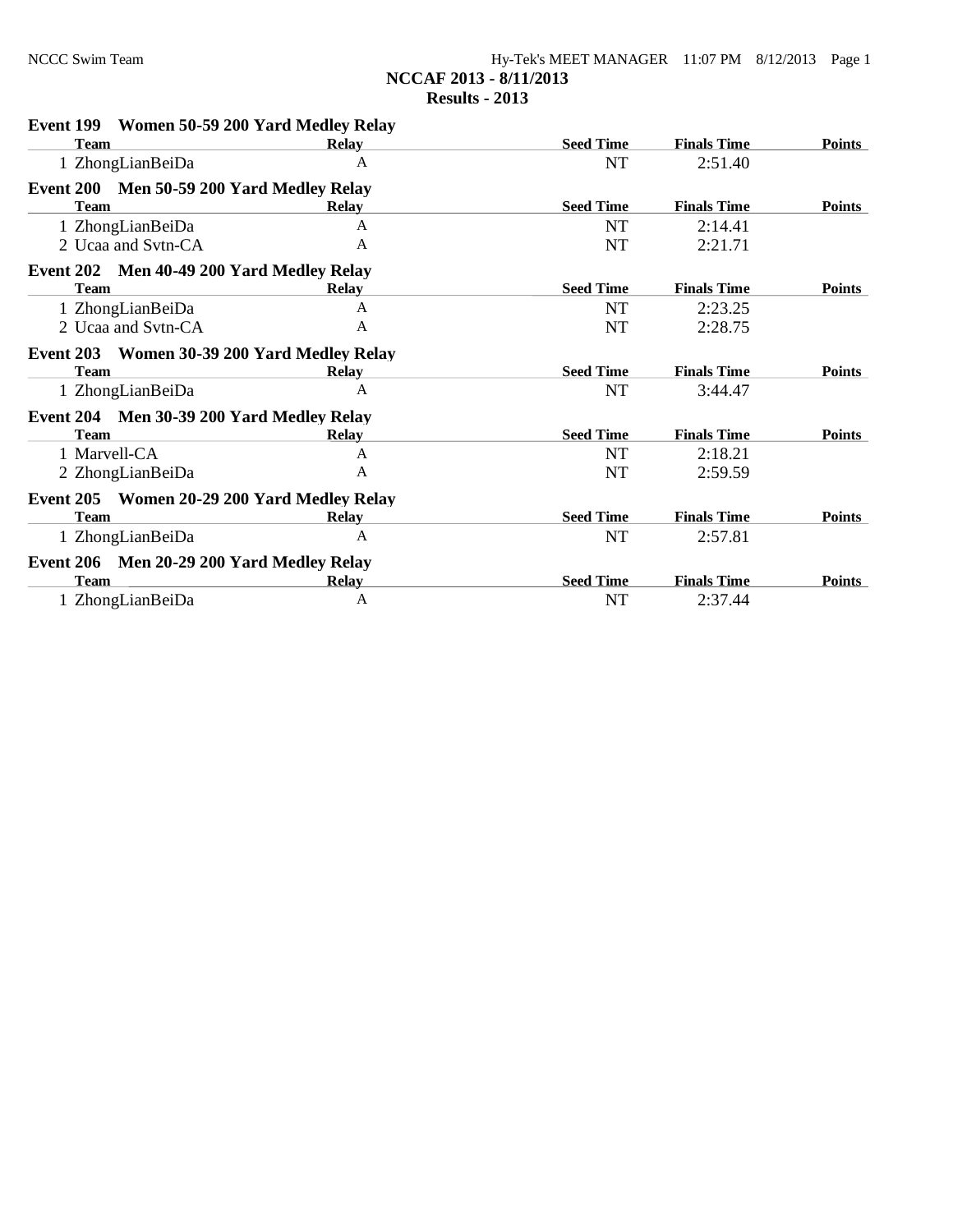NCAF 2013 - 8/11/2013

Results - 2013

**Event 199 Women 50-59 200 Yard Medley Relay**

| Team | Relay | Seed Time | Finals Time | Points |
|---|---|---|---|---|
| 1 ZhongLianBeiDa | A | NT | 2:51.40 | |

**Event 200 Men 50-59 200 Yard Medley Relay**

| Team | Relay | Seed Time | Finals Time | Points |
|---|---|---|---|---|
| 1 ZhongLianBeiDa | A | NT | 2:14.41 | |
| 2 Ucaa and Svtn-CA | A | NT | 2:21.71 | |

**Event 202 Men 40-49 200 Yard Medley Relay**

| Team | Relay | Seed Time | Finals Time | Points |
|---|---|---|---|---|
| 1 ZhongLianBeiDa | A | NT | 2:23.25 | |
| 2 Ucaa and Svtn-CA | A | NT | 2:28.75 | |

**Event 203 Women 30-39 200 Yard Medley Relay**

| Team | Relay | Seed Time | Finals Time | Points |
|---|---|---|---|---|
| 1 ZhongLianBeiDa | A | NT | 3:44.47 | |

**Event 204 Men 30-39 200 Yard Medley Relay**

| Team | Relay | Seed Time | Finals Time | Points |
|---|---|---|---|---|
| 1 Marvell-CA | A | NT | 2:18.21 | |
| 2 ZhongLianBeiDa | A | NT | 2:59.59 | |

**Event 205 Women 20-29 200 Yard Medley Relay**

| Team | Relay | Seed Time | Finals Time | Points |
|---|---|---|---|---|
| 1 ZhongLianBeiDa | A | NT | 2:57.81 | |

**Event 206 Men 20-29 200 Yard Medley Relay**

| Team | Relay | Seed Time | Finals Time | Points |
|---|---|---|---|---|
| 1 ZhongLianBeiDa | A | NT | 2:37.44 | |